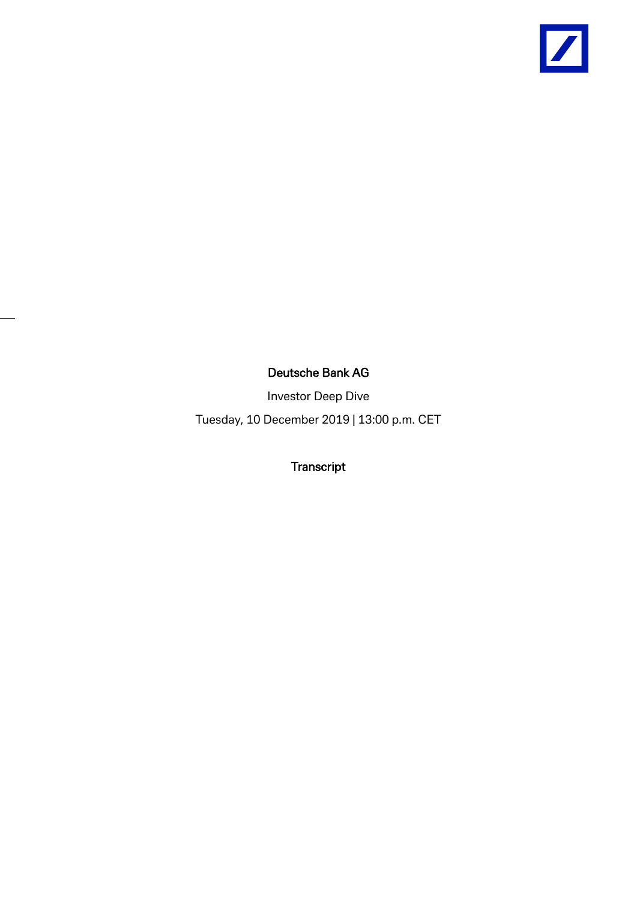**Deutsche Bank AG**

Investor Deep Dive

Tuesday, 10 December 2019 | 13:00 p.m. CET

**Transcript**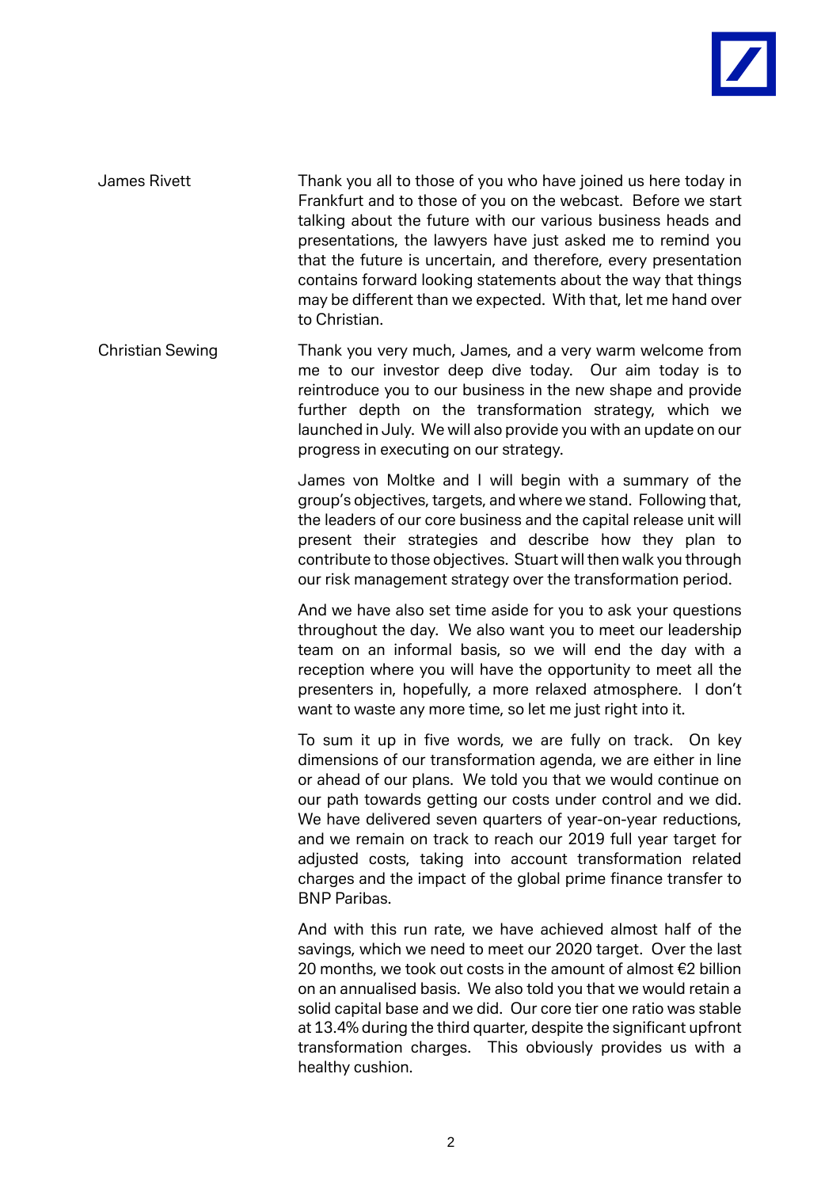James Rivett

Thank you all to those of you who have joined us here today in Frankfurt and to those of you on the webcast. Before we start talking about the future with our various business heads and presentations, the lawyers have just asked me to remind you that the future is uncertain, and therefore, every presentation contains forward looking statements about the way that things may be different than we expected. With that, let me hand over to Christian.

Christian Sewing

Thank you very much, James, and a very warm welcome from me to our investor deep dive today. Our aim today is to reintroduce you to our business in the new shape and provide further depth on the transformation strategy, which we launched in July. We will also provide you with an update on our progress in executing on our strategy.

James von Moltke and I will begin with a summary of the group's objectives, targets, and where we stand. Following that, the leaders of our core business and the capital release unit will present their strategies and describe how they plan to contribute to those objectives. Stuart will then walk you through our risk management strategy over the transformation period.

And we have also set time aside for you to ask your questions throughout the day. We also want you to meet our leadership team on an informal basis, so we will end the day with a reception where you will have the opportunity to meet all the presenters in, hopefully, a more relaxed atmosphere. I don't want to waste any more time, so let me just right into it.

To sum it up in five words, we are fully on track. On key dimensions of our transformation agenda, we are either in line or ahead of our plans. We told you that we would continue on our path towards getting our costs under control and we did. We have delivered seven quarters of year-on-year reductions, and we remain on track to reach our 2019 full year target for adjusted costs, taking into account transformation related charges and the impact of the global prime finance transfer to BNP Paribas.

And with this run rate, we have achieved almost half of the savings, which we need to meet our 2020 target. Over the last 20 months, we took out costs in the amount of almost €2 billion on an annualised basis. We also told you that we would retain a solid capital base and we did. Our core tier one ratio was stable at 13.4% during the third quarter, despite the significant upfront transformation charges. This obviously provides us with a healthy cushion.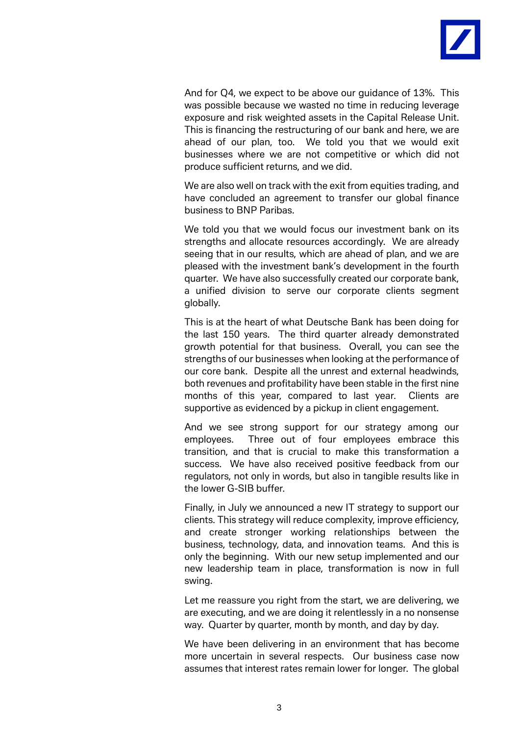And for Q4, we expect to be above our guidance of 13%. This was possible because we wasted no time in reducing leverage exposure and risk weighted assets in the Capital Release Unit. This is financing the restructuring of our bank and here, we are ahead of our plan, too. We told you that we would exit businesses where we are not competitive or which did not produce sufficient returns, and we did.

We are also well on track with the exit from equities trading, and have concluded an agreement to transfer our global finance business to BNP Paribas.

We told you that we would focus our investment bank on its strengths and allocate resources accordingly. We are already seeing that in our results, which are ahead of plan, and we are pleased with the investment bank's development in the fourth quarter. We have also successfully created our corporate bank, a unified division to serve our corporate clients segment globally.

This is at the heart of what Deutsche Bank has been doing for the last 150 years. The third quarter already demonstrated growth potential for that business. Overall, you can see the strengths of our businesses when looking at the performance of our core bank. Despite all the unrest and external headwinds, both revenues and profitability have been stable in the first nine months of this year, compared to last year. Clients are supportive as evidenced by a pickup in client engagement.

And we see strong support for our strategy among our employees. Three out of four employees embrace this transition, and that is crucial to make this transformation a success. We have also received positive feedback from our regulators, not only in words, but also in tangible results like in the lower G-SIB buffer.

Finally, in July we announced a new IT strategy to support our clients. This strategy will reduce complexity, improve efficiency, and create stronger working relationships between the business, technology, data, and innovation teams. And this is only the beginning. With our new setup implemented and our new leadership team in place, transformation is now in full swing.

Let me reassure you right from the start, we are delivering, we are executing, and we are doing it relentlessly in a no nonsense way. Quarter by quarter, month by month, and day by day.

We have been delivering in an environment that has become more uncertain in several respects. Our business case now assumes that interest rates remain lower for longer. The global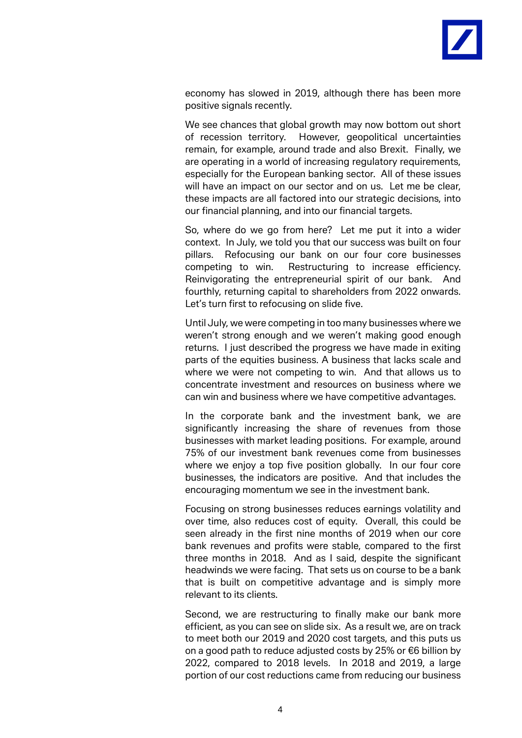economy has slowed in 2019, although there has been more positive signals recently.

We see chances that global growth may now bottom out short of recession territory. However, geopolitical uncertainties remain, for example, around trade and also Brexit. Finally, we are operating in a world of increasing regulatory requirements, especially for the European banking sector. All of these issues will have an impact on our sector and on us. Let me be clear, these impacts are all factored into our strategic decisions, into our financial planning, and into our financial targets.

So, where do we go from here? Let me put it into a wider context. In July, we told you that our success was built on four pillars. Refocusing our bank on our four core businesses competing to win. Restructuring to increase efficiency. Reinvigorating the entrepreneurial spirit of our bank. And fourthly, returning capital to shareholders from 2022 onwards. Let's turn first to refocusing on slide five.

Until July, we were competing in too many businesses where we weren't strong enough and we weren't making good enough returns. I just described the progress we have made in exiting parts of the equities business. A business that lacks scale and where we were not competing to win. And that allows us to concentrate investment and resources on business where we can win and business where we have competitive advantages.

In the corporate bank and the investment bank, we are significantly increasing the share of revenues from those businesses with market leading positions. For example, around 75% of our investment bank revenues come from businesses where we enjoy a top five position globally. In our four core businesses, the indicators are positive. And that includes the encouraging momentum we see in the investment bank.

Focusing on strong businesses reduces earnings volatility and over time, also reduces cost of equity. Overall, this could be seen already in the first nine months of 2019 when our core bank revenues and profits were stable, compared to the first three months in 2018. And as I said, despite the significant headwinds we were facing. That sets us on course to be a bank that is built on competitive advantage and is simply more relevant to its clients.

Second, we are restructuring to finally make our bank more efficient, as you can see on slide six. As a result we, are on track to meet both our 2019 and 2020 cost targets, and this puts us on a good path to reduce adjusted costs by 25% or €6 billion by 2022, compared to 2018 levels. In 2018 and 2019, a large portion of our cost reductions came from reducing our business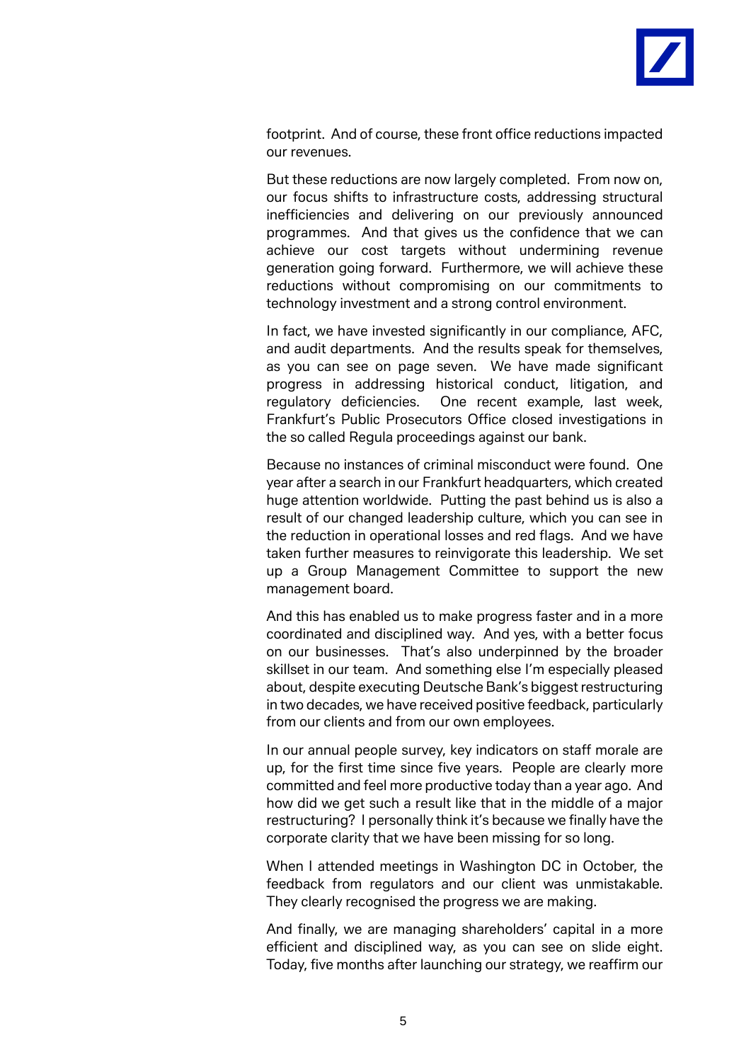footprint. And of course, these front office reductions impacted our revenues.

But these reductions are now largely completed. From now on, our focus shifts to infrastructure costs, addressing structural inefficiencies and delivering on our previously announced programmes. And that gives us the confidence that we can achieve our cost targets without undermining revenue generation going forward. Furthermore, we will achieve these reductions without compromising on our commitments to technology investment and a strong control environment.

In fact, we have invested significantly in our compliance, AFC, and audit departments. And the results speak for themselves, as you can see on page seven. We have made significant progress in addressing historical conduct, litigation, and regulatory deficiencies. One recent example, last week, Frankfurt's Public Prosecutors Office closed investigations in the so called Regula proceedings against our bank.

Because no instances of criminal misconduct were found. One year after a search in our Frankfurt headquarters, which created huge attention worldwide. Putting the past behind us is also a result of our changed leadership culture, which you can see in the reduction in operational losses and red flags. And we have taken further measures to reinvigorate this leadership. We set up a Group Management Committee to support the new management board.

And this has enabled us to make progress faster and in a more coordinated and disciplined way. And yes, with a better focus on our businesses. That's also underpinned by the broader skillset in our team. And something else I'm especially pleased about, despite executing Deutsche Bank's biggest restructuring in two decades, we have received positive feedback, particularly from our clients and from our own employees.

In our annual people survey, key indicators on staff morale are up, for the first time since five years. People are clearly more committed and feel more productive today than a year ago. And how did we get such a result like that in the middle of a major restructuring? I personally think it's because we finally have the corporate clarity that we have been missing for so long.

When I attended meetings in Washington DC in October, the feedback from regulators and our client was unmistakable. They clearly recognised the progress we are making.

And finally, we are managing shareholders' capital in a more efficient and disciplined way, as you can see on slide eight. Today, five months after launching our strategy, we reaffirm our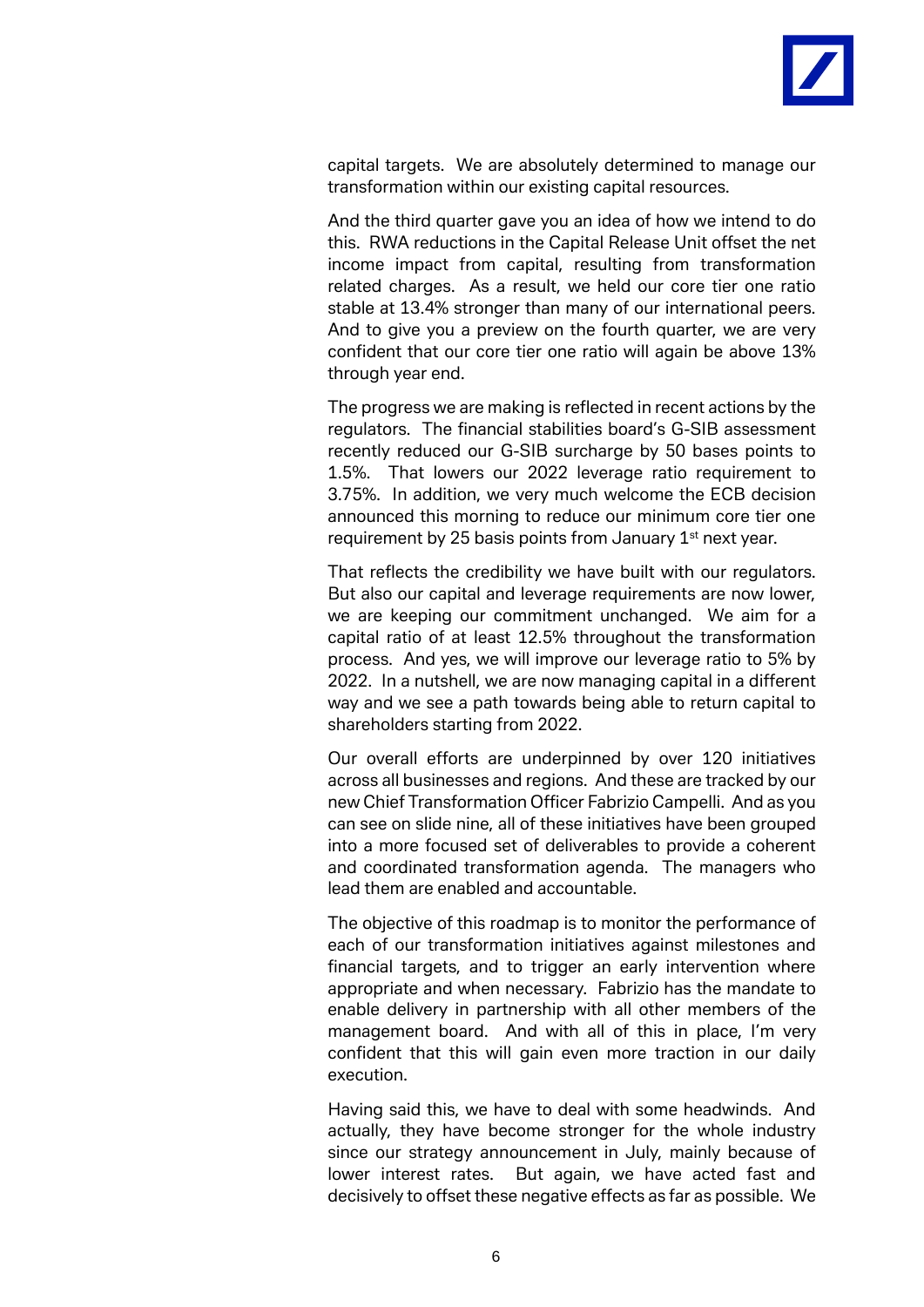capital targets. We are absolutely determined to manage our transformation within our existing capital resources.

And the third quarter gave you an idea of how we intend to do this. RWA reductions in the Capital Release Unit offset the net income impact from capital, resulting from transformation related charges. As a result, we held our core tier one ratio stable at 13.4% stronger than many of our international peers. And to give you a preview on the fourth quarter, we are very confident that our core tier one ratio will again be above 13% through year end.

The progress we are making is reflected in recent actions by the regulators. The financial stabilities board's G-SIB assessment recently reduced our G-SIB surcharge by 50 bases points to 1.5%. That lowers our 2022 leverage ratio requirement to 3.75%. In addition, we very much welcome the ECB decision announced this morning to reduce our minimum core tier one requirement by 25 basis points from January 1st next year.

That reflects the credibility we have built with our regulators. But also our capital and leverage requirements are now lower, we are keeping our commitment unchanged. We aim for a capital ratio of at least 12.5% throughout the transformation process. And yes, we will improve our leverage ratio to 5% by 2022. In a nutshell, we are now managing capital in a different way and we see a path towards being able to return capital to shareholders starting from 2022.

Our overall efforts are underpinned by over 120 initiatives across all businesses and regions. And these are tracked by our new Chief Transformation Officer Fabrizio Campelli. And as you can see on slide nine, all of these initiatives have been grouped into a more focused set of deliverables to provide a coherent and coordinated transformation agenda. The managers who lead them are enabled and accountable.

The objective of this roadmap is to monitor the performance of each of our transformation initiatives against milestones and financial targets, and to trigger an early intervention where appropriate and when necessary. Fabrizio has the mandate to enable delivery in partnership with all other members of the management board. And with all of this in place, I'm very confident that this will gain even more traction in our daily execution.

Having said this, we have to deal with some headwinds. And actually, they have become stronger for the whole industry since our strategy announcement in July, mainly because of lower interest rates. But again, we have acted fast and decisively to offset these negative effects as far as possible. We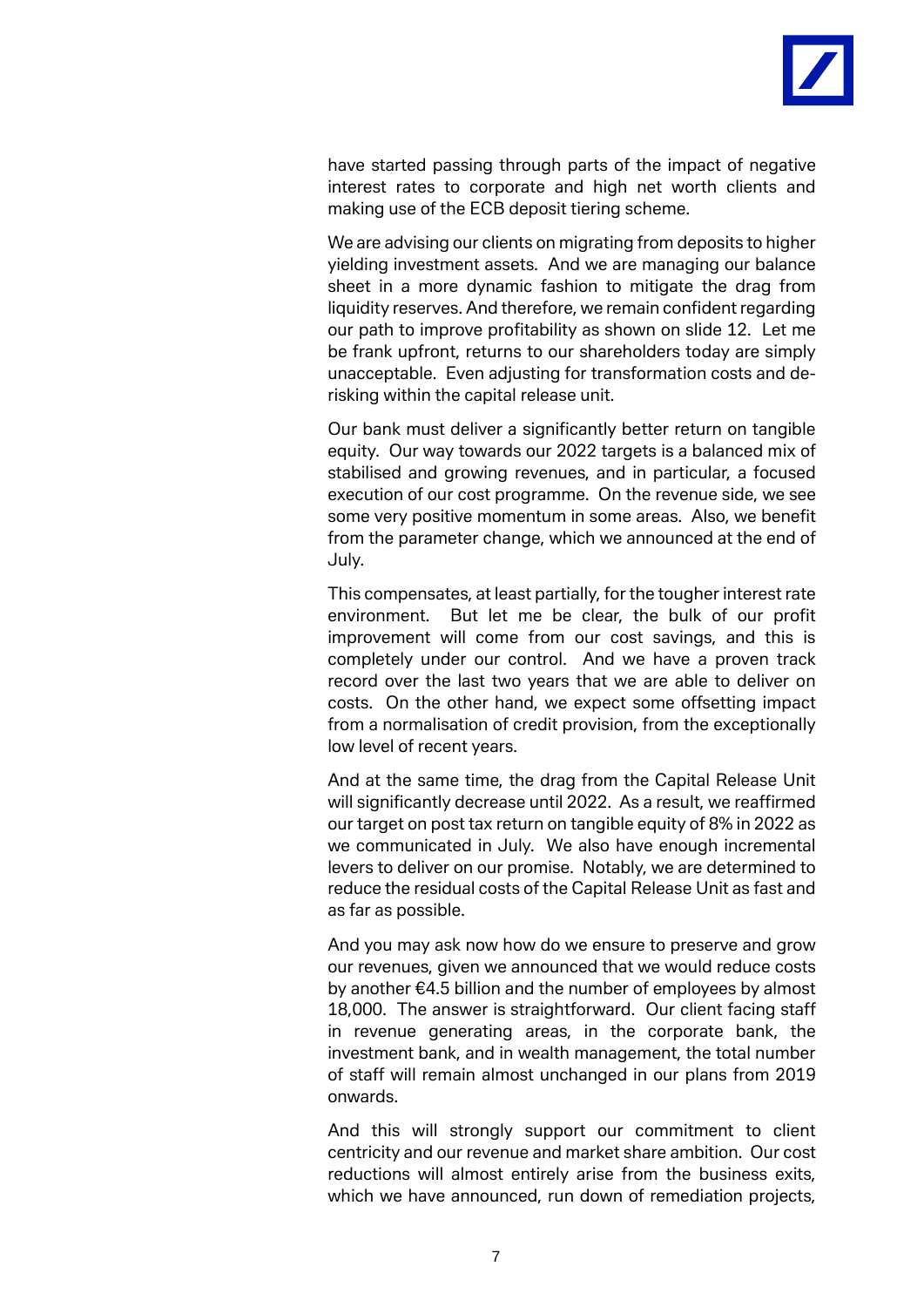have started passing through parts of the impact of negative interest rates to corporate and high net worth clients and making use of the ECB deposit tiering scheme.

We are advising our clients on migrating from deposits to higher yielding investment assets. And we are managing our balance sheet in a more dynamic fashion to mitigate the drag from liquidity reserves. And therefore, we remain confident regarding our path to improve profitability as shown on slide 12. Let me be frank upfront, returns to our shareholders today are simply unacceptable. Even adjusting for transformation costs and de-risking within the capital release unit.

Our bank must deliver a significantly better return on tangible equity. Our way towards our 2022 targets is a balanced mix of stabilised and growing revenues, and in particular, a focused execution of our cost programme. On the revenue side, we see some very positive momentum in some areas. Also, we benefit from the parameter change, which we announced at the end of July.

This compensates, at least partially, for the tougher interest rate environment. But let me be clear, the bulk of our profit improvement will come from our cost savings, and this is completely under our control. And we have a proven track record over the last two years that we are able to deliver on costs. On the other hand, we expect some offsetting impact from a normalisation of credit provision, from the exceptionally low level of recent years.

And at the same time, the drag from the Capital Release Unit will significantly decrease until 2022. As a result, we reaffirmed our target on post tax return on tangible equity of 8% in 2022 as we communicated in July. We also have enough incremental levers to deliver on our promise. Notably, we are determined to reduce the residual costs of the Capital Release Unit as fast and as far as possible.

And you may ask now how do we ensure to preserve and grow our revenues, given we announced that we would reduce costs by another €4.5 billion and the number of employees by almost 18,000. The answer is straightforward. Our client facing staff in revenue generating areas, in the corporate bank, the investment bank, and in wealth management, the total number of staff will remain almost unchanged in our plans from 2019 onwards.

And this will strongly support our commitment to client centricity and our revenue and market share ambition. Our cost reductions will almost entirely arise from the business exits, which we have announced, run down of remediation projects,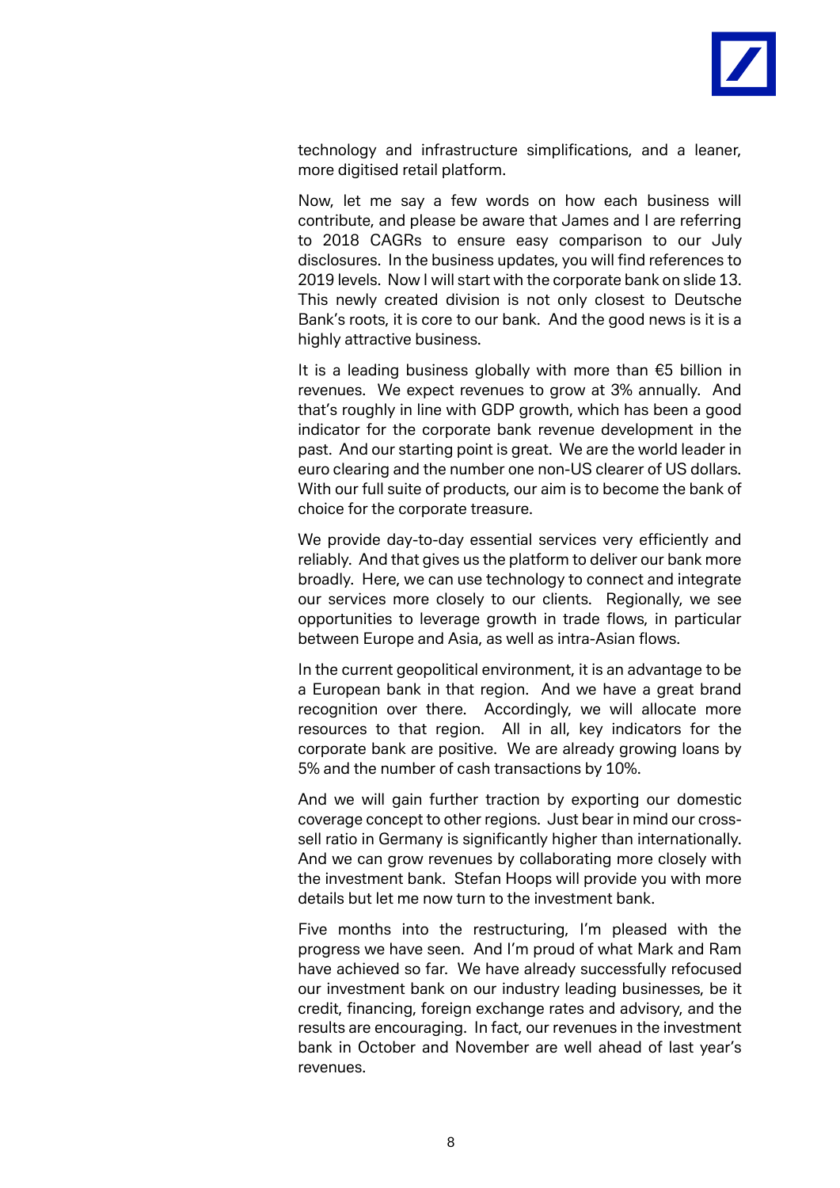technology and infrastructure simplifications, and a leaner, more digitised retail platform.

Now, let me say a few words on how each business will contribute, and please be aware that James and I are referring to 2018 CAGRs to ensure easy comparison to our July disclosures. In the business updates, you will find references to 2019 levels. Now I will start with the corporate bank on slide 13. This newly created division is not only closest to Deutsche Bank's roots, it is core to our bank. And the good news is it is a highly attractive business.

It is a leading business globally with more than €5 billion in revenues. We expect revenues to grow at 3% annually. And that's roughly in line with GDP growth, which has been a good indicator for the corporate bank revenue development in the past. And our starting point is great. We are the world leader in euro clearing and the number one non-US clearer of US dollars. With our full suite of products, our aim is to become the bank of choice for the corporate treasure.

We provide day-to-day essential services very efficiently and reliably. And that gives us the platform to deliver our bank more broadly. Here, we can use technology to connect and integrate our services more closely to our clients. Regionally, we see opportunities to leverage growth in trade flows, in particular between Europe and Asia, as well as intra-Asian flows.

In the current geopolitical environment, it is an advantage to be a European bank in that region. And we have a great brand recognition over there. Accordingly, we will allocate more resources to that region. All in all, key indicators for the corporate bank are positive. We are already growing loans by 5% and the number of cash transactions by 10%.

And we will gain further traction by exporting our domestic coverage concept to other regions. Just bear in mind our cross-sell ratio in Germany is significantly higher than internationally. And we can grow revenues by collaborating more closely with the investment bank. Stefan Hoops will provide you with more details but let me now turn to the investment bank.

Five months into the restructuring, I'm pleased with the progress we have seen. And I'm proud of what Mark and Ram have achieved so far. We have already successfully refocused our investment bank on our industry leading businesses, be it credit, financing, foreign exchange rates and advisory, and the results are encouraging. In fact, our revenues in the investment bank in October and November are well ahead of last year's revenues.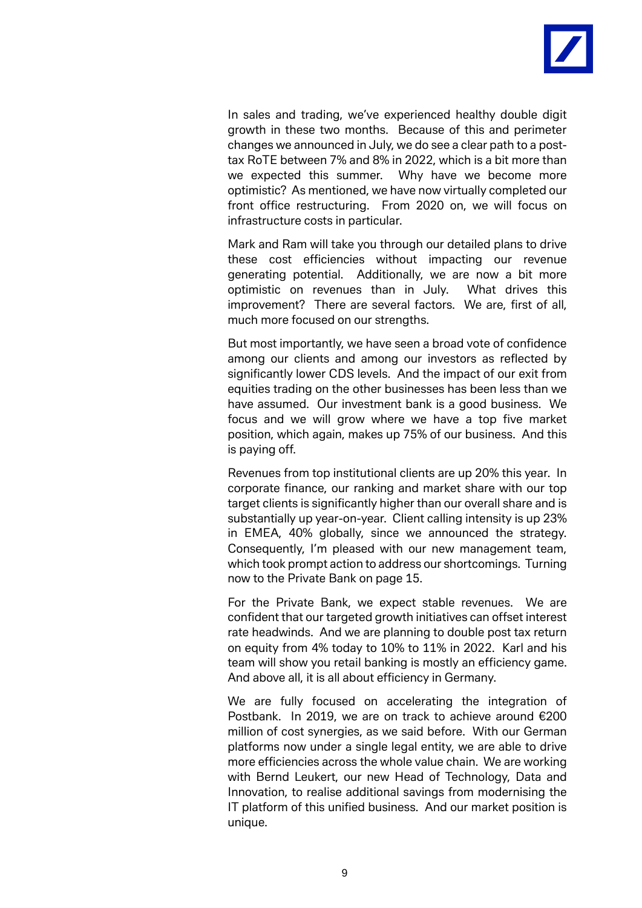In sales and trading, we've experienced healthy double digit growth in these two months. Because of this and perimeter changes we announced in July, we do see a clear path to a post-tax RoTE between 7% and 8% in 2022, which is a bit more than we expected this summer. Why have we become more optimistic? As mentioned, we have now virtually completed our front office restructuring. From 2020 on, we will focus on infrastructure costs in particular.

Mark and Ram will take you through our detailed plans to drive these cost efficiencies without impacting our revenue generating potential. Additionally, we are now a bit more optimistic on revenues than in July. What drives this improvement? There are several factors. We are, first of all, much more focused on our strengths.

But most importantly, we have seen a broad vote of confidence among our clients and among our investors as reflected by significantly lower CDS levels. And the impact of our exit from equities trading on the other businesses has been less than we have assumed. Our investment bank is a good business. We focus and we will grow where we have a top five market position, which again, makes up 75% of our business. And this is paying off.

Revenues from top institutional clients are up 20% this year. In corporate finance, our ranking and market share with our top target clients is significantly higher than our overall share and is substantially up year-on-year. Client calling intensity is up 23% in EMEA, 40% globally, since we announced the strategy. Consequently, I'm pleased with our new management team, which took prompt action to address our shortcomings. Turning now to the Private Bank on page 15.

For the Private Bank, we expect stable revenues. We are confident that our targeted growth initiatives can offset interest rate headwinds. And we are planning to double post tax return on equity from 4% today to 10% to 11% in 2022. Karl and his team will show you retail banking is mostly an efficiency game. And above all, it is all about efficiency in Germany.

We are fully focused on accelerating the integration of Postbank. In 2019, we are on track to achieve around €200 million of cost synergies, as we said before. With our German platforms now under a single legal entity, we are able to drive more efficiencies across the whole value chain. We are working with Bernd Leukert, our new Head of Technology, Data and Innovation, to realise additional savings from modernising the IT platform of this unified business. And our market position is unique.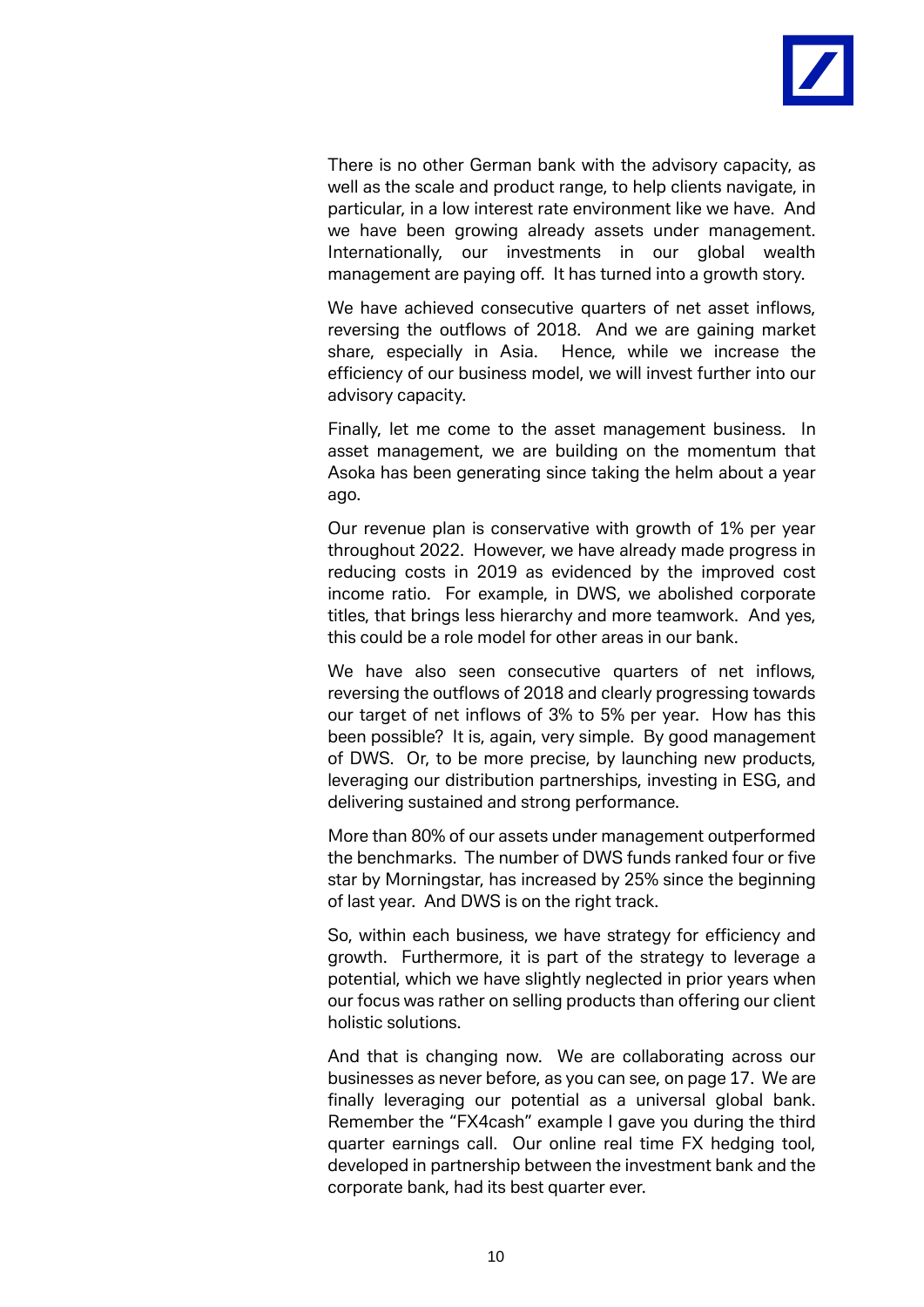There is no other German bank with the advisory capacity, as well as the scale and product range, to help clients navigate, in particular, in a low interest rate environment like we have. And we have been growing already assets under management. Internationally, our investments in our global wealth management are paying off. It has turned into a growth story.

We have achieved consecutive quarters of net asset inflows, reversing the outflows of 2018. And we are gaining market share, especially in Asia. Hence, while we increase the efficiency of our business model, we will invest further into our advisory capacity.

Finally, let me come to the asset management business. In asset management, we are building on the momentum that Asoka has been generating since taking the helm about a year ago.

Our revenue plan is conservative with growth of 1% per year throughout 2022. However, we have already made progress in reducing costs in 2019 as evidenced by the improved cost income ratio. For example, in DWS, we abolished corporate titles, that brings less hierarchy and more teamwork. And yes, this could be a role model for other areas in our bank.

We have also seen consecutive quarters of net inflows, reversing the outflows of 2018 and clearly progressing towards our target of net inflows of 3% to 5% per year. How has this been possible? It is, again, very simple. By good management of DWS. Or, to be more precise, by launching new products, leveraging our distribution partnerships, investing in ESG, and delivering sustained and strong performance.

More than 80% of our assets under management outperformed the benchmarks. The number of DWS funds ranked four or five star by Morningstar, has increased by 25% since the beginning of last year. And DWS is on the right track.

So, within each business, we have strategy for efficiency and growth. Furthermore, it is part of the strategy to leverage a potential, which we have slightly neglected in prior years when our focus was rather on selling products than offering our client holistic solutions.

And that is changing now. We are collaborating across our businesses as never before, as you can see, on page 17. We are finally leveraging our potential as a universal global bank. Remember the "FX4cash" example I gave you during the third quarter earnings call. Our online real time FX hedging tool, developed in partnership between the investment bank and the corporate bank, had its best quarter ever.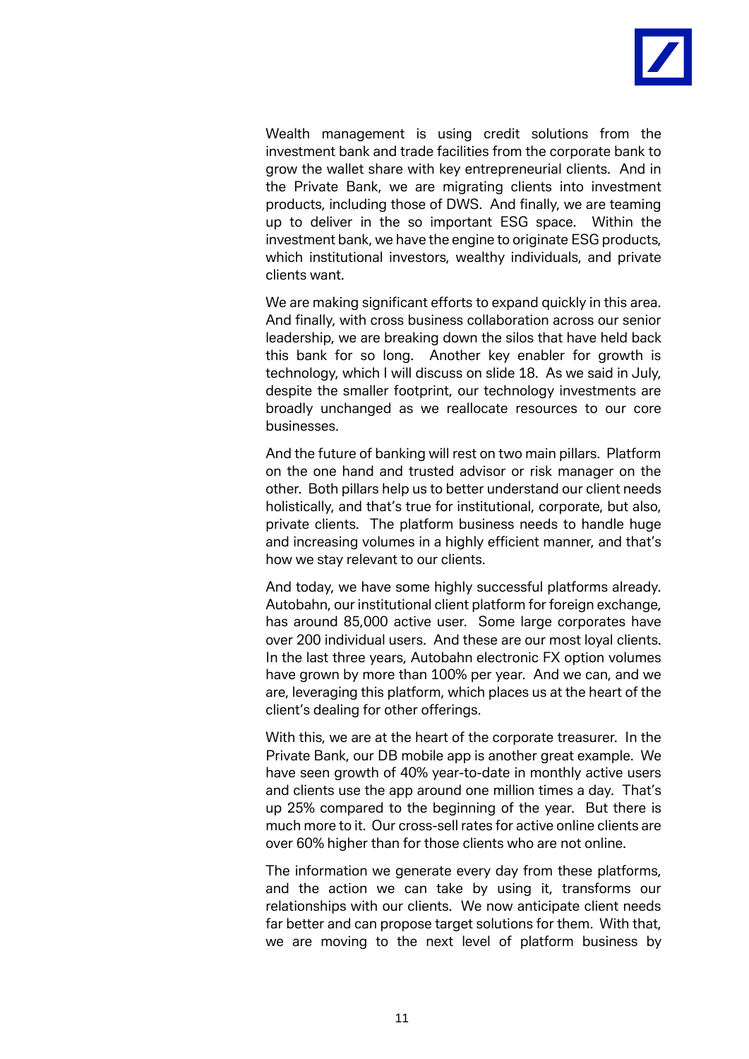Wealth management is using credit solutions from the investment bank and trade facilities from the corporate bank to grow the wallet share with key entrepreneurial clients. And in the Private Bank, we are migrating clients into investment products, including those of DWS. And finally, we are teaming up to deliver in the so important ESG space. Within the investment bank, we have the engine to originate ESG products, which institutional investors, wealthy individuals, and private clients want.

We are making significant efforts to expand quickly in this area. And finally, with cross business collaboration across our senior leadership, we are breaking down the silos that have held back this bank for so long. Another key enabler for growth is technology, which I will discuss on slide 18. As we said in July, despite the smaller footprint, our technology investments are broadly unchanged as we reallocate resources to our core businesses.

And the future of banking will rest on two main pillars. Platform on the one hand and trusted advisor or risk manager on the other. Both pillars help us to better understand our client needs holistically, and that's true for institutional, corporate, but also, private clients. The platform business needs to handle huge and increasing volumes in a highly efficient manner, and that's how we stay relevant to our clients.

And today, we have some highly successful platforms already. Autobahn, our institutional client platform for foreign exchange, has around 85,000 active user. Some large corporates have over 200 individual users. And these are our most loyal clients. In the last three years, Autobahn electronic FX option volumes have grown by more than 100% per year. And we can, and we are, leveraging this platform, which places us at the heart of the client's dealing for other offerings.

With this, we are at the heart of the corporate treasurer. In the Private Bank, our DB mobile app is another great example. We have seen growth of 40% year-to-date in monthly active users and clients use the app around one million times a day. That's up 25% compared to the beginning of the year. But there is much more to it. Our cross-sell rates for active online clients are over 60% higher than for those clients who are not online.

The information we generate every day from these platforms, and the action we can take by using it, transforms our relationships with our clients. We now anticipate client needs far better and can propose target solutions for them. With that, we are moving to the next level of platform business by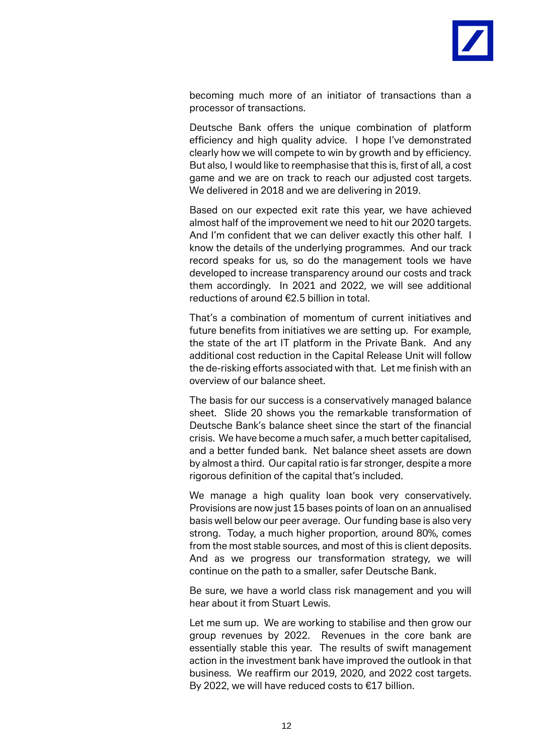becoming much more of an initiator of transactions than a processor of transactions.

Deutsche Bank offers the unique combination of platform efficiency and high quality advice. I hope I've demonstrated clearly how we will compete to win by growth and by efficiency. But also, I would like to reemphasise that this is, first of all, a cost game and we are on track to reach our adjusted cost targets. We delivered in 2018 and we are delivering in 2019.

Based on our expected exit rate this year, we have achieved almost half of the improvement we need to hit our 2020 targets. And I'm confident that we can deliver exactly this other half. I know the details of the underlying programmes. And our track record speaks for us, so do the management tools we have developed to increase transparency around our costs and track them accordingly. In 2021 and 2022, we will see additional reductions of around €2.5 billion in total.

That's a combination of momentum of current initiatives and future benefits from initiatives we are setting up. For example, the state of the art IT platform in the Private Bank. And any additional cost reduction in the Capital Release Unit will follow the de-risking efforts associated with that. Let me finish with an overview of our balance sheet.

The basis for our success is a conservatively managed balance sheet. Slide 20 shows you the remarkable transformation of Deutsche Bank's balance sheet since the start of the financial crisis. We have become a much safer, a much better capitalised, and a better funded bank. Net balance sheet assets are down by almost a third. Our capital ratio is far stronger, despite a more rigorous definition of the capital that's included.

We manage a high quality loan book very conservatively. Provisions are now just 15 bases points of loan on an annualised basis well below our peer average. Our funding base is also very strong. Today, a much higher proportion, around 80%, comes from the most stable sources, and most of this is client deposits. And as we progress our transformation strategy, we will continue on the path to a smaller, safer Deutsche Bank.

Be sure, we have a world class risk management and you will hear about it from Stuart Lewis.

Let me sum up. We are working to stabilise and then grow our group revenues by 2022. Revenues in the core bank are essentially stable this year. The results of swift management action in the investment bank have improved the outlook in that business. We reaffirm our 2019, 2020, and 2022 cost targets. By 2022, we will have reduced costs to €17 billion.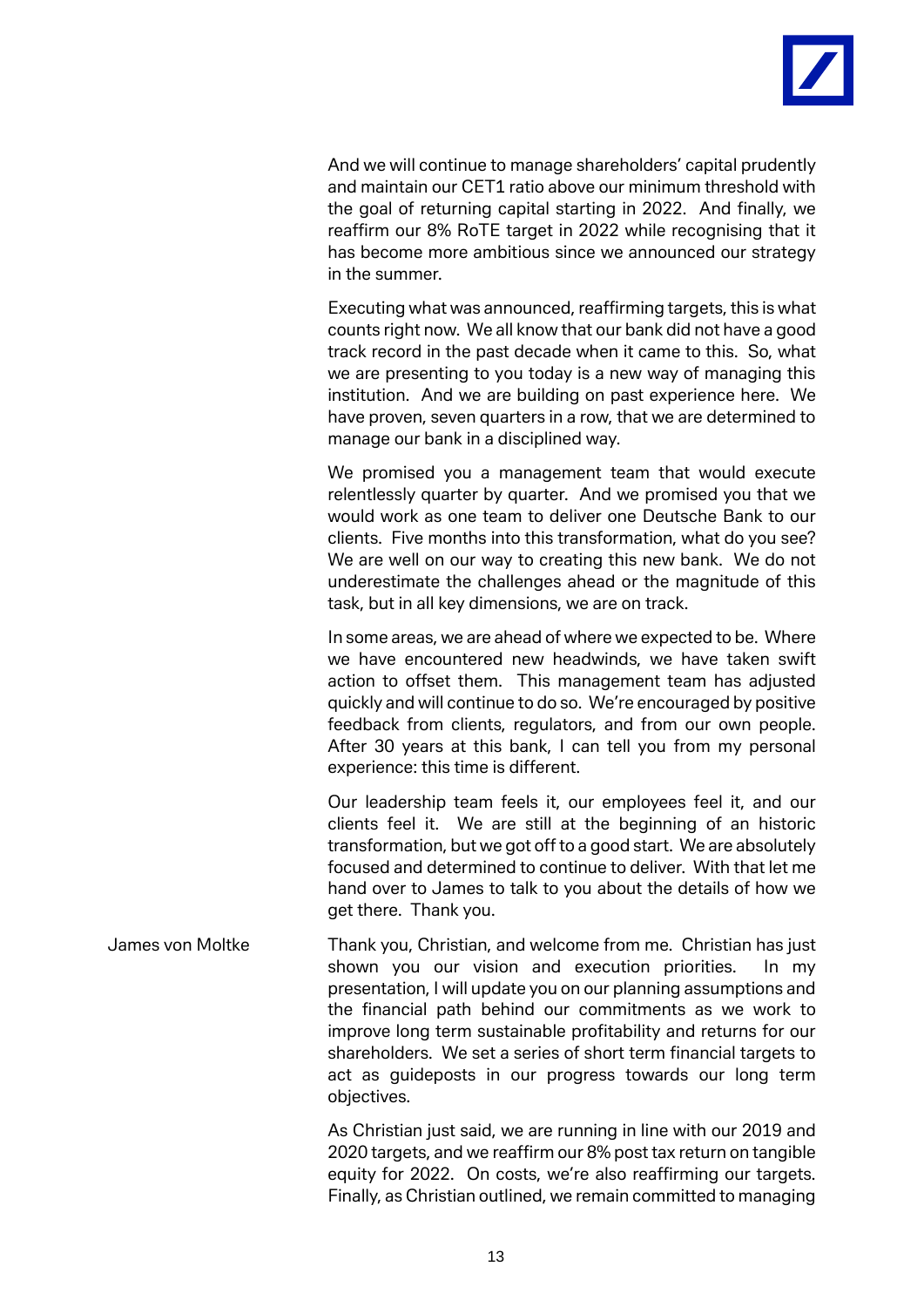And we will continue to manage shareholders' capital prudently and maintain our CET1 ratio above our minimum threshold with the goal of returning capital starting in 2022. And finally, we reaffirm our 8% RoTE target in 2022 while recognising that it has become more ambitious since we announced our strategy in the summer.

Executing what was announced, reaffirming targets, this is what counts right now. We all know that our bank did not have a good track record in the past decade when it came to this. So, what we are presenting to you today is a new way of managing this institution. And we are building on past experience here. We have proven, seven quarters in a row, that we are determined to manage our bank in a disciplined way.

We promised you a management team that would execute relentlessly quarter by quarter. And we promised you that we would work as one team to deliver one Deutsche Bank to our clients. Five months into this transformation, what do you see? We are well on our way to creating this new bank. We do not underestimate the challenges ahead or the magnitude of this task, but in all key dimensions, we are on track.

In some areas, we are ahead of where we expected to be. Where we have encountered new headwinds, we have taken swift action to offset them. This management team has adjusted quickly and will continue to do so. We're encouraged by positive feedback from clients, regulators, and from our own people. After 30 years at this bank, I can tell you from my personal experience: this time is different.

Our leadership team feels it, our employees feel it, and our clients feel it. We are still at the beginning of an historic transformation, but we got off to a good start. We are absolutely focused and determined to continue to deliver. With that let me hand over to James to talk to you about the details of how we get there. Thank you.

James von Moltke

Thank you, Christian, and welcome from me. Christian has just shown you our vision and execution priorities. In my presentation, I will update you on our planning assumptions and the financial path behind our commitments as we work to improve long term sustainable profitability and returns for our shareholders. We set a series of short term financial targets to act as guideposts in our progress towards our long term objectives.

As Christian just said, we are running in line with our 2019 and 2020 targets, and we reaffirm our 8% post tax return on tangible equity for 2022. On costs, we're also reaffirming our targets. Finally, as Christian outlined, we remain committed to managing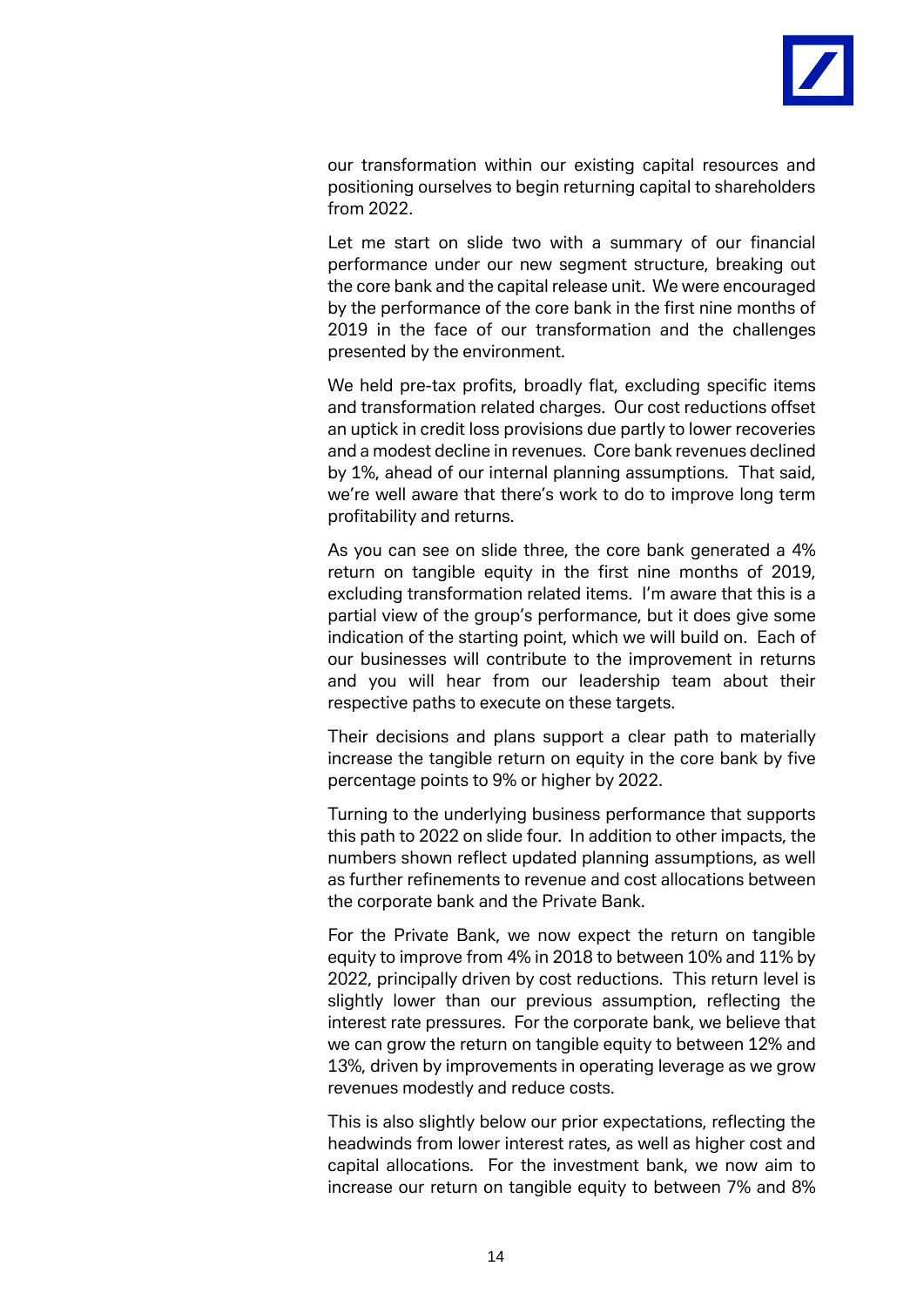our transformation within our existing capital resources and positioning ourselves to begin returning capital to shareholders from 2022.

Let me start on slide two with a summary of our financial performance under our new segment structure, breaking out the core bank and the capital release unit. We were encouraged by the performance of the core bank in the first nine months of 2019 in the face of our transformation and the challenges presented by the environment.

We held pre-tax profits, broadly flat, excluding specific items and transformation related charges. Our cost reductions offset an uptick in credit loss provisions due partly to lower recoveries and a modest decline in revenues. Core bank revenues declined by 1%, ahead of our internal planning assumptions. That said, we're well aware that there's work to do to improve long term profitability and returns.

As you can see on slide three, the core bank generated a 4% return on tangible equity in the first nine months of 2019, excluding transformation related items. I'm aware that this is a partial view of the group's performance, but it does give some indication of the starting point, which we will build on. Each of our businesses will contribute to the improvement in returns and you will hear from our leadership team about their respective paths to execute on these targets.

Their decisions and plans support a clear path to materially increase the tangible return on equity in the core bank by five percentage points to 9% or higher by 2022.

Turning to the underlying business performance that supports this path to 2022 on slide four. In addition to other impacts, the numbers shown reflect updated planning assumptions, as well as further refinements to revenue and cost allocations between the corporate bank and the Private Bank.

For the Private Bank, we now expect the return on tangible equity to improve from 4% in 2018 to between 10% and 11% by 2022, principally driven by cost reductions. This return level is slightly lower than our previous assumption, reflecting the interest rate pressures. For the corporate bank, we believe that we can grow the return on tangible equity to between 12% and 13%, driven by improvements in operating leverage as we grow revenues modestly and reduce costs.

This is also slightly below our prior expectations, reflecting the headwinds from lower interest rates, as well as higher cost and capital allocations. For the investment bank, we now aim to increase our return on tangible equity to between 7% and 8%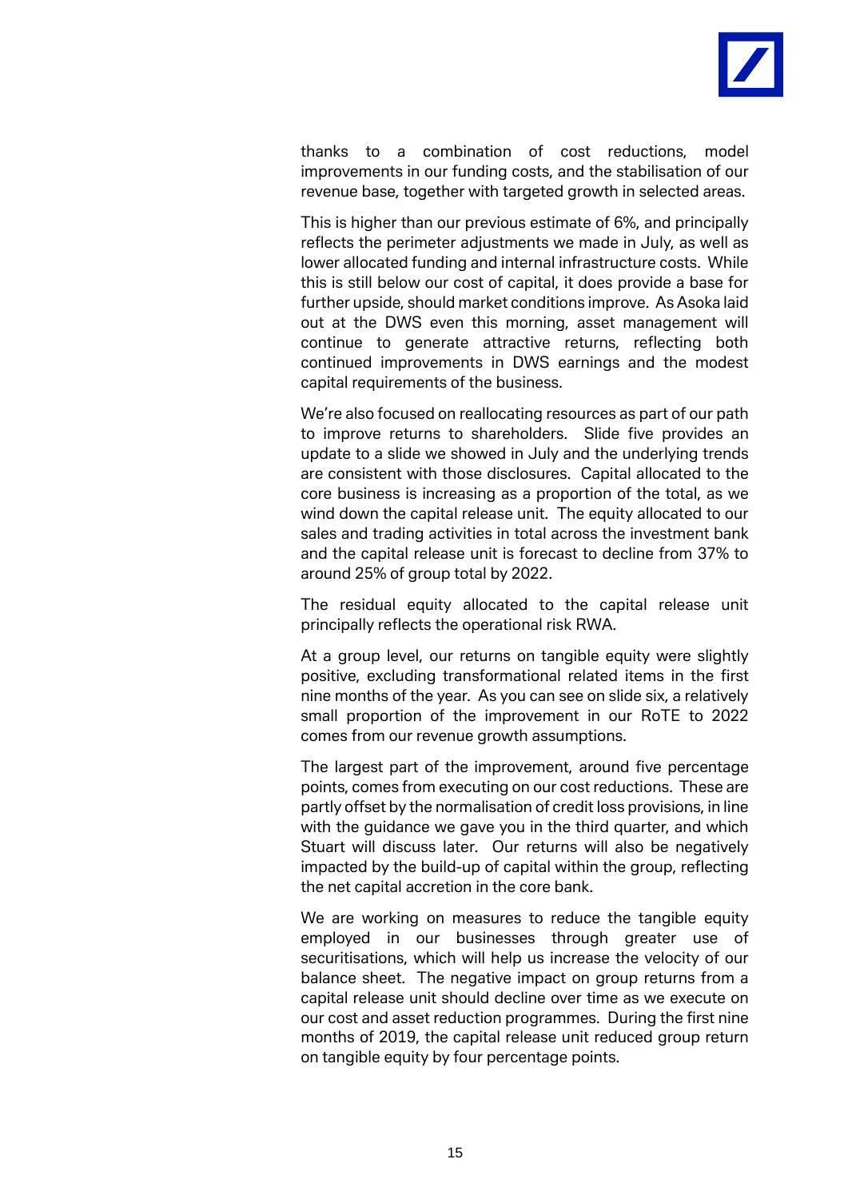thanks to a combination of cost reductions, model improvements in our funding costs, and the stabilisation of our revenue base, together with targeted growth in selected areas.

This is higher than our previous estimate of 6%, and principally reflects the perimeter adjustments we made in July, as well as lower allocated funding and internal infrastructure costs. While this is still below our cost of capital, it does provide a base for further upside, should market conditions improve. As Asoka laid out at the DWS even this morning, asset management will continue to generate attractive returns, reflecting both continued improvements in DWS earnings and the modest capital requirements of the business.

We're also focused on reallocating resources as part of our path to improve returns to shareholders. Slide five provides an update to a slide we showed in July and the underlying trends are consistent with those disclosures. Capital allocated to the core business is increasing as a proportion of the total, as we wind down the capital release unit. The equity allocated to our sales and trading activities in total across the investment bank and the capital release unit is forecast to decline from 37% to around 25% of group total by 2022.

The residual equity allocated to the capital release unit principally reflects the operational risk RWA.

At a group level, our returns on tangible equity were slightly positive, excluding transformational related items in the first nine months of the year. As you can see on slide six, a relatively small proportion of the improvement in our RoTE to 2022 comes from our revenue growth assumptions.

The largest part of the improvement, around five percentage points, comes from executing on our cost reductions. These are partly offset by the normalisation of credit loss provisions, in line with the guidance we gave you in the third quarter, and which Stuart will discuss later. Our returns will also be negatively impacted by the build-up of capital within the group, reflecting the net capital accretion in the core bank.

We are working on measures to reduce the tangible equity employed in our businesses through greater use of securitisations, which will help us increase the velocity of our balance sheet. The negative impact on group returns from a capital release unit should decline over time as we execute on our cost and asset reduction programmes. During the first nine months of 2019, the capital release unit reduced group return on tangible equity by four percentage points.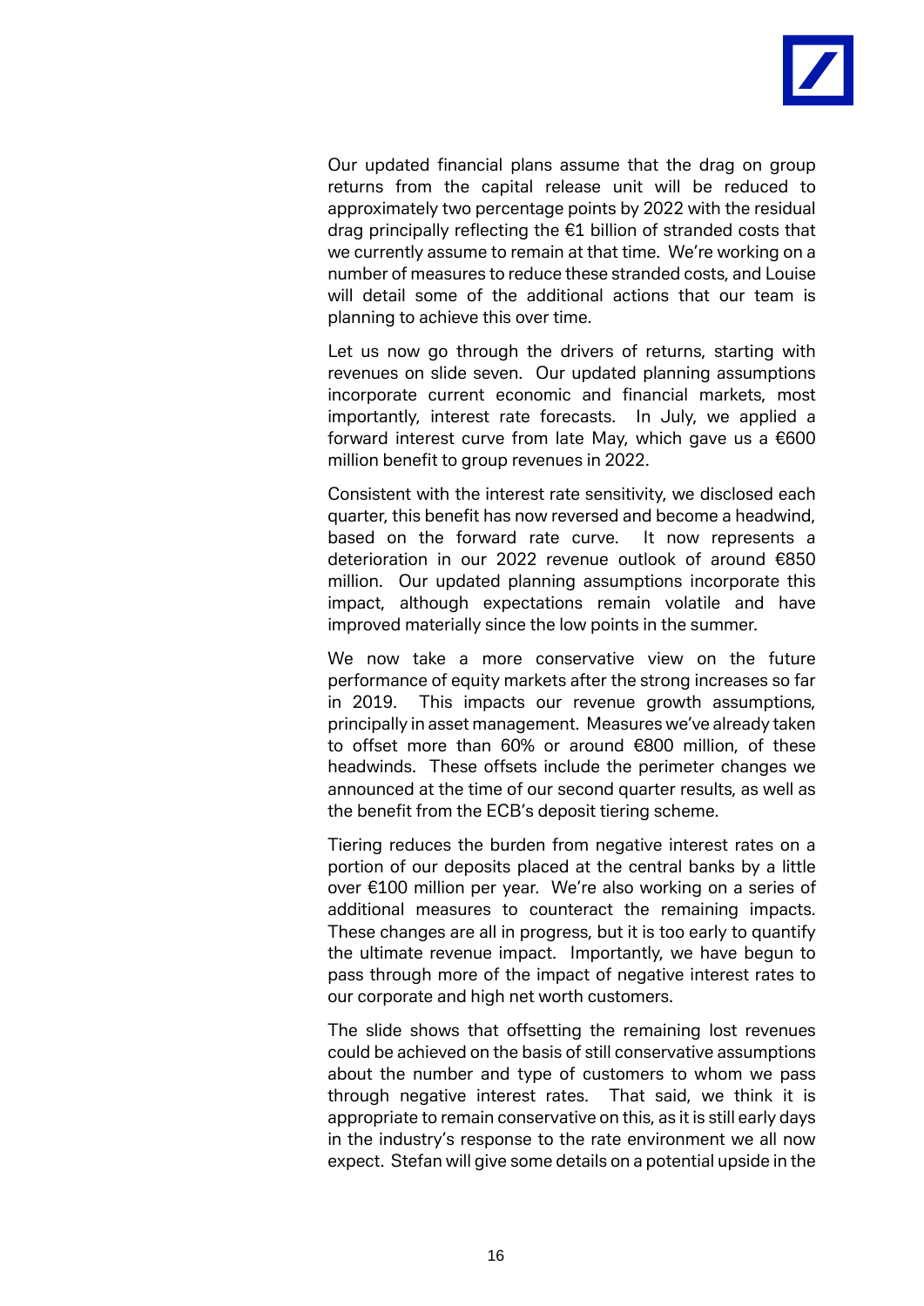Our updated financial plans assume that the drag on group returns from the capital release unit will be reduced to approximately two percentage points by 2022 with the residual drag principally reflecting the €1 billion of stranded costs that we currently assume to remain at that time. We're working on a number of measures to reduce these stranded costs, and Louise will detail some of the additional actions that our team is planning to achieve this over time.

Let us now go through the drivers of returns, starting with revenues on slide seven. Our updated planning assumptions incorporate current economic and financial markets, most importantly, interest rate forecasts. In July, we applied a forward interest curve from late May, which gave us a €600 million benefit to group revenues in 2022.

Consistent with the interest rate sensitivity, we disclosed each quarter, this benefit has now reversed and become a headwind, based on the forward rate curve. It now represents a deterioration in our 2022 revenue outlook of around €850 million. Our updated planning assumptions incorporate this impact, although expectations remain volatile and have improved materially since the low points in the summer.

We now take a more conservative view on the future performance of equity markets after the strong increases so far in 2019. This impacts our revenue growth assumptions, principally in asset management. Measures we've already taken to offset more than 60% or around €800 million, of these headwinds. These offsets include the perimeter changes we announced at the time of our second quarter results, as well as the benefit from the ECB's deposit tiering scheme.

Tiering reduces the burden from negative interest rates on a portion of our deposits placed at the central banks by a little over €100 million per year. We're also working on a series of additional measures to counteract the remaining impacts. These changes are all in progress, but it is too early to quantify the ultimate revenue impact. Importantly, we have begun to pass through more of the impact of negative interest rates to our corporate and high net worth customers.

The slide shows that offsetting the remaining lost revenues could be achieved on the basis of still conservative assumptions about the number and type of customers to whom we pass through negative interest rates. That said, we think it is appropriate to remain conservative on this, as it is still early days in the industry's response to the rate environment we all now expect. Stefan will give some details on a potential upside in the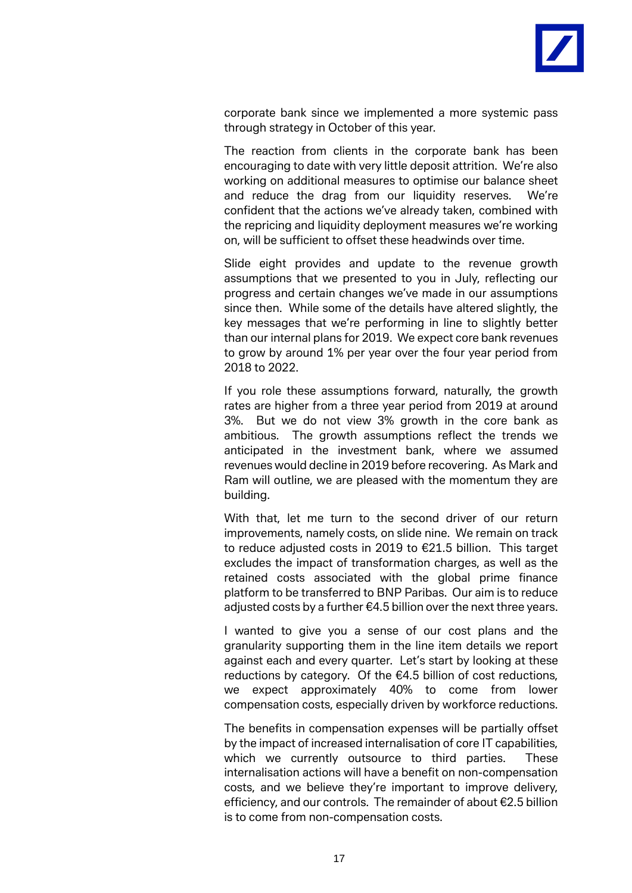corporate bank since we implemented a more systemic pass through strategy in October of this year.

The reaction from clients in the corporate bank has been encouraging to date with very little deposit attrition. We're also working on additional measures to optimise our balance sheet and reduce the drag from our liquidity reserves. We're confident that the actions we've already taken, combined with the repricing and liquidity deployment measures we're working on, will be sufficient to offset these headwinds over time.

Slide eight provides and update to the revenue growth assumptions that we presented to you in July, reflecting our progress and certain changes we've made in our assumptions since then. While some of the details have altered slightly, the key messages that we're performing in line to slightly better than our internal plans for 2019. We expect core bank revenues to grow by around 1% per year over the four year period from 2018 to 2022.

If you role these assumptions forward, naturally, the growth rates are higher from a three year period from 2019 at around 3%. But we do not view 3% growth in the core bank as ambitious. The growth assumptions reflect the trends we anticipated in the investment bank, where we assumed revenues would decline in 2019 before recovering. As Mark and Ram will outline, we are pleased with the momentum they are building.

With that, let me turn to the second driver of our return improvements, namely costs, on slide nine. We remain on track to reduce adjusted costs in 2019 to €21.5 billion. This target excludes the impact of transformation charges, as well as the retained costs associated with the global prime finance platform to be transferred to BNP Paribas. Our aim is to reduce adjusted costs by a further €4.5 billion over the next three years.

I wanted to give you a sense of our cost plans and the granularity supporting them in the line item details we report against each and every quarter. Let's start by looking at these reductions by category. Of the €4.5 billion of cost reductions, we expect approximately 40% to come from lower compensation costs, especially driven by workforce reductions.

The benefits in compensation expenses will be partially offset by the impact of increased internalisation of core IT capabilities, which we currently outsource to third parties. These internalisation actions will have a benefit on non-compensation costs, and we believe they're important to improve delivery, efficiency, and our controls. The remainder of about €2.5 billion is to come from non-compensation costs.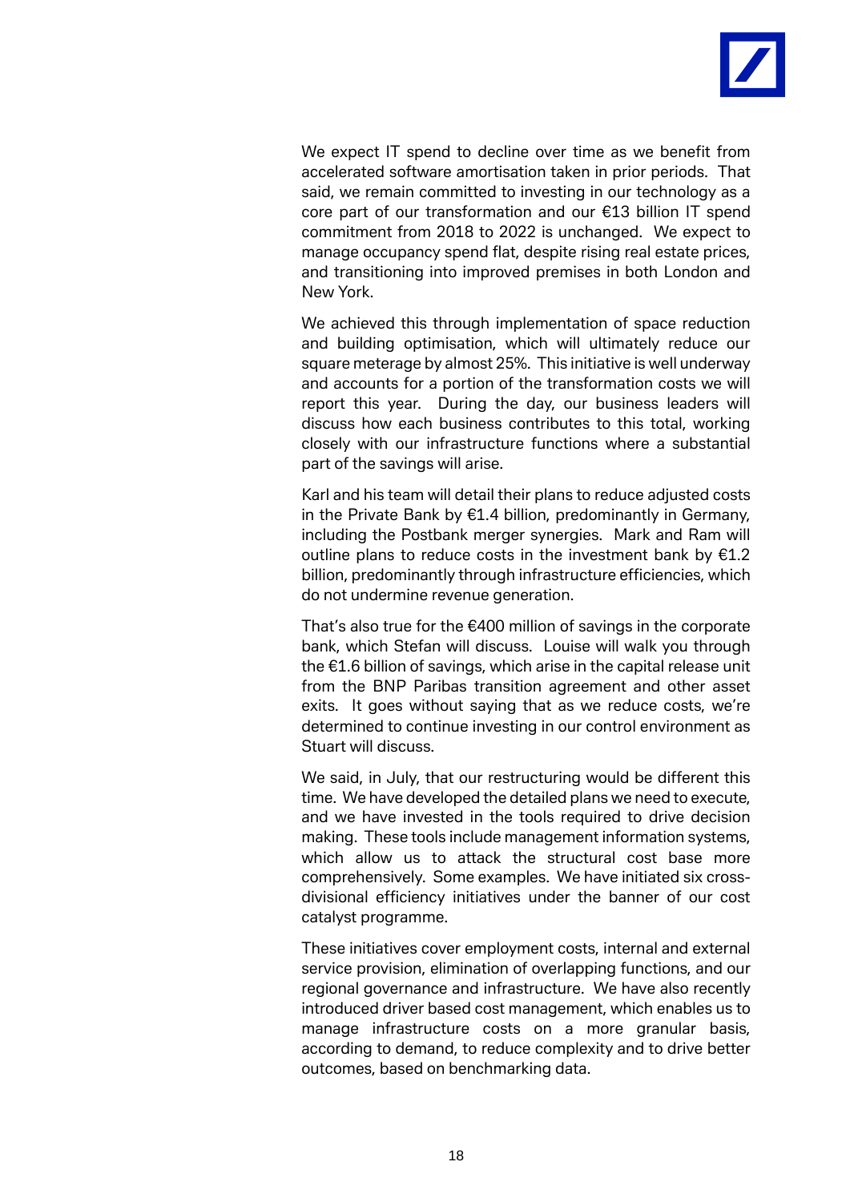We expect IT spend to decline over time as we benefit from accelerated software amortisation taken in prior periods. That said, we remain committed to investing in our technology as a core part of our transformation and our €13 billion IT spend commitment from 2018 to 2022 is unchanged. We expect to manage occupancy spend flat, despite rising real estate prices, and transitioning into improved premises in both London and New York.

We achieved this through implementation of space reduction and building optimisation, which will ultimately reduce our square meterage by almost 25%. This initiative is well underway and accounts for a portion of the transformation costs we will report this year. During the day, our business leaders will discuss how each business contributes to this total, working closely with our infrastructure functions where a substantial part of the savings will arise.

Karl and his team will detail their plans to reduce adjusted costs in the Private Bank by €1.4 billion, predominantly in Germany, including the Postbank merger synergies. Mark and Ram will outline plans to reduce costs in the investment bank by €1.2 billion, predominantly through infrastructure efficiencies, which do not undermine revenue generation.

That's also true for the €400 million of savings in the corporate bank, which Stefan will discuss. Louise will walk you through the €1.6 billion of savings, which arise in the capital release unit from the BNP Paribas transition agreement and other asset exits. It goes without saying that as we reduce costs, we're determined to continue investing in our control environment as Stuart will discuss.

We said, in July, that our restructuring would be different this time. We have developed the detailed plans we need to execute, and we have invested in the tools required to drive decision making. These tools include management information systems, which allow us to attack the structural cost base more comprehensively. Some examples. We have initiated six cross-divisional efficiency initiatives under the banner of our cost catalyst programme.

These initiatives cover employment costs, internal and external service provision, elimination of overlapping functions, and our regional governance and infrastructure. We have also recently introduced driver based cost management, which enables us to manage infrastructure costs on a more granular basis, according to demand, to reduce complexity and to drive better outcomes, based on benchmarking data.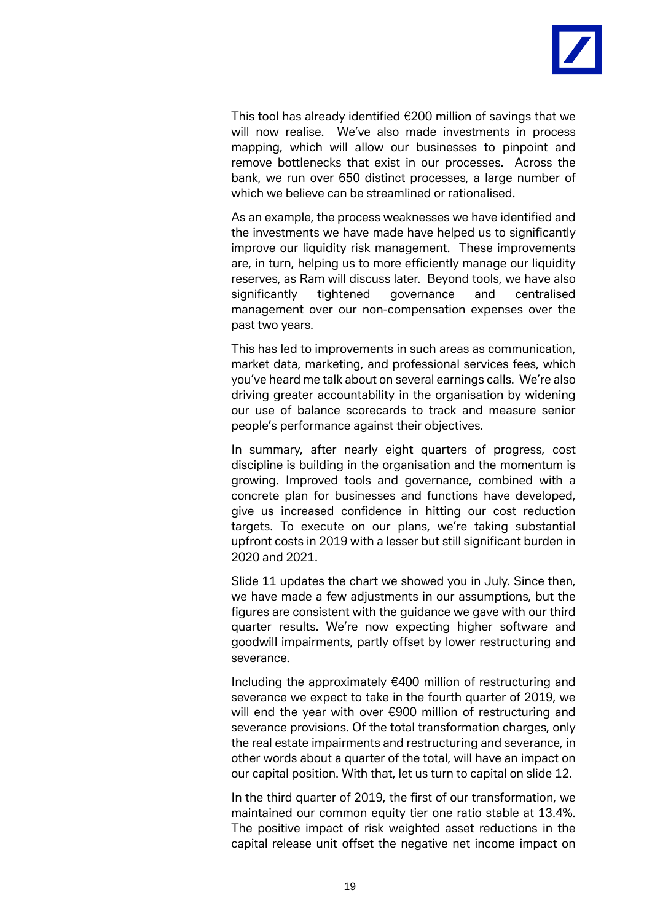This tool has already identified €200 million of savings that we will now realise. We've also made investments in process mapping, which will allow our businesses to pinpoint and remove bottlenecks that exist in our processes. Across the bank, we run over 650 distinct processes, a large number of which we believe can be streamlined or rationalised.

As an example, the process weaknesses we have identified and the investments we have made have helped us to significantly improve our liquidity risk management. These improvements are, in turn, helping us to more efficiently manage our liquidity reserves, as Ram will discuss later. Beyond tools, we have also significantly tightened governance and centralised management over our non-compensation expenses over the past two years.

This has led to improvements in such areas as communication, market data, marketing, and professional services fees, which you've heard me talk about on several earnings calls. We're also driving greater accountability in the organisation by widening our use of balance scorecards to track and measure senior people's performance against their objectives.

In summary, after nearly eight quarters of progress, cost discipline is building in the organisation and the momentum is growing. Improved tools and governance, combined with a concrete plan for businesses and functions have developed, give us increased confidence in hitting our cost reduction targets. To execute on our plans, we're taking substantial upfront costs in 2019 with a lesser but still significant burden in 2020 and 2021.

Slide 11 updates the chart we showed you in July. Since then, we have made a few adjustments in our assumptions, but the figures are consistent with the guidance we gave with our third quarter results. We're now expecting higher software and goodwill impairments, partly offset by lower restructuring and severance.

Including the approximately €400 million of restructuring and severance we expect to take in the fourth quarter of 2019, we will end the year with over €900 million of restructuring and severance provisions. Of the total transformation charges, only the real estate impairments and restructuring and severance, in other words about a quarter of the total, will have an impact on our capital position. With that, let us turn to capital on slide 12.

In the third quarter of 2019, the first of our transformation, we maintained our common equity tier one ratio stable at 13.4%. The positive impact of risk weighted asset reductions in the capital release unit offset the negative net income impact on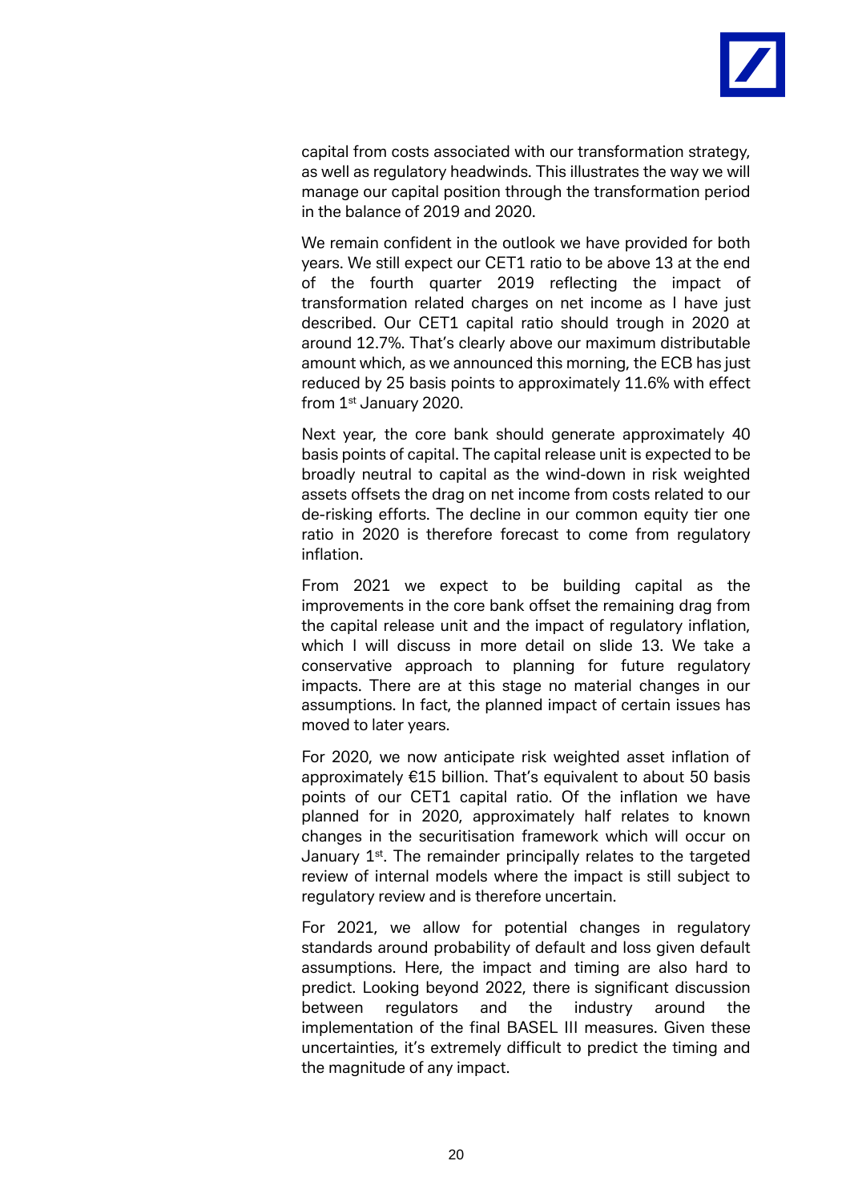capital from costs associated with our transformation strategy, as well as regulatory headwinds. This illustrates the way we will manage our capital position through the transformation period in the balance of 2019 and 2020.

We remain confident in the outlook we have provided for both years. We still expect our CET1 ratio to be above 13 at the end of the fourth quarter 2019 reflecting the impact of transformation related charges on net income as I have just described. Our CET1 capital ratio should trough in 2020 at around 12.7%. That's clearly above our maximum distributable amount which, as we announced this morning, the ECB has just reduced by 25 basis points to approximately 11.6% with effect from 1st January 2020.

Next year, the core bank should generate approximately 40 basis points of capital. The capital release unit is expected to be broadly neutral to capital as the wind-down in risk weighted assets offsets the drag on net income from costs related to our de-risking efforts. The decline in our common equity tier one ratio in 2020 is therefore forecast to come from regulatory inflation.

From 2021 we expect to be building capital as the improvements in the core bank offset the remaining drag from the capital release unit and the impact of regulatory inflation, which I will discuss in more detail on slide 13. We take a conservative approach to planning for future regulatory impacts. There are at this stage no material changes in our assumptions. In fact, the planned impact of certain issues has moved to later years.

For 2020, we now anticipate risk weighted asset inflation of approximately €15 billion. That's equivalent to about 50 basis points of our CET1 capital ratio. Of the inflation we have planned for in 2020, approximately half relates to known changes in the securitisation framework which will occur on January 1st. The remainder principally relates to the targeted review of internal models where the impact is still subject to regulatory review and is therefore uncertain.

For 2021, we allow for potential changes in regulatory standards around probability of default and loss given default assumptions. Here, the impact and timing are also hard to predict. Looking beyond 2022, there is significant discussion between regulators and the industry around the implementation of the final BASEL III measures. Given these uncertainties, it's extremely difficult to predict the timing and the magnitude of any impact.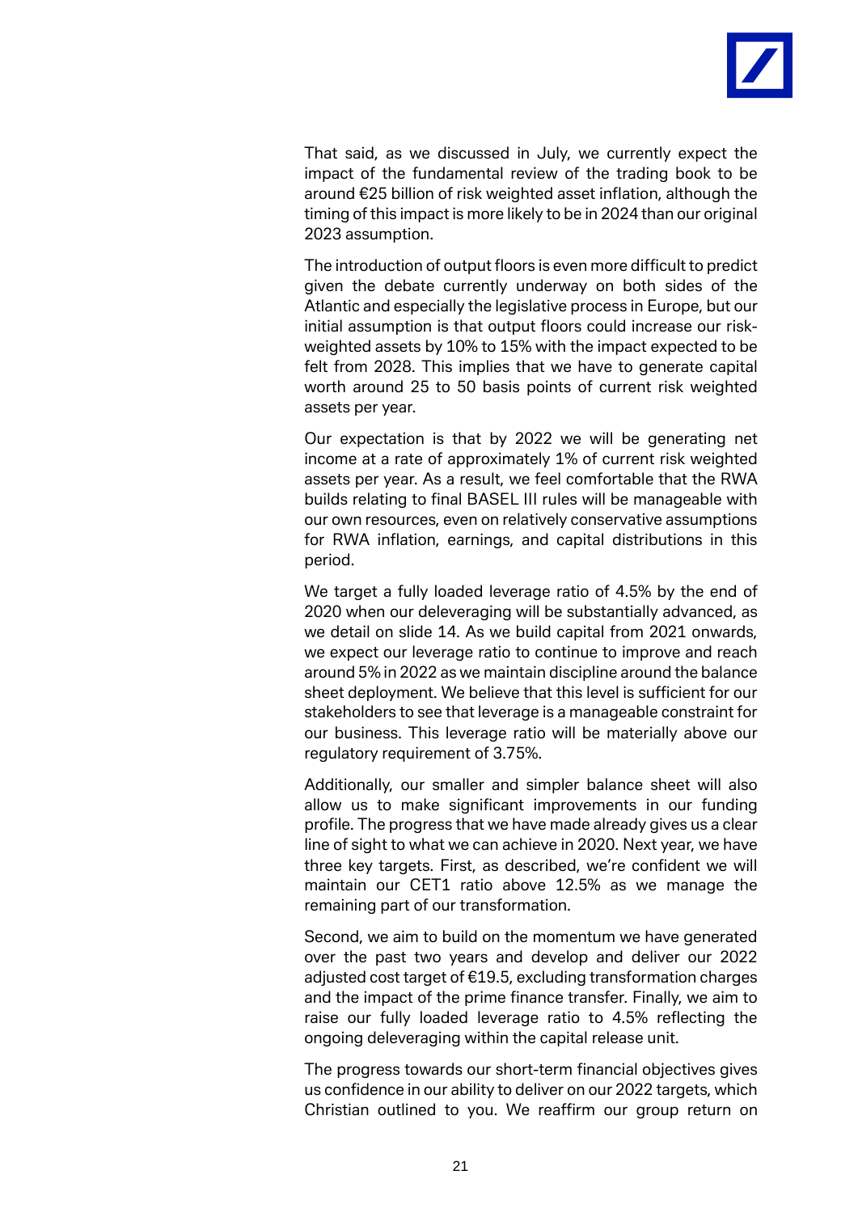That said, as we discussed in July, we currently expect the impact of the fundamental review of the trading book to be around €25 billion of risk weighted asset inflation, although the timing of this impact is more likely to be in 2024 than our original 2023 assumption.

The introduction of output floors is even more difficult to predict given the debate currently underway on both sides of the Atlantic and especially the legislative process in Europe, but our initial assumption is that output floors could increase our risk-weighted assets by 10% to 15% with the impact expected to be felt from 2028. This implies that we have to generate capital worth around 25 to 50 basis points of current risk weighted assets per year.

Our expectation is that by 2022 we will be generating net income at a rate of approximately 1% of current risk weighted assets per year. As a result, we feel comfortable that the RWA builds relating to final BASEL III rules will be manageable with our own resources, even on relatively conservative assumptions for RWA inflation, earnings, and capital distributions in this period.

We target a fully loaded leverage ratio of 4.5% by the end of 2020 when our deleveraging will be substantially advanced, as we detail on slide 14. As we build capital from 2021 onwards, we expect our leverage ratio to continue to improve and reach around 5% in 2022 as we maintain discipline around the balance sheet deployment. We believe that this level is sufficient for our stakeholders to see that leverage is a manageable constraint for our business. This leverage ratio will be materially above our regulatory requirement of 3.75%.

Additionally, our smaller and simpler balance sheet will also allow us to make significant improvements in our funding profile. The progress that we have made already gives us a clear line of sight to what we can achieve in 2020. Next year, we have three key targets. First, as described, we're confident we will maintain our CET1 ratio above 12.5% as we manage the remaining part of our transformation.

Second, we aim to build on the momentum we have generated over the past two years and develop and deliver our 2022 adjusted cost target of €19.5, excluding transformation charges and the impact of the prime finance transfer. Finally, we aim to raise our fully loaded leverage ratio to 4.5% reflecting the ongoing deleveraging within the capital release unit.

The progress towards our short-term financial objectives gives us confidence in our ability to deliver on our 2022 targets, which Christian outlined to you. We reaffirm our group return on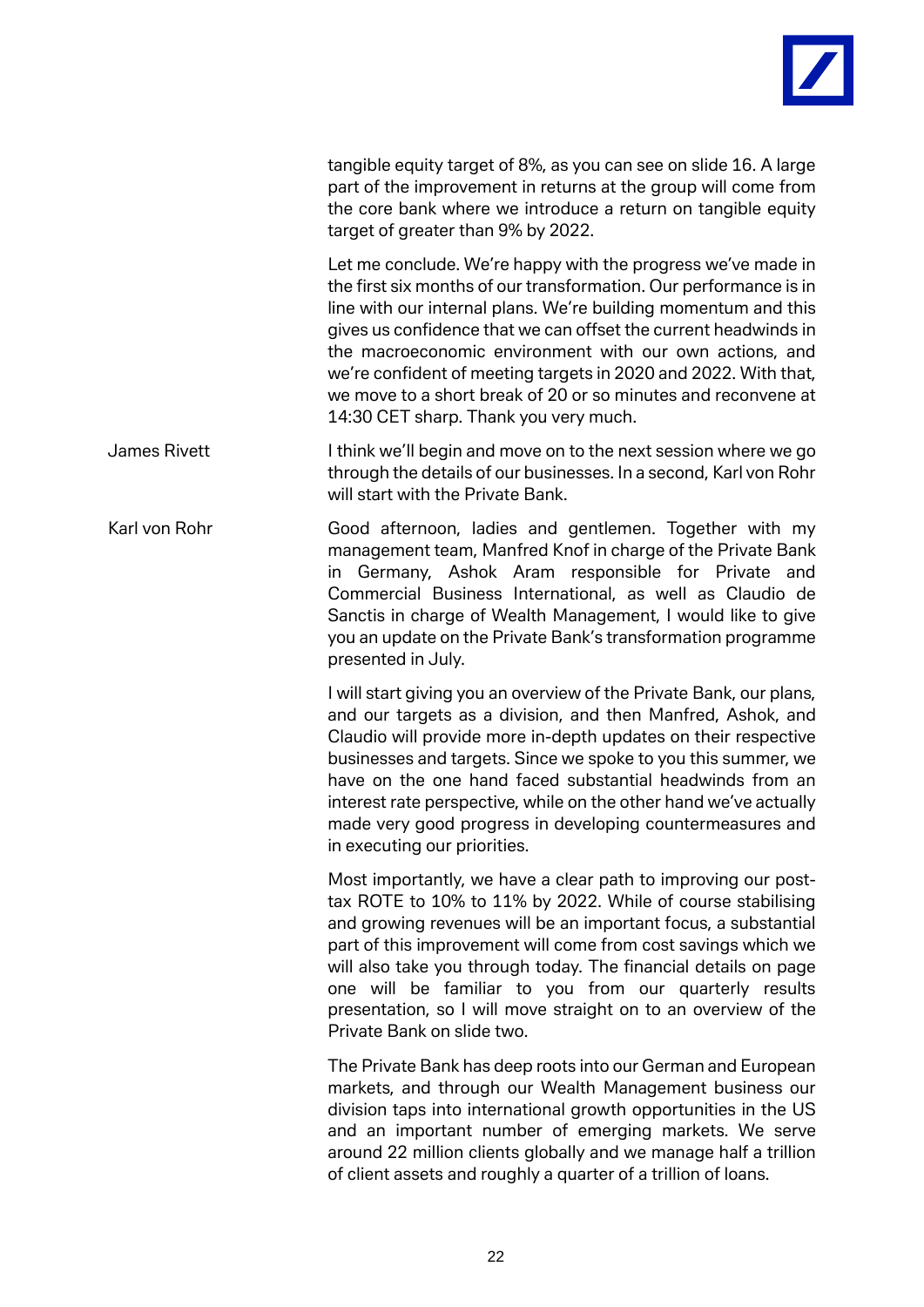tangible equity target of 8%, as you can see on slide 16. A large part of the improvement in returns at the group will come from the core bank where we introduce a return on tangible equity target of greater than 9% by 2022.

Let me conclude. We're happy with the progress we've made in the first six months of our transformation. Our performance is in line with our internal plans. We're building momentum and this gives us confidence that we can offset the current headwinds in the macroeconomic environment with our own actions, and we're confident of meeting targets in 2020 and 2022. With that, we move to a short break of 20 or so minutes and reconvene at 14:30 CET sharp. Thank you very much.

**James Rivett**

I think we'll begin and move on to the next session where we go through the details of our businesses. In a second, Karl von Rohr will start with the Private Bank.

**Karl von Rohr**

Good afternoon, ladies and gentlemen. Together with my management team, Manfred Knof in charge of the Private Bank in Germany, Ashok Aram responsible for Private and Commercial Business International, as well as Claudio de Sanctis in charge of Wealth Management, I would like to give you an update on the Private Bank's transformation programme presented in July.

I will start giving you an overview of the Private Bank, our plans, and our targets as a division, and then Manfred, Ashok, and Claudio will provide more in-depth updates on their respective businesses and targets. Since we spoke to you this summer, we have on the one hand faced substantial headwinds from an interest rate perspective, while on the other hand we've actually made very good progress in developing countermeasures and in executing our priorities.

Most importantly, we have a clear path to improving our post-tax ROTE to 10% to 11% by 2022. While of course stabilising and growing revenues will be an important focus, a substantial part of this improvement will come from cost savings which we will also take you through today. The financial details on page one will be familiar to you from our quarterly results presentation, so I will move straight on to an overview of the Private Bank on slide two.

The Private Bank has deep roots into our German and European markets, and through our Wealth Management business our division taps into international growth opportunities in the US and an important number of emerging markets. We serve around 22 million clients globally and we manage half a trillion of client assets and roughly a quarter of a trillion of loans.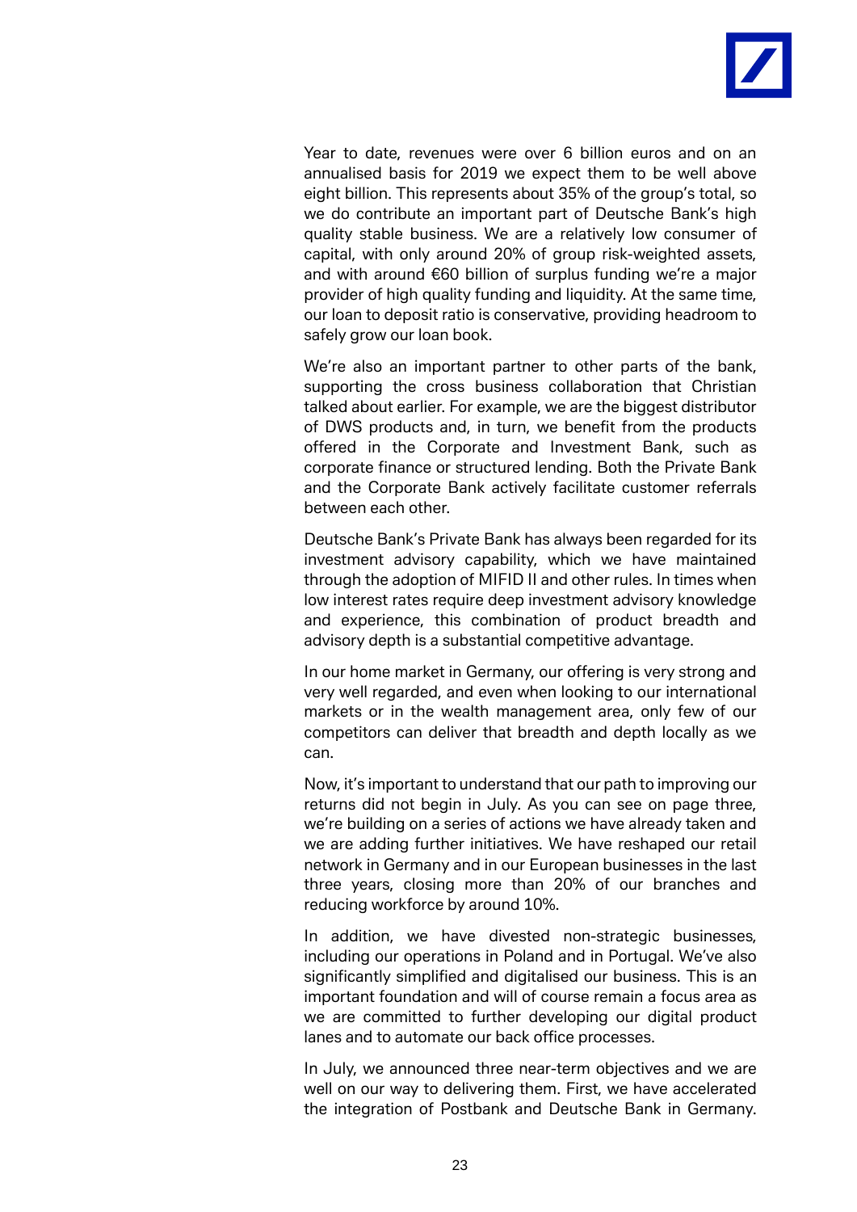Year to date, revenues were over 6 billion euros and on an annualised basis for 2019 we expect them to be well above eight billion. This represents about 35% of the group's total, so we do contribute an important part of Deutsche Bank's high quality stable business. We are a relatively low consumer of capital, with only around 20% of group risk-weighted assets, and with around €60 billion of surplus funding we're a major provider of high quality funding and liquidity. At the same time, our loan to deposit ratio is conservative, providing headroom to safely grow our loan book.

We're also an important partner to other parts of the bank, supporting the cross business collaboration that Christian talked about earlier. For example, we are the biggest distributor of DWS products and, in turn, we benefit from the products offered in the Corporate and Investment Bank, such as corporate finance or structured lending. Both the Private Bank and the Corporate Bank actively facilitate customer referrals between each other.

Deutsche Bank's Private Bank has always been regarded for its investment advisory capability, which we have maintained through the adoption of MIFID II and other rules. In times when low interest rates require deep investment advisory knowledge and experience, this combination of product breadth and advisory depth is a substantial competitive advantage.

In our home market in Germany, our offering is very strong and very well regarded, and even when looking to our international markets or in the wealth management area, only few of our competitors can deliver that breadth and depth locally as we can.

Now, it's important to understand that our path to improving our returns did not begin in July. As you can see on page three, we're building on a series of actions we have already taken and we are adding further initiatives. We have reshaped our retail network in Germany and in our European businesses in the last three years, closing more than 20% of our branches and reducing workforce by around 10%.

In addition, we have divested non-strategic businesses, including our operations in Poland and in Portugal. We've also significantly simplified and digitalised our business. This is an important foundation and will of course remain a focus area as we are committed to further developing our digital product lanes and to automate our back office processes.

In July, we announced three near-term objectives and we are well on our way to delivering them. First, we have accelerated the integration of Postbank and Deutsche Bank in Germany.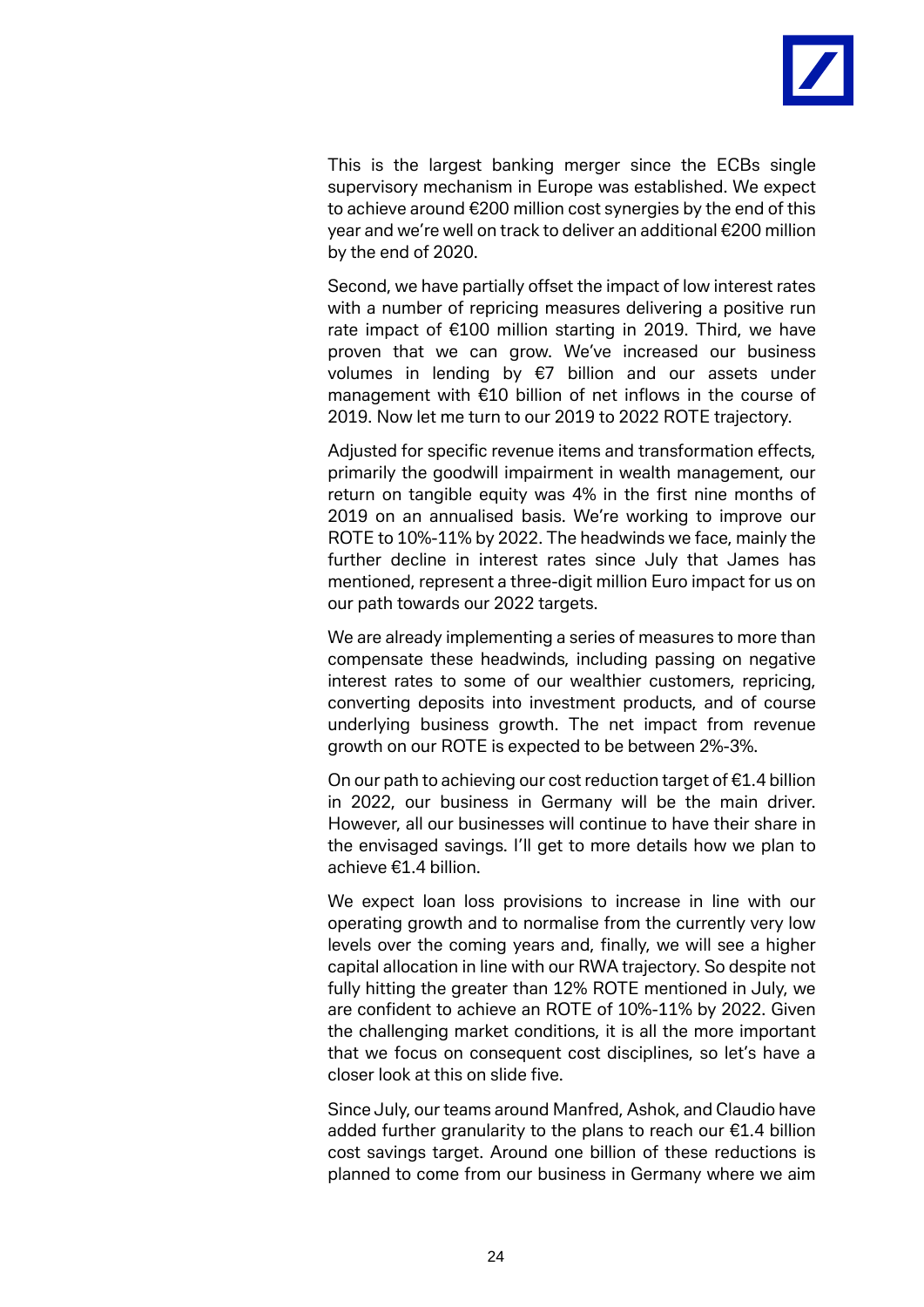This is the largest banking merger since the ECBs single supervisory mechanism in Europe was established. We expect to achieve around €200 million cost synergies by the end of this year and we're well on track to deliver an additional €200 million by the end of 2020.

Second, we have partially offset the impact of low interest rates with a number of repricing measures delivering a positive run rate impact of €100 million starting in 2019. Third, we have proven that we can grow. We've increased our business volumes in lending by €7 billion and our assets under management with €10 billion of net inflows in the course of 2019. Now let me turn to our 2019 to 2022 ROTE trajectory.

Adjusted for specific revenue items and transformation effects, primarily the goodwill impairment in wealth management, our return on tangible equity was 4% in the first nine months of 2019 on an annualised basis. We're working to improve our ROTE to 10%-11% by 2022. The headwinds we face, mainly the further decline in interest rates since July that James has mentioned, represent a three-digit million Euro impact for us on our path towards our 2022 targets.

We are already implementing a series of measures to more than compensate these headwinds, including passing on negative interest rates to some of our wealthier customers, repricing, converting deposits into investment products, and of course underlying business growth. The net impact from revenue growth on our ROTE is expected to be between 2%-3%.

On our path to achieving our cost reduction target of €1.4 billion in 2022, our business in Germany will be the main driver. However, all our businesses will continue to have their share in the envisaged savings. I'll get to more details how we plan to achieve €1.4 billion.

We expect loan loss provisions to increase in line with our operating growth and to normalise from the currently very low levels over the coming years and, finally, we will see a higher capital allocation in line with our RWA trajectory. So despite not fully hitting the greater than 12% ROTE mentioned in July, we are confident to achieve an ROTE of 10%-11% by 2022. Given the challenging market conditions, it is all the more important that we focus on consequent cost disciplines, so let's have a closer look at this on slide five.

Since July, our teams around Manfred, Ashok, and Claudio have added further granularity to the plans to reach our €1.4 billion cost savings target. Around one billion of these reductions is planned to come from our business in Germany where we aim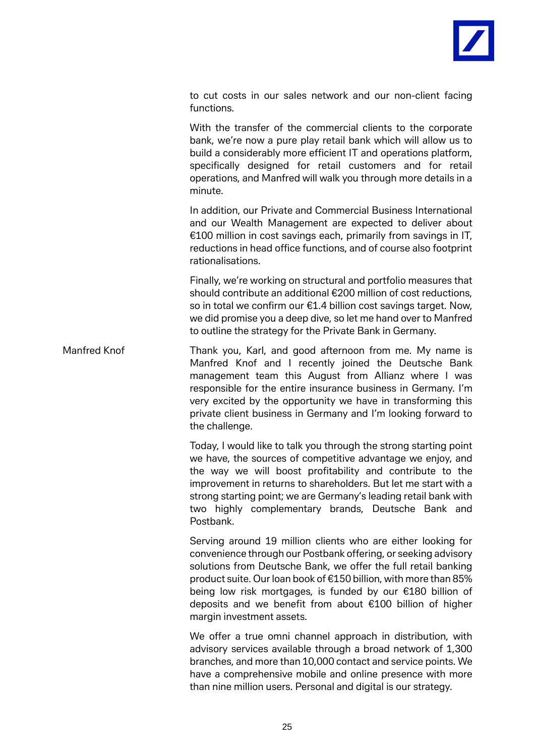to cut costs in our sales network and our non-client facing functions.

With the transfer of the commercial clients to the corporate bank, we're now a pure play retail bank which will allow us to build a considerably more efficient IT and operations platform, specifically designed for retail customers and for retail operations, and Manfred will walk you through more details in a minute.

In addition, our Private and Commercial Business International and our Wealth Management are expected to deliver about €100 million in cost savings each, primarily from savings in IT, reductions in head office functions, and of course also footprint rationalisations.

Finally, we're working on structural and portfolio measures that should contribute an additional €200 million of cost reductions, so in total we confirm our €1.4 billion cost savings target. Now, we did promise you a deep dive, so let me hand over to Manfred to outline the strategy for the Private Bank in Germany.

**Manfred Knof**

Thank you, Karl, and good afternoon from me. My name is Manfred Knof and I recently joined the Deutsche Bank management team this August from Allianz where I was responsible for the entire insurance business in Germany. I'm very excited by the opportunity we have in transforming this private client business in Germany and I'm looking forward to the challenge.

Today, I would like to talk you through the strong starting point we have, the sources of competitive advantage we enjoy, and the way we will boost profitability and contribute to the improvement in returns to shareholders. But let me start with a strong starting point; we are Germany's leading retail bank with two highly complementary brands, Deutsche Bank and Postbank.

Serving around 19 million clients who are either looking for convenience through our Postbank offering, or seeking advisory solutions from Deutsche Bank, we offer the full retail banking product suite. Our loan book of €150 billion, with more than 85% being low risk mortgages, is funded by our €180 billion of deposits and we benefit from about €100 billion of higher margin investment assets.

We offer a true omni channel approach in distribution, with advisory services available through a broad network of 1,300 branches, and more than 10,000 contact and service points. We have a comprehensive mobile and online presence with more than nine million users. Personal and digital is our strategy.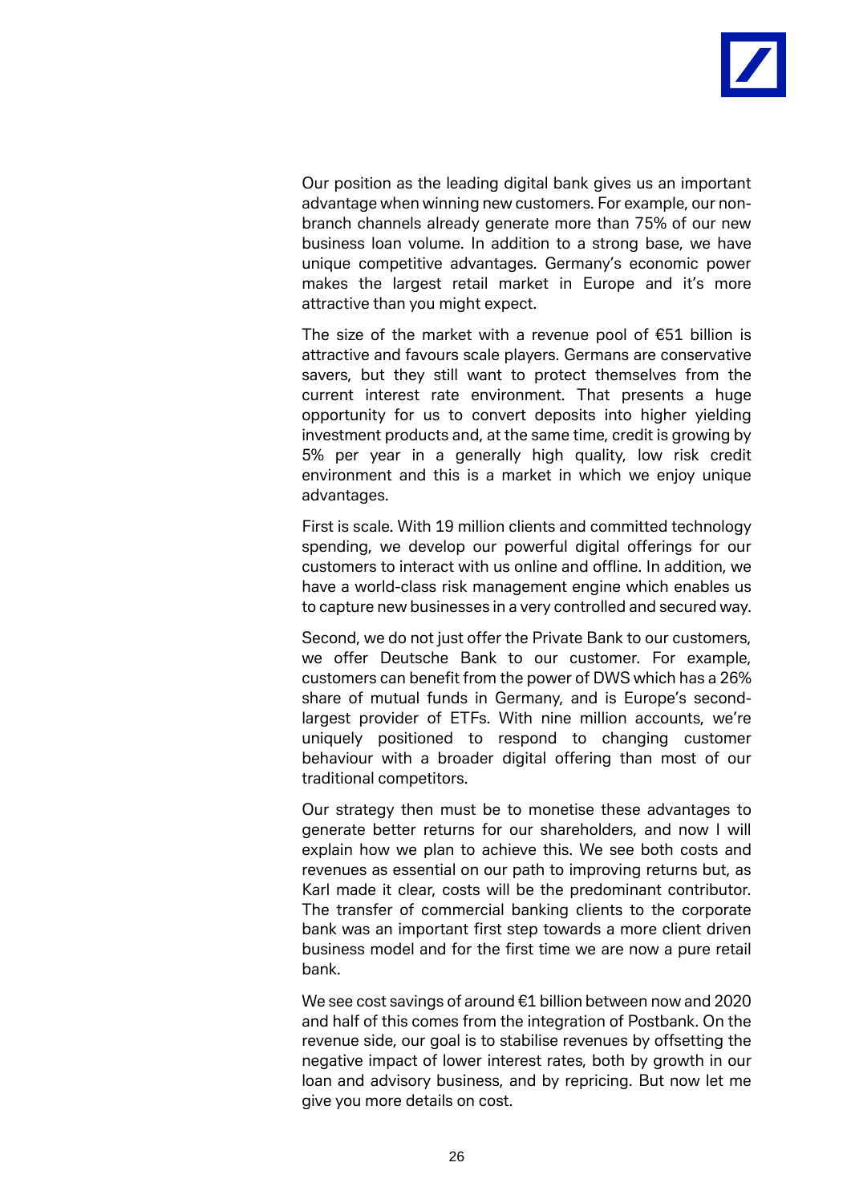Our position as the leading digital bank gives us an important advantage when winning new customers. For example, our non-branch channels already generate more than 75% of our new business loan volume. In addition to a strong base, we have unique competitive advantages. Germany's economic power makes the largest retail market in Europe and it's more attractive than you might expect.

The size of the market with a revenue pool of €51 billion is attractive and favours scale players. Germans are conservative savers, but they still want to protect themselves from the current interest rate environment. That presents a huge opportunity for us to convert deposits into higher yielding investment products and, at the same time, credit is growing by 5% per year in a generally high quality, low risk credit environment and this is a market in which we enjoy unique advantages.

First is scale. With 19 million clients and committed technology spending, we develop our powerful digital offerings for our customers to interact with us online and offline. In addition, we have a world-class risk management engine which enables us to capture new businesses in a very controlled and secured way.

Second, we do not just offer the Private Bank to our customers, we offer Deutsche Bank to our customer. For example, customers can benefit from the power of DWS which has a 26% share of mutual funds in Germany, and is Europe's second-largest provider of ETFs. With nine million accounts, we're uniquely positioned to respond to changing customer behaviour with a broader digital offering than most of our traditional competitors.

Our strategy then must be to monetise these advantages to generate better returns for our shareholders, and now I will explain how we plan to achieve this. We see both costs and revenues as essential on our path to improving returns but, as Karl made it clear, costs will be the predominant contributor. The transfer of commercial banking clients to the corporate bank was an important first step towards a more client driven business model and for the first time we are now a pure retail bank.

We see cost savings of around €1 billion between now and 2020 and half of this comes from the integration of Postbank. On the revenue side, our goal is to stabilise revenues by offsetting the negative impact of lower interest rates, both by growth in our loan and advisory business, and by repricing. But now let me give you more details on cost.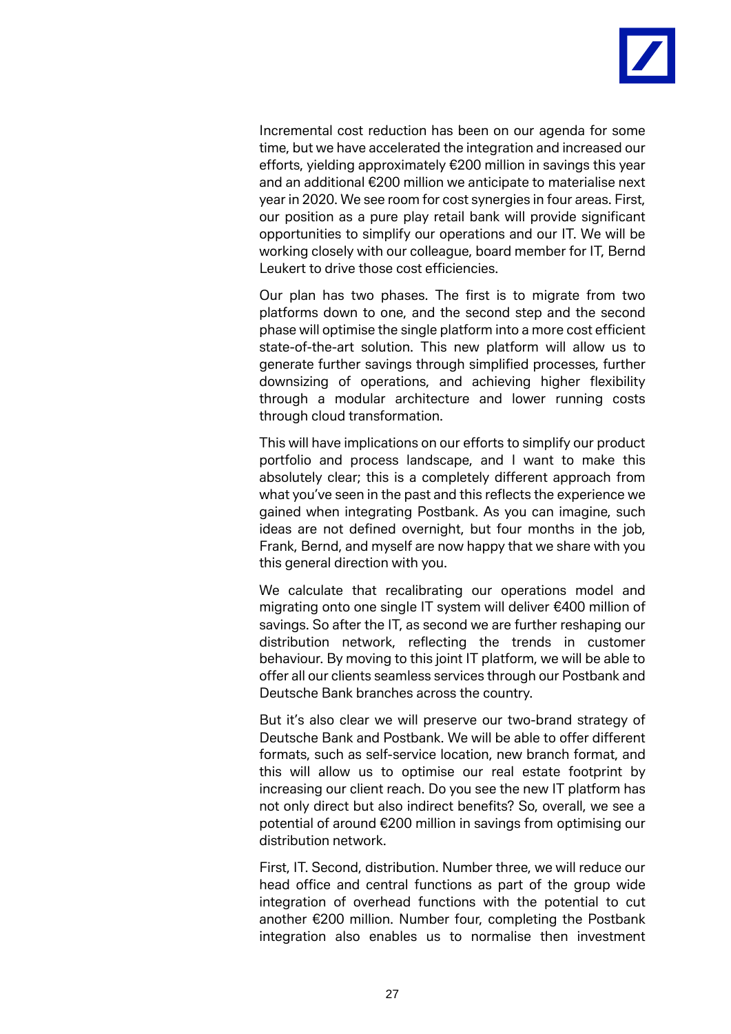Incremental cost reduction has been on our agenda for some time, but we have accelerated the integration and increased our efforts, yielding approximately €200 million in savings this year and an additional €200 million we anticipate to materialise next year in 2020. We see room for cost synergies in four areas. First, our position as a pure play retail bank will provide significant opportunities to simplify our operations and our IT. We will be working closely with our colleague, board member for IT, Bernd Leukert to drive those cost efficiencies.

Our plan has two phases. The first is to migrate from two platforms down to one, and the second step and the second phase will optimise the single platform into a more cost efficient state-of-the-art solution. This new platform will allow us to generate further savings through simplified processes, further downsizing of operations, and achieving higher flexibility through a modular architecture and lower running costs through cloud transformation.

This will have implications on our efforts to simplify our product portfolio and process landscape, and I want to make this absolutely clear; this is a completely different approach from what you've seen in the past and this reflects the experience we gained when integrating Postbank. As you can imagine, such ideas are not defined overnight, but four months in the job, Frank, Bernd, and myself are now happy that we share with you this general direction with you.

We calculate that recalibrating our operations model and migrating onto one single IT system will deliver €400 million of savings. So after the IT, as second we are further reshaping our distribution network, reflecting the trends in customer behaviour. By moving to this joint IT platform, we will be able to offer all our clients seamless services through our Postbank and Deutsche Bank branches across the country.

But it's also clear we will preserve our two-brand strategy of Deutsche Bank and Postbank. We will be able to offer different formats, such as self-service location, new branch format, and this will allow us to optimise our real estate footprint by increasing our client reach. Do you see the new IT platform has not only direct but also indirect benefits? So, overall, we see a potential of around €200 million in savings from optimising our distribution network.

First, IT. Second, distribution. Number three, we will reduce our head office and central functions as part of the group wide integration of overhead functions with the potential to cut another €200 million. Number four, completing the Postbank integration also enables us to normalise then investment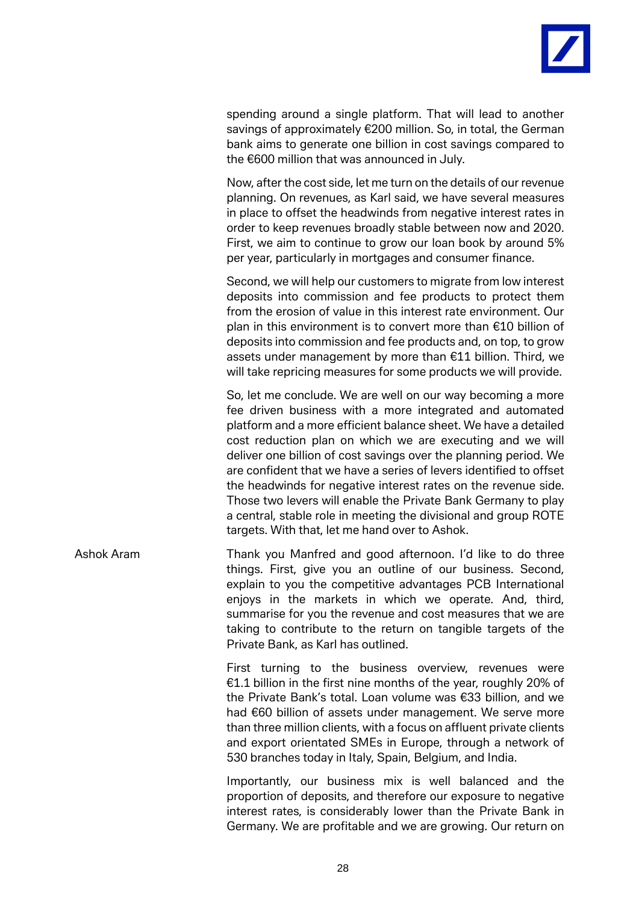spending around a single platform. That will lead to another savings of approximately €200 million. So, in total, the German bank aims to generate one billion in cost savings compared to the €600 million that was announced in July.

Now, after the cost side, let me turn on the details of our revenue planning. On revenues, as Karl said, we have several measures in place to offset the headwinds from negative interest rates in order to keep revenues broadly stable between now and 2020. First, we aim to continue to grow our loan book by around 5% per year, particularly in mortgages and consumer finance.

Second, we will help our customers to migrate from low interest deposits into commission and fee products to protect them from the erosion of value in this interest rate environment. Our plan in this environment is to convert more than €10 billion of deposits into commission and fee products and, on top, to grow assets under management by more than €11 billion. Third, we will take repricing measures for some products we will provide.

So, let me conclude. We are well on our way becoming a more fee driven business with a more integrated and automated platform and a more efficient balance sheet. We have a detailed cost reduction plan on which we are executing and we will deliver one billion of cost savings over the planning period. We are confident that we have a series of levers identified to offset the headwinds for negative interest rates on the revenue side. Those two levers will enable the Private Bank Germany to play a central, stable role in meeting the divisional and group ROTE targets. With that, let me hand over to Ashok.

**Ashok Aram**

Thank you Manfred and good afternoon. I'd like to do three things. First, give you an outline of our business. Second, explain to you the competitive advantages PCB International enjoys in the markets in which we operate. And, third, summarise for you the revenue and cost measures that we are taking to contribute to the return on tangible targets of the Private Bank, as Karl has outlined.

First turning to the business overview, revenues were €1.1 billion in the first nine months of the year, roughly 20% of the Private Bank's total. Loan volume was €33 billion, and we had €60 billion of assets under management. We serve more than three million clients, with a focus on affluent private clients and export orientated SMEs in Europe, through a network of 530 branches today in Italy, Spain, Belgium, and India.

Importantly, our business mix is well balanced and the proportion of deposits, and therefore our exposure to negative interest rates, is considerably lower than the Private Bank in Germany. We are profitable and we are growing. Our return on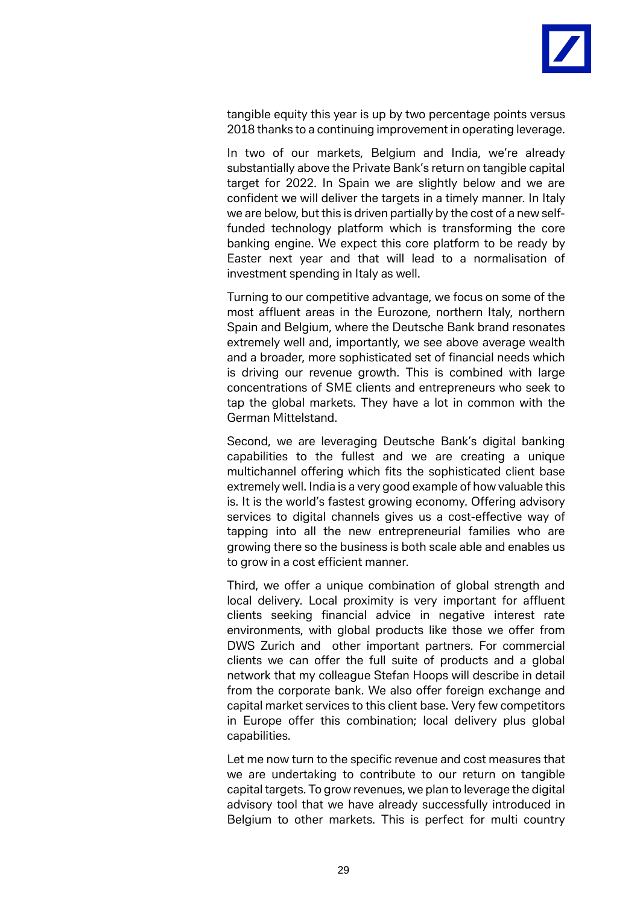tangible equity this year is up by two percentage points versus 2018 thanks to a continuing improvement in operating leverage.

In two of our markets, Belgium and India, we're already substantially above the Private Bank's return on tangible capital target for 2022. In Spain we are slightly below and we are confident we will deliver the targets in a timely manner. In Italy we are below, but this is driven partially by the cost of a new self-funded technology platform which is transforming the core banking engine. We expect this core platform to be ready by Easter next year and that will lead to a normalisation of investment spending in Italy as well.

Turning to our competitive advantage, we focus on some of the most affluent areas in the Eurozone, northern Italy, northern Spain and Belgium, where the Deutsche Bank brand resonates extremely well and, importantly, we see above average wealth and a broader, more sophisticated set of financial needs which is driving our revenue growth. This is combined with large concentrations of SME clients and entrepreneurs who seek to tap the global markets. They have a lot in common with the German Mittelstand.

Second, we are leveraging Deutsche Bank's digital banking capabilities to the fullest and we are creating a unique multichannel offering which fits the sophisticated client base extremely well. India is a very good example of how valuable this is. It is the world's fastest growing economy. Offering advisory services to digital channels gives us a cost-effective way of tapping into all the new entrepreneurial families who are growing there so the business is both scale able and enables us to grow in a cost efficient manner.

Third, we offer a unique combination of global strength and local delivery. Local proximity is very important for affluent clients seeking financial advice in negative interest rate environments, with global products like those we offer from DWS Zurich and other important partners. For commercial clients we can offer the full suite of products and a global network that my colleague Stefan Hoops will describe in detail from the corporate bank. We also offer foreign exchange and capital market services to this client base. Very few competitors in Europe offer this combination; local delivery plus global capabilities.

Let me now turn to the specific revenue and cost measures that we are undertaking to contribute to our return on tangible capital targets. To grow revenues, we plan to leverage the digital advisory tool that we have already successfully introduced in Belgium to other markets. This is perfect for multi country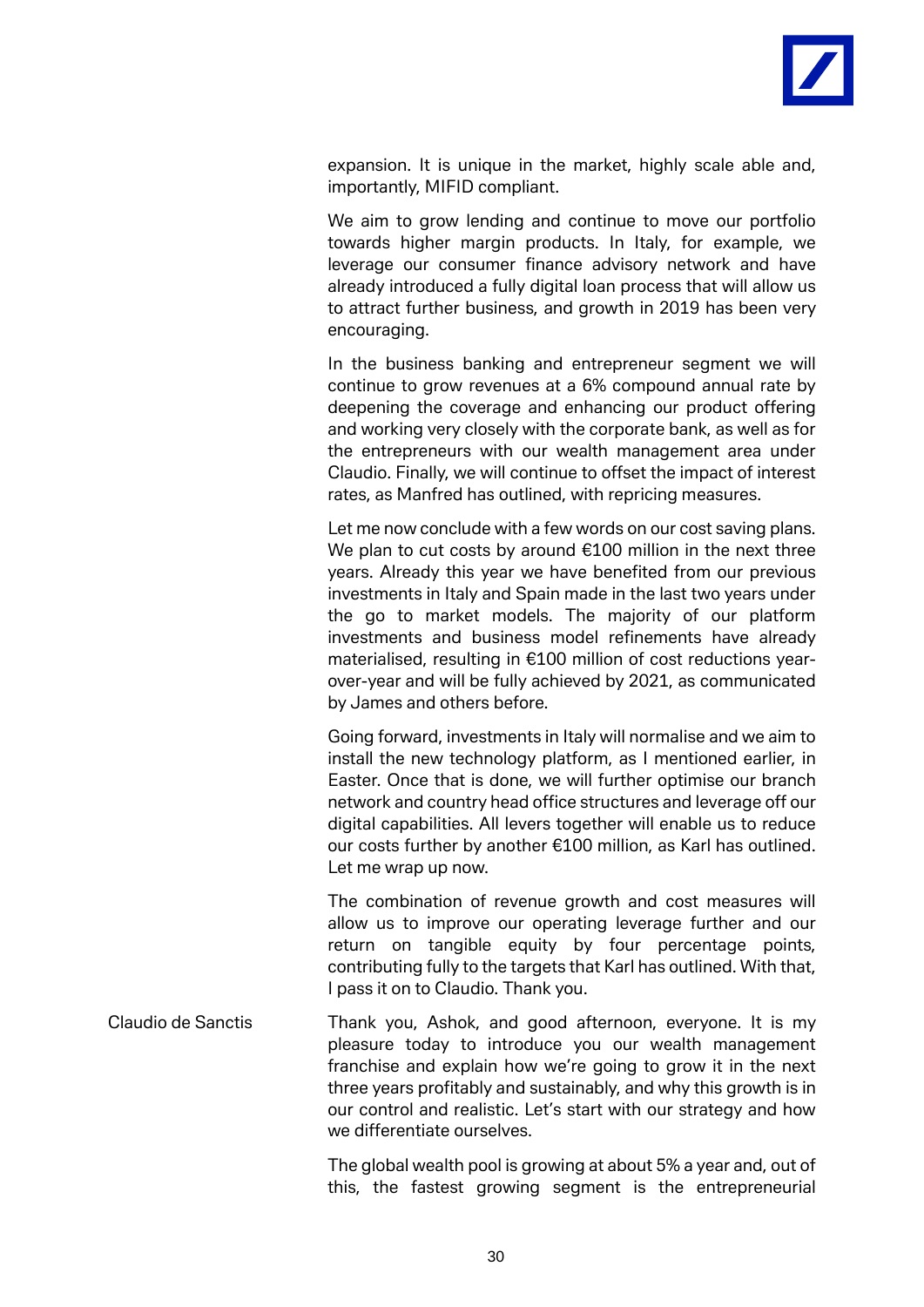expansion. It is unique in the market, highly scale able and, importantly, MIFID compliant.

We aim to grow lending and continue to move our portfolio towards higher margin products. In Italy, for example, we leverage our consumer finance advisory network and have already introduced a fully digital loan process that will allow us to attract further business, and growth in 2019 has been very encouraging.

In the business banking and entrepreneur segment we will continue to grow revenues at a 6% compound annual rate by deepening the coverage and enhancing our product offering and working very closely with the corporate bank, as well as for the entrepreneurs with our wealth management area under Claudio. Finally, we will continue to offset the impact of interest rates, as Manfred has outlined, with repricing measures.

Let me now conclude with a few words on our cost saving plans. We plan to cut costs by around €100 million in the next three years. Already this year we have benefited from our previous investments in Italy and Spain made in the last two years under the go to market models. The majority of our platform investments and business model refinements have already materialised, resulting in €100 million of cost reductions year-over-year and will be fully achieved by 2021, as communicated by James and others before.

Going forward, investments in Italy will normalise and we aim to install the new technology platform, as I mentioned earlier, in Easter. Once that is done, we will further optimise our branch network and country head office structures and leverage off our digital capabilities. All levers together will enable us to reduce our costs further by another €100 million, as Karl has outlined. Let me wrap up now.

The combination of revenue growth and cost measures will allow us to improve our operating leverage further and our return on tangible equity by four percentage points, contributing fully to the targets that Karl has outlined. With that, I pass it on to Claudio. Thank you.

Claudio de Sanctis

Thank you, Ashok, and good afternoon, everyone. It is my pleasure today to introduce you our wealth management franchise and explain how we're going to grow it in the next three years profitably and sustainably, and why this growth is in our control and realistic. Let's start with our strategy and how we differentiate ourselves.

The global wealth pool is growing at about 5% a year and, out of this, the fastest growing segment is the entrepreneurial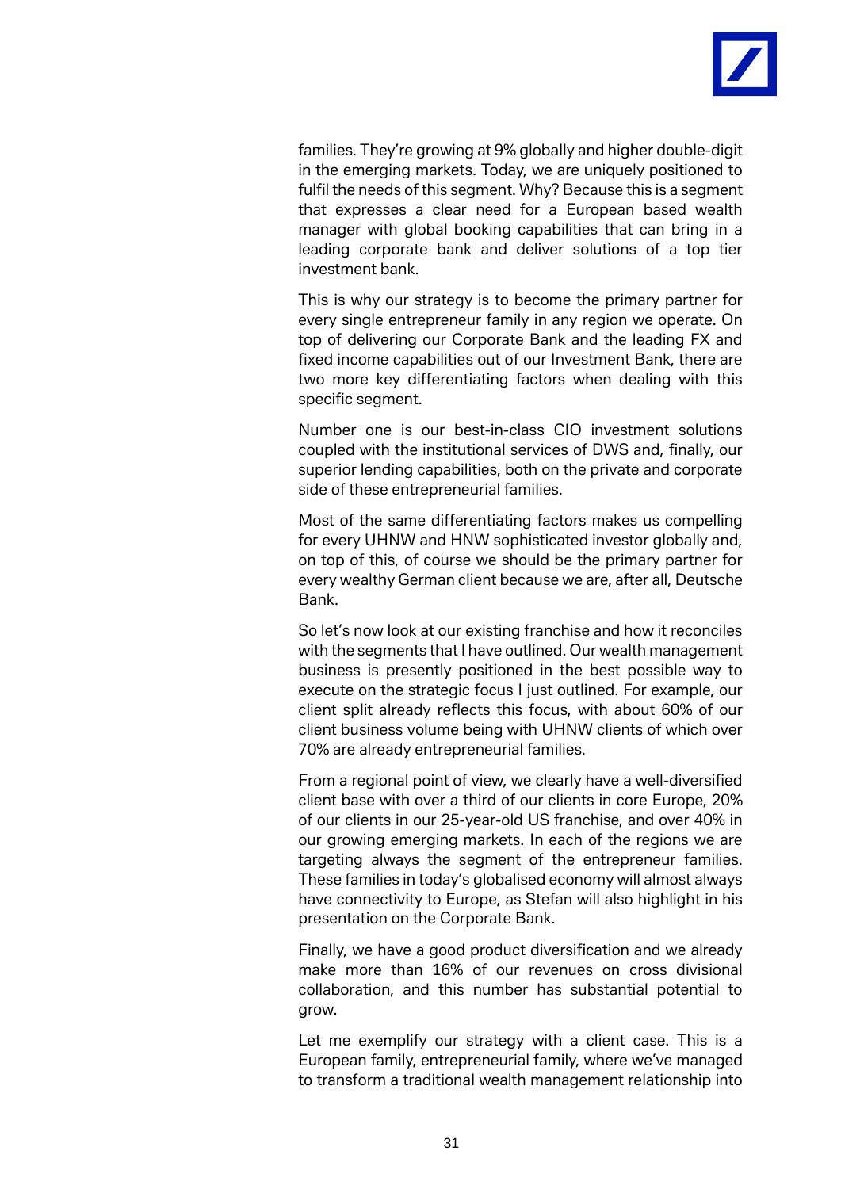families. They're growing at 9% globally and higher double-digit in the emerging markets. Today, we are uniquely positioned to fulfil the needs of this segment. Why? Because this is a segment that expresses a clear need for a European based wealth manager with global booking capabilities that can bring in a leading corporate bank and deliver solutions of a top tier investment bank.

This is why our strategy is to become the primary partner for every single entrepreneur family in any region we operate. On top of delivering our Corporate Bank and the leading FX and fixed income capabilities out of our Investment Bank, there are two more key differentiating factors when dealing with this specific segment.

Number one is our best-in-class CIO investment solutions coupled with the institutional services of DWS and, finally, our superior lending capabilities, both on the private and corporate side of these entrepreneurial families.

Most of the same differentiating factors makes us compelling for every UHNW and HNW sophisticated investor globally and, on top of this, of course we should be the primary partner for every wealthy German client because we are, after all, Deutsche Bank.

So let's now look at our existing franchise and how it reconciles with the segments that I have outlined. Our wealth management business is presently positioned in the best possible way to execute on the strategic focus I just outlined. For example, our client split already reflects this focus, with about 60% of our client business volume being with UHNW clients of which over 70% are already entrepreneurial families.

From a regional point of view, we clearly have a well-diversified client base with over a third of our clients in core Europe, 20% of our clients in our 25-year-old US franchise, and over 40% in our growing emerging markets. In each of the regions we are targeting always the segment of the entrepreneur families. These families in today's globalised economy will almost always have connectivity to Europe, as Stefan will also highlight in his presentation on the Corporate Bank.

Finally, we have a good product diversification and we already make more than 16% of our revenues on cross divisional collaboration, and this number has substantial potential to grow.

Let me exemplify our strategy with a client case. This is a European family, entrepreneurial family, where we've managed to transform a traditional wealth management relationship into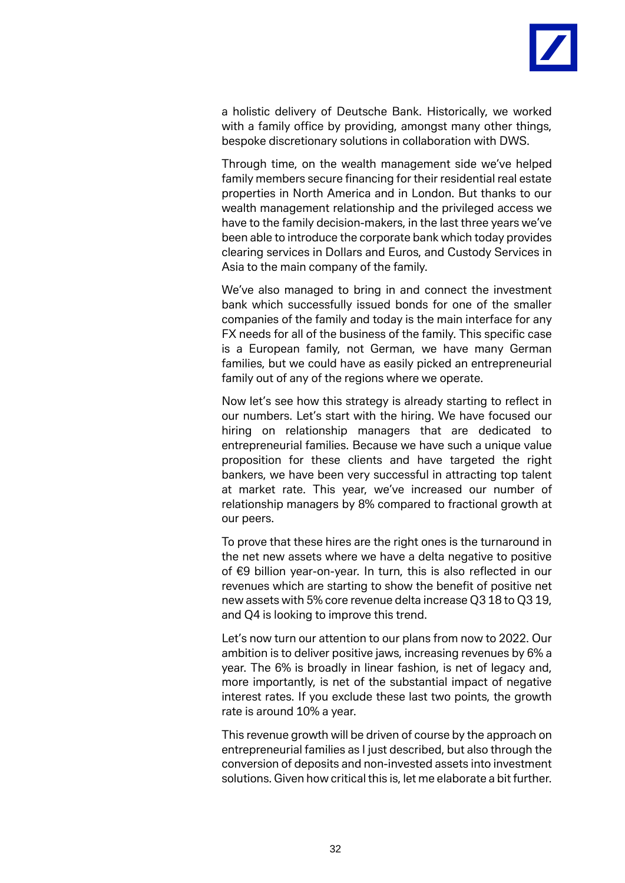a holistic delivery of Deutsche Bank. Historically, we worked with a family office by providing, amongst many other things, bespoke discretionary solutions in collaboration with DWS.

Through time, on the wealth management side we've helped family members secure financing for their residential real estate properties in North America and in London. But thanks to our wealth management relationship and the privileged access we have to the family decision-makers, in the last three years we've been able to introduce the corporate bank which today provides clearing services in Dollars and Euros, and Custody Services in Asia to the main company of the family.

We've also managed to bring in and connect the investment bank which successfully issued bonds for one of the smaller companies of the family and today is the main interface for any FX needs for all of the business of the family. This specific case is a European family, not German, we have many German families, but we could have as easily picked an entrepreneurial family out of any of the regions where we operate.

Now let's see how this strategy is already starting to reflect in our numbers. Let's start with the hiring. We have focused our hiring on relationship managers that are dedicated to entrepreneurial families. Because we have such a unique value proposition for these clients and have targeted the right bankers, we have been very successful in attracting top talent at market rate. This year, we've increased our number of relationship managers by 8% compared to fractional growth at our peers.

To prove that these hires are the right ones is the turnaround in the net new assets where we have a delta negative to positive of €9 billion year-on-year. In turn, this is also reflected in our revenues which are starting to show the benefit of positive net new assets with 5% core revenue delta increase Q3 18 to Q3 19, and Q4 is looking to improve this trend.

Let's now turn our attention to our plans from now to 2022. Our ambition is to deliver positive jaws, increasing revenues by 6% a year. The 6% is broadly in linear fashion, is net of legacy and, more importantly, is net of the substantial impact of negative interest rates. If you exclude these last two points, the growth rate is around 10% a year.

This revenue growth will be driven of course by the approach on entrepreneurial families as I just described, but also through the conversion of deposits and non-invested assets into investment solutions. Given how critical this is, let me elaborate a bit further.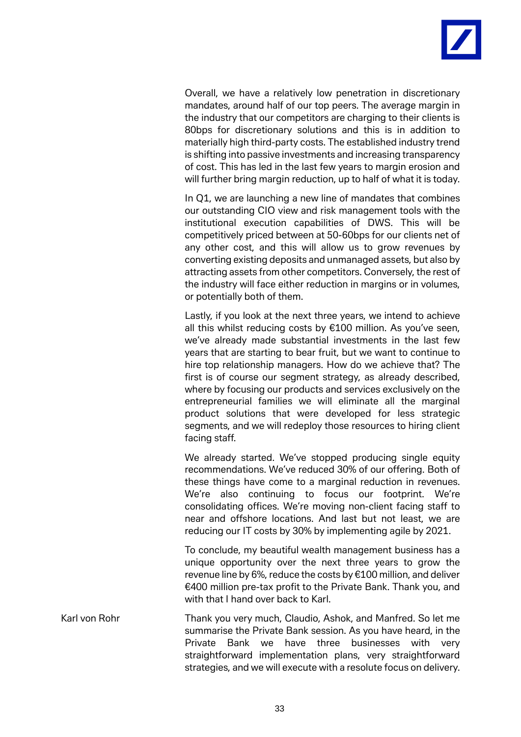Overall, we have a relatively low penetration in discretionary mandates, around half of our top peers. The average margin in the industry that our competitors are charging to their clients is 80bps for discretionary solutions and this is in addition to materially high third-party costs. The established industry trend is shifting into passive investments and increasing transparency of cost. This has led in the last few years to margin erosion and will further bring margin reduction, up to half of what it is today.

In Q1, we are launching a new line of mandates that combines our outstanding CIO view and risk management tools with the institutional execution capabilities of DWS. This will be competitively priced between at 50-60bps for our clients net of any other cost, and this will allow us to grow revenues by converting existing deposits and unmanaged assets, but also by attracting assets from other competitors. Conversely, the rest of the industry will face either reduction in margins or in volumes, or potentially both of them.

Lastly, if you look at the next three years, we intend to achieve all this whilst reducing costs by €100 million. As you've seen, we've already made substantial investments in the last few years that are starting to bear fruit, but we want to continue to hire top relationship managers. How do we achieve that? The first is of course our segment strategy, as already described, where by focusing our products and services exclusively on the entrepreneurial families we will eliminate all the marginal product solutions that were developed for less strategic segments, and we will redeploy those resources to hiring client facing staff.

We already started. We've stopped producing single equity recommendations. We've reduced 30% of our offering. Both of these things have come to a marginal reduction in revenues. We're also continuing to focus our footprint. We're consolidating offices. We're moving non-client facing staff to near and offshore locations. And last but not least, we are reducing our IT costs by 30% by implementing agile by 2021.

To conclude, my beautiful wealth management business has a unique opportunity over the next three years to grow the revenue line by 6%, reduce the costs by €100 million, and deliver €400 million pre-tax profit to the Private Bank. Thank you, and with that I hand over back to Karl.

Karl von Rohr

Thank you very much, Claudio, Ashok, and Manfred. So let me summarise the Private Bank session. As you have heard, in the Private Bank we have three businesses with very straightforward implementation plans, very straightforward strategies, and we will execute with a resolute focus on delivery.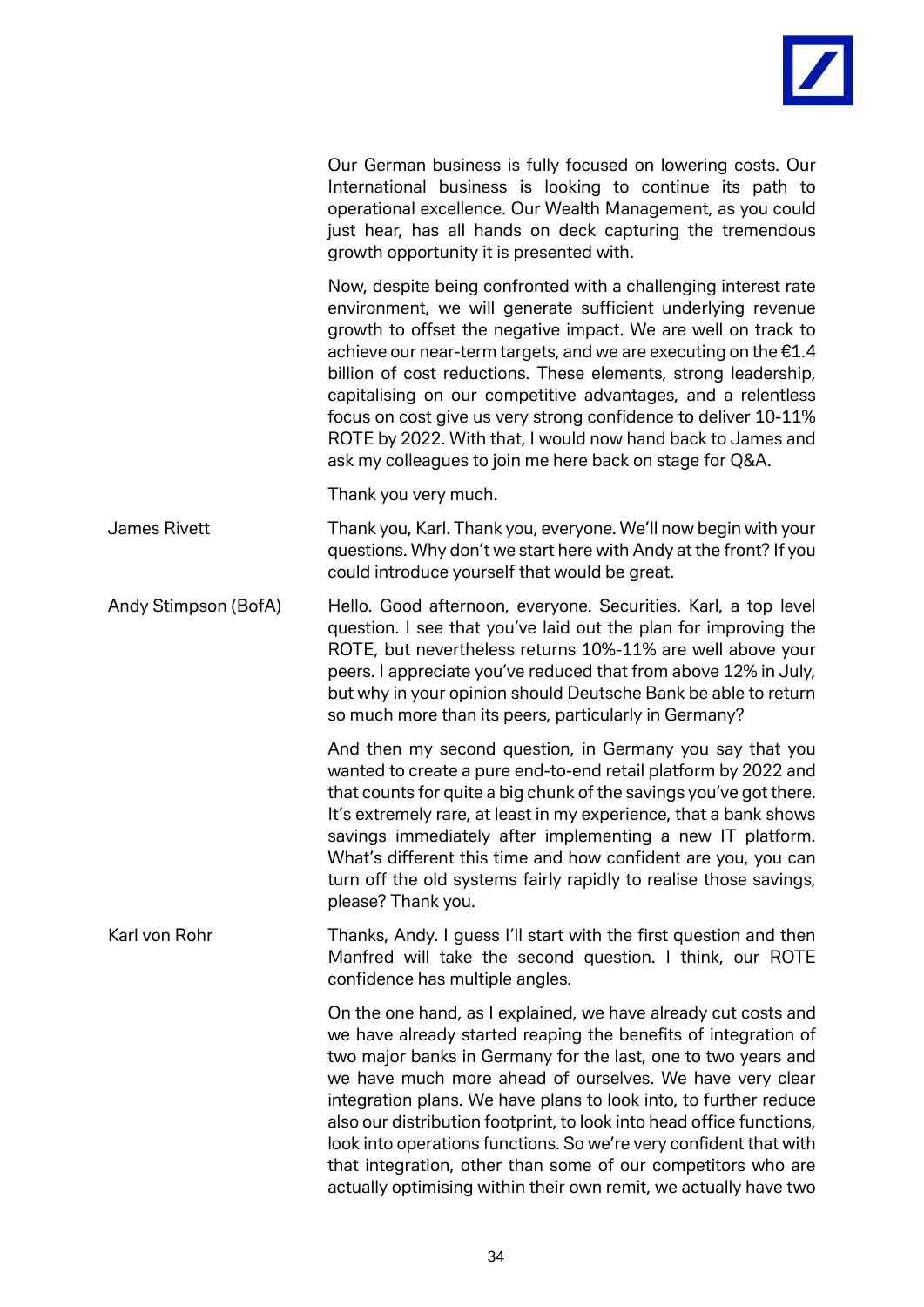Our German business is fully focused on lowering costs. Our International business is looking to continue its path to operational excellence. Our Wealth Management, as you could just hear, has all hands on deck capturing the tremendous growth opportunity it is presented with.

Now, despite being confronted with a challenging interest rate environment, we will generate sufficient underlying revenue growth to offset the negative impact. We are well on track to achieve our near-term targets, and we are executing on the €1.4 billion of cost reductions. These elements, strong leadership, capitalising on our competitive advantages, and a relentless focus on cost give us very strong confidence to deliver 10-11% ROTE by 2022. With that, I would now hand back to James and ask my colleagues to join me here back on stage for Q&A.

Thank you very much.

**James Rivett:** Thank you, Karl. Thank you, everyone. We'll now begin with your questions. Why don't we start here with Andy at the front? If you could introduce yourself that would be great.

**Andy Stimpson (BofA):** Hello. Good afternoon, everyone. Securities. Karl, a top level question. I see that you've laid out the plan for improving the ROTE, but nevertheless returns 10%-11% are well above your peers. I appreciate you've reduced that from above 12% in July, but why in your opinion should Deutsche Bank be able to return so much more than its peers, particularly in Germany?

And then my second question, in Germany you say that you wanted to create a pure end-to-end retail platform by 2022 and that counts for quite a big chunk of the savings you've got there. It's extremely rare, at least in my experience, that a bank shows savings immediately after implementing a new IT platform. What's different this time and how confident are you, you can turn off the old systems fairly rapidly to realise those savings, please? Thank you.

**Karl von Rohr:** Thanks, Andy. I guess I'll start with the first question and then Manfred will take the second question. I think, our ROTE confidence has multiple angles.

On the one hand, as I explained, we have already cut costs and we have already started reaping the benefits of integration of two major banks in Germany for the last, one to two years and we have much more ahead of ourselves. We have very clear integration plans. We have plans to look into, to further reduce also our distribution footprint, to look into head office functions, look into operations functions. So we're very confident that with that integration, other than some of our competitors who are actually optimising within their own remit, we actually have two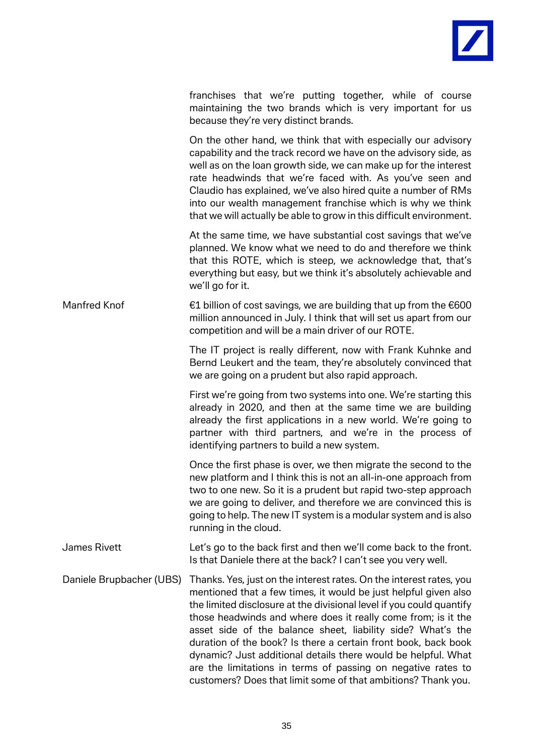franchises that we're putting together, while of course maintaining the two brands which is very important for us because they're very distinct brands.

On the other hand, we think that with especially our advisory capability and the track record we have on the advisory side, as well as on the loan growth side, we can make up for the interest rate headwinds that we're faced with. As you've seen and Claudio has explained, we've also hired quite a number of RMs into our wealth management franchise which is why we think that we will actually be able to grow in this difficult environment.

At the same time, we have substantial cost savings that we've planned. We know what we need to do and therefore we think that this ROTE, which is steep, we acknowledge that, that's everything but easy, but we think it's absolutely achievable and we'll go for it.

**Manfred Knof**

€1 billion of cost savings, we are building that up from the €600 million announced in July. I think that will set us apart from our competition and will be a main driver of our ROTE.

The IT project is really different, now with Frank Kuhnke and Bernd Leukert and the team, they're absolutely convinced that we are going on a prudent but also rapid approach.

First we're going from two systems into one. We're starting this already in 2020, and then at the same time we are building already the first applications in a new world. We're going to partner with third partners, and we're in the process of identifying partners to build a new system.

Once the first phase is over, we then migrate the second to the new platform and I think this is not an all-in-one approach from two to one new. So it is a prudent but rapid two-step approach we are going to deliver, and therefore we are convinced this is going to help. The new IT system is a modular system and is also running in the cloud.

**James Rivett**

Let's go to the back first and then we'll come back to the front. Is that Daniele there at the back? I can't see you very well.

**Daniele Brupbacher (UBS)**

Thanks. Yes, just on the interest rates. On the interest rates, you mentioned that a few times, it would be just helpful given also the limited disclosure at the divisional level if you could quantify those headwinds and where does it really come from; is it the asset side of the balance sheet, liability side? What's the duration of the book? Is there a certain front book, back book dynamic? Just additional details there would be helpful. What are the limitations in terms of passing on negative rates to customers? Does that limit some of that ambitions? Thank you.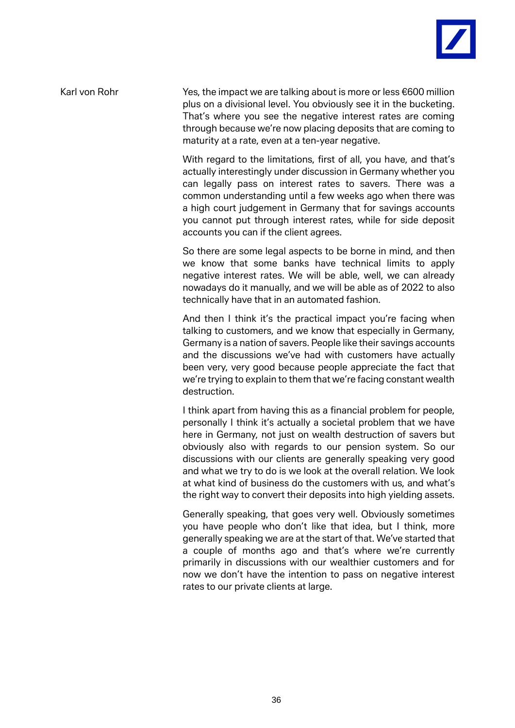Karl von Rohr

Yes, the impact we are talking about is more or less €600 million plus on a divisional level. You obviously see it in the bucketing. That's where you see the negative interest rates are coming through because we're now placing deposits that are coming to maturity at a rate, even at a ten-year negative.

With regard to the limitations, first of all, you have, and that's actually interestingly under discussion in Germany whether you can legally pass on interest rates to savers. There was a common understanding until a few weeks ago when there was a high court judgement in Germany that for savings accounts you cannot put through interest rates, while for side deposit accounts you can if the client agrees.

So there are some legal aspects to be borne in mind, and then we know that some banks have technical limits to apply negative interest rates. We will be able, well, we can already nowadays do it manually, and we will be able as of 2022 to also technically have that in an automated fashion.

And then I think it's the practical impact you're facing when talking to customers, and we know that especially in Germany, Germany is a nation of savers. People like their savings accounts and the discussions we've had with customers have actually been very, very good because people appreciate the fact that we're trying to explain to them that we're facing constant wealth destruction.

I think apart from having this as a financial problem for people, personally I think it's actually a societal problem that we have here in Germany, not just on wealth destruction of savers but obviously also with regards to our pension system. So our discussions with our clients are generally speaking very good and what we try to do is we look at the overall relation. We look at what kind of business do the customers with us, and what's the right way to convert their deposits into high yielding assets.

Generally speaking, that goes very well. Obviously sometimes you have people who don't like that idea, but I think, more generally speaking we are at the start of that. We've started that a couple of months ago and that's where we're currently primarily in discussions with our wealthier customers and for now we don't have the intention to pass on negative interest rates to our private clients at large.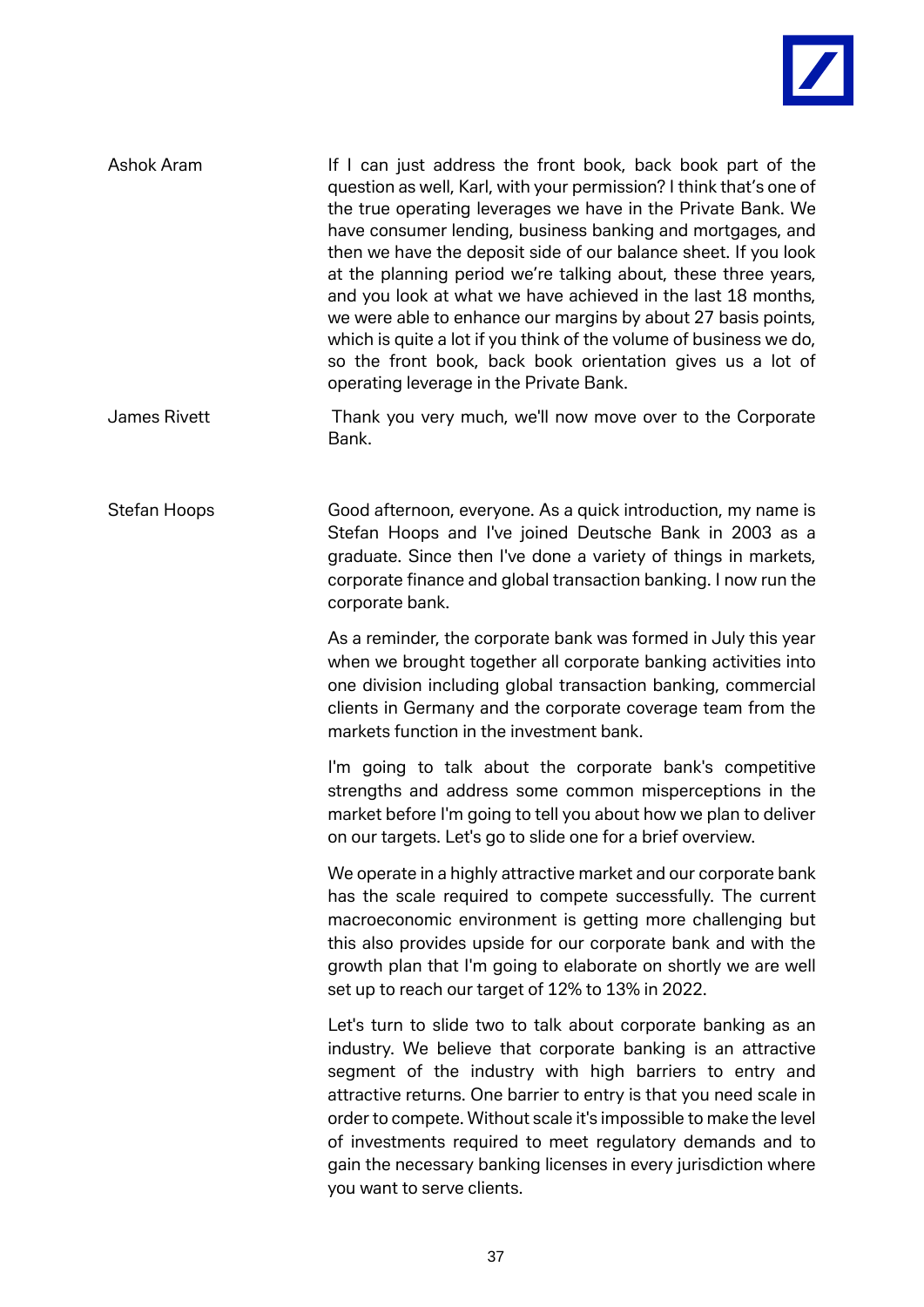**Ashok Aram**

If I can just address the front book, back book part of the question as well, Karl, with your permission? I think that's one of the true operating leverages we have in the Private Bank. We have consumer lending, business banking and mortgages, and then we have the deposit side of our balance sheet. If you look at the planning period we're talking about, these three years, and you look at what we have achieved in the last 18 months, we were able to enhance our margins by about 27 basis points, which is quite a lot if you think of the volume of business we do, so the front book, back book orientation gives us a lot of operating leverage in the Private Bank.

**James Rivett**

Thank you very much, we'll now move over to the Corporate Bank.

**Stefan Hoops**

Good afternoon, everyone. As a quick introduction, my name is Stefan Hoops and I've joined Deutsche Bank in 2003 as a graduate. Since then I've done a variety of things in markets, corporate finance and global transaction banking. I now run the corporate bank.

As a reminder, the corporate bank was formed in July this year when we brought together all corporate banking activities into one division including global transaction banking, commercial clients in Germany and the corporate coverage team from the markets function in the investment bank.

I'm going to talk about the corporate bank's competitive strengths and address some common misperceptions in the market before I'm going to tell you about how we plan to deliver on our targets. Let's go to slide one for a brief overview.

We operate in a highly attractive market and our corporate bank has the scale required to compete successfully. The current macroeconomic environment is getting more challenging but this also provides upside for our corporate bank and with the growth plan that I'm going to elaborate on shortly we are well set up to reach our target of 12% to 13% in 2022.

Let's turn to slide two to talk about corporate banking as an industry. We believe that corporate banking is an attractive segment of the industry with high barriers to entry and attractive returns. One barrier to entry is that you need scale in order to compete. Without scale it's impossible to make the level of investments required to meet regulatory demands and to gain the necessary banking licenses in every jurisdiction where you want to serve clients.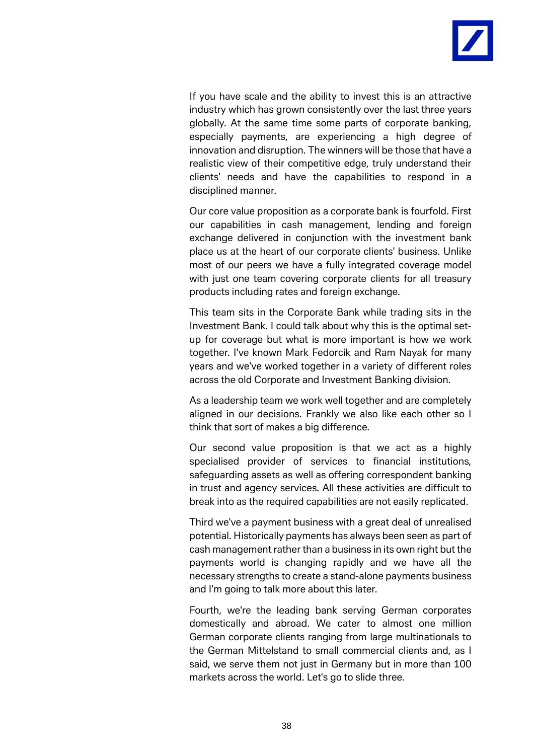If you have scale and the ability to invest this is an attractive industry which has grown consistently over the last three years globally. At the same time some parts of corporate banking, especially payments, are experiencing a high degree of innovation and disruption. The winners will be those that have a realistic view of their competitive edge, truly understand their clients' needs and have the capabilities to respond in a disciplined manner.

Our core value proposition as a corporate bank is fourfold. First our capabilities in cash management, lending and foreign exchange delivered in conjunction with the investment bank place us at the heart of our corporate clients' business. Unlike most of our peers we have a fully integrated coverage model with just one team covering corporate clients for all treasury products including rates and foreign exchange.

This team sits in the Corporate Bank while trading sits in the Investment Bank. I could talk about why this is the optimal set-up for coverage but what is more important is how we work together. I've known Mark Fedorcik and Ram Nayak for many years and we've worked together in a variety of different roles across the old Corporate and Investment Banking division.

As a leadership team we work well together and are completely aligned in our decisions. Frankly we also like each other so I think that sort of makes a big difference.

Our second value proposition is that we act as a highly specialised provider of services to financial institutions, safeguarding assets as well as offering correspondent banking in trust and agency services. All these activities are difficult to break into as the required capabilities are not easily replicated.

Third we've a payment business with a great deal of unrealised potential. Historically payments has always been seen as part of cash management rather than a business in its own right but the payments world is changing rapidly and we have all the necessary strengths to create a stand-alone payments business and I'm going to talk more about this later.

Fourth, we're the leading bank serving German corporates domestically and abroad. We cater to almost one million German corporate clients ranging from large multinationals to the German Mittelstand to small commercial clients and, as I said, we serve them not just in Germany but in more than 100 markets across the world. Let's go to slide three.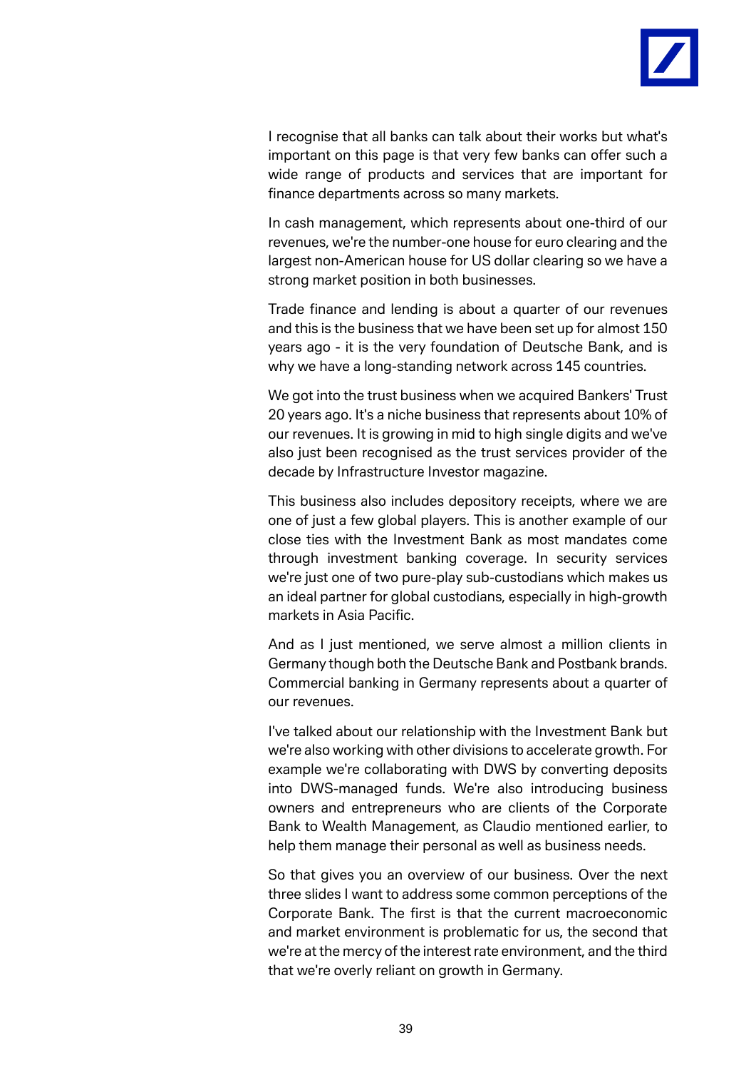I recognise that all banks can talk about their works but what's important on this page is that very few banks can offer such a wide range of products and services that are important for finance departments across so many markets.

In cash management, which represents about one-third of our revenues, we're the number-one house for euro clearing and the largest non-American house for US dollar clearing so we have a strong market position in both businesses.

Trade finance and lending is about a quarter of our revenues and this is the business that we have been set up for almost 150 years ago - it is the very foundation of Deutsche Bank, and is why we have a long-standing network across 145 countries.

We got into the trust business when we acquired Bankers' Trust 20 years ago. It's a niche business that represents about 10% of our revenues. It is growing in mid to high single digits and we've also just been recognised as the trust services provider of the decade by Infrastructure Investor magazine.

This business also includes depository receipts, where we are one of just a few global players. This is another example of our close ties with the Investment Bank as most mandates come through investment banking coverage. In security services we're just one of two pure-play sub-custodians which makes us an ideal partner for global custodians, especially in high-growth markets in Asia Pacific.

And as I just mentioned, we serve almost a million clients in Germany though both the Deutsche Bank and Postbank brands. Commercial banking in Germany represents about a quarter of our revenues.

I've talked about our relationship with the Investment Bank but we're also working with other divisions to accelerate growth. For example we're collaborating with DWS by converting deposits into DWS-managed funds. We're also introducing business owners and entrepreneurs who are clients of the Corporate Bank to Wealth Management, as Claudio mentioned earlier, to help them manage their personal as well as business needs.

So that gives you an overview of our business. Over the next three slides I want to address some common perceptions of the Corporate Bank. The first is that the current macroeconomic and market environment is problematic for us, the second that we're at the mercy of the interest rate environment, and the third that we're overly reliant on growth in Germany.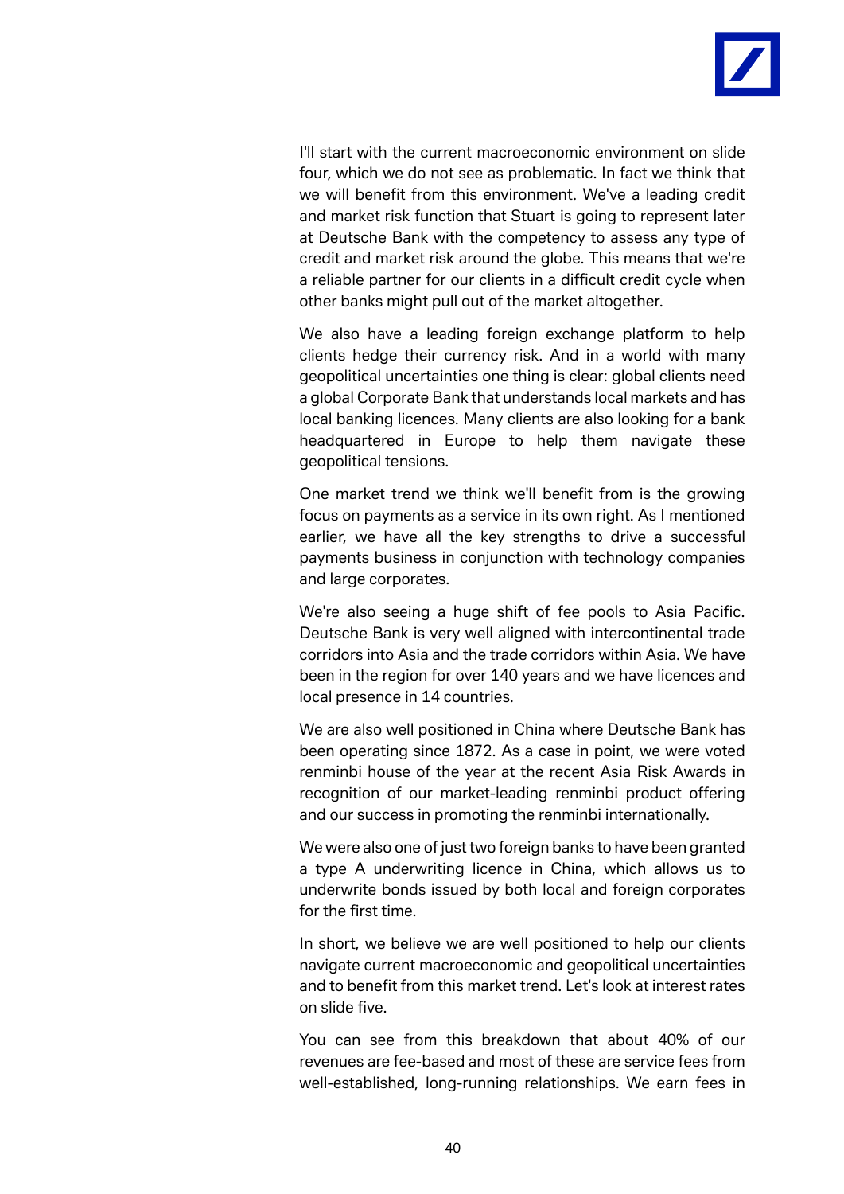I'll start with the current macroeconomic environment on slide four, which we do not see as problematic. In fact we think that we will benefit from this environment. We've a leading credit and market risk function that Stuart is going to represent later at Deutsche Bank with the competency to assess any type of credit and market risk around the globe. This means that we're a reliable partner for our clients in a difficult credit cycle when other banks might pull out of the market altogether.

We also have a leading foreign exchange platform to help clients hedge their currency risk. And in a world with many geopolitical uncertainties one thing is clear: global clients need a global Corporate Bank that understands local markets and has local banking licences. Many clients are also looking for a bank headquartered in Europe to help them navigate these geopolitical tensions.

One market trend we think we'll benefit from is the growing focus on payments as a service in its own right. As I mentioned earlier, we have all the key strengths to drive a successful payments business in conjunction with technology companies and large corporates.

We're also seeing a huge shift of fee pools to Asia Pacific. Deutsche Bank is very well aligned with intercontinental trade corridors into Asia and the trade corridors within Asia. We have been in the region for over 140 years and we have licences and local presence in 14 countries.

We are also well positioned in China where Deutsche Bank has been operating since 1872. As a case in point, we were voted renminbi house of the year at the recent Asia Risk Awards in recognition of our market-leading renminbi product offering and our success in promoting the renminbi internationally.

We were also one of just two foreign banks to have been granted a type A underwriting licence in China, which allows us to underwrite bonds issued by both local and foreign corporates for the first time.

In short, we believe we are well positioned to help our clients navigate current macroeconomic and geopolitical uncertainties and to benefit from this market trend. Let's look at interest rates on slide five.

You can see from this breakdown that about 40% of our revenues are fee-based and most of these are service fees from well-established, long-running relationships. We earn fees in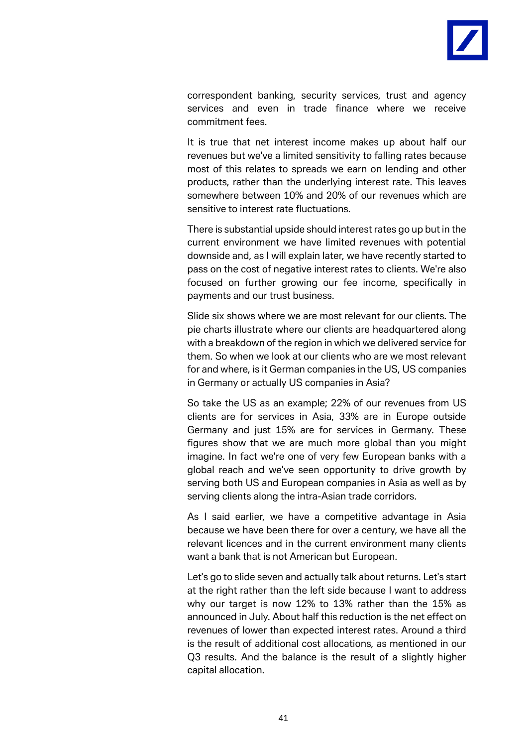correspondent banking, security services, trust and agency services and even in trade finance where we receive commitment fees.

It is true that net interest income makes up about half our revenues but we've a limited sensitivity to falling rates because most of this relates to spreads we earn on lending and other products, rather than the underlying interest rate. This leaves somewhere between 10% and 20% of our revenues which are sensitive to interest rate fluctuations.

There is substantial upside should interest rates go up but in the current environment we have limited revenues with potential downside and, as I will explain later, we have recently started to pass on the cost of negative interest rates to clients. We're also focused on further growing our fee income, specifically in payments and our trust business.

Slide six shows where we are most relevant for our clients. The pie charts illustrate where our clients are headquartered along with a breakdown of the region in which we delivered service for them. So when we look at our clients who are we most relevant for and where, is it German companies in the US, US companies in Germany or actually US companies in Asia?

So take the US as an example; 22% of our revenues from US clients are for services in Asia, 33% are in Europe outside Germany and just 15% are for services in Germany. These figures show that we are much more global than you might imagine. In fact we're one of very few European banks with a global reach and we've seen opportunity to drive growth by serving both US and European companies in Asia as well as by serving clients along the intra-Asian trade corridors.

As I said earlier, we have a competitive advantage in Asia because we have been there for over a century, we have all the relevant licences and in the current environment many clients want a bank that is not American but European.

Let's go to slide seven and actually talk about returns. Let's start at the right rather than the left side because I want to address why our target is now 12% to 13% rather than the 15% as announced in July. About half this reduction is the net effect on revenues of lower than expected interest rates. Around a third is the result of additional cost allocations, as mentioned in our Q3 results. And the balance is the result of a slightly higher capital allocation.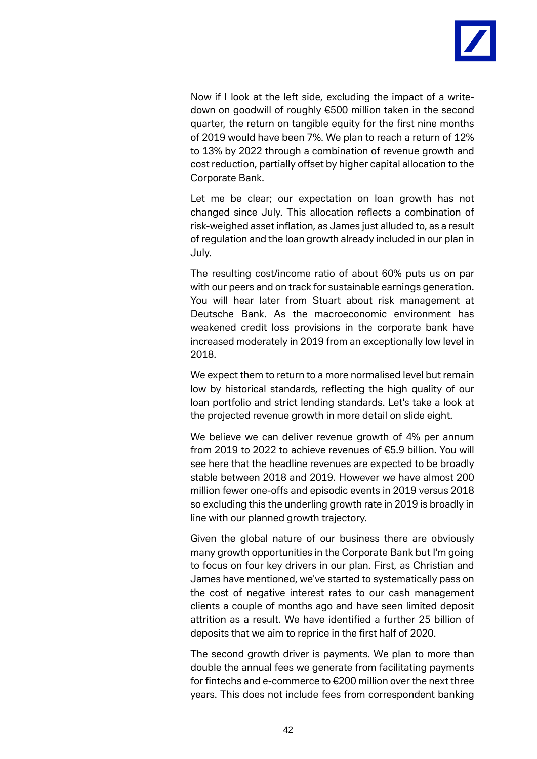Now if I look at the left side, excluding the impact of a write-down on goodwill of roughly €500 million taken in the second quarter, the return on tangible equity for the first nine months of 2019 would have been 7%. We plan to reach a return of 12% to 13% by 2022 through a combination of revenue growth and cost reduction, partially offset by higher capital allocation to the Corporate Bank.

Let me be clear; our expectation on loan growth has not changed since July. This allocation reflects a combination of risk-weighed asset inflation, as James just alluded to, as a result of regulation and the loan growth already included in our plan in July.

The resulting cost/income ratio of about 60% puts us on par with our peers and on track for sustainable earnings generation. You will hear later from Stuart about risk management at Deutsche Bank. As the macroeconomic environment has weakened credit loss provisions in the corporate bank have increased moderately in 2019 from an exceptionally low level in 2018.

We expect them to return to a more normalised level but remain low by historical standards, reflecting the high quality of our loan portfolio and strict lending standards. Let's take a look at the projected revenue growth in more detail on slide eight.

We believe we can deliver revenue growth of 4% per annum from 2019 to 2022 to achieve revenues of €5.9 billion. You will see here that the headline revenues are expected to be broadly stable between 2018 and 2019. However we have almost 200 million fewer one-offs and episodic events in 2019 versus 2018 so excluding this the underling growth rate in 2019 is broadly in line with our planned growth trajectory.

Given the global nature of our business there are obviously many growth opportunities in the Corporate Bank but I'm going to focus on four key drivers in our plan. First, as Christian and James have mentioned, we've started to systematically pass on the cost of negative interest rates to our cash management clients a couple of months ago and have seen limited deposit attrition as a result. We have identified a further 25 billion of deposits that we aim to reprice in the first half of 2020.

The second growth driver is payments. We plan to more than double the annual fees we generate from facilitating payments for fintechs and e-commerce to €200 million over the next three years. This does not include fees from correspondent banking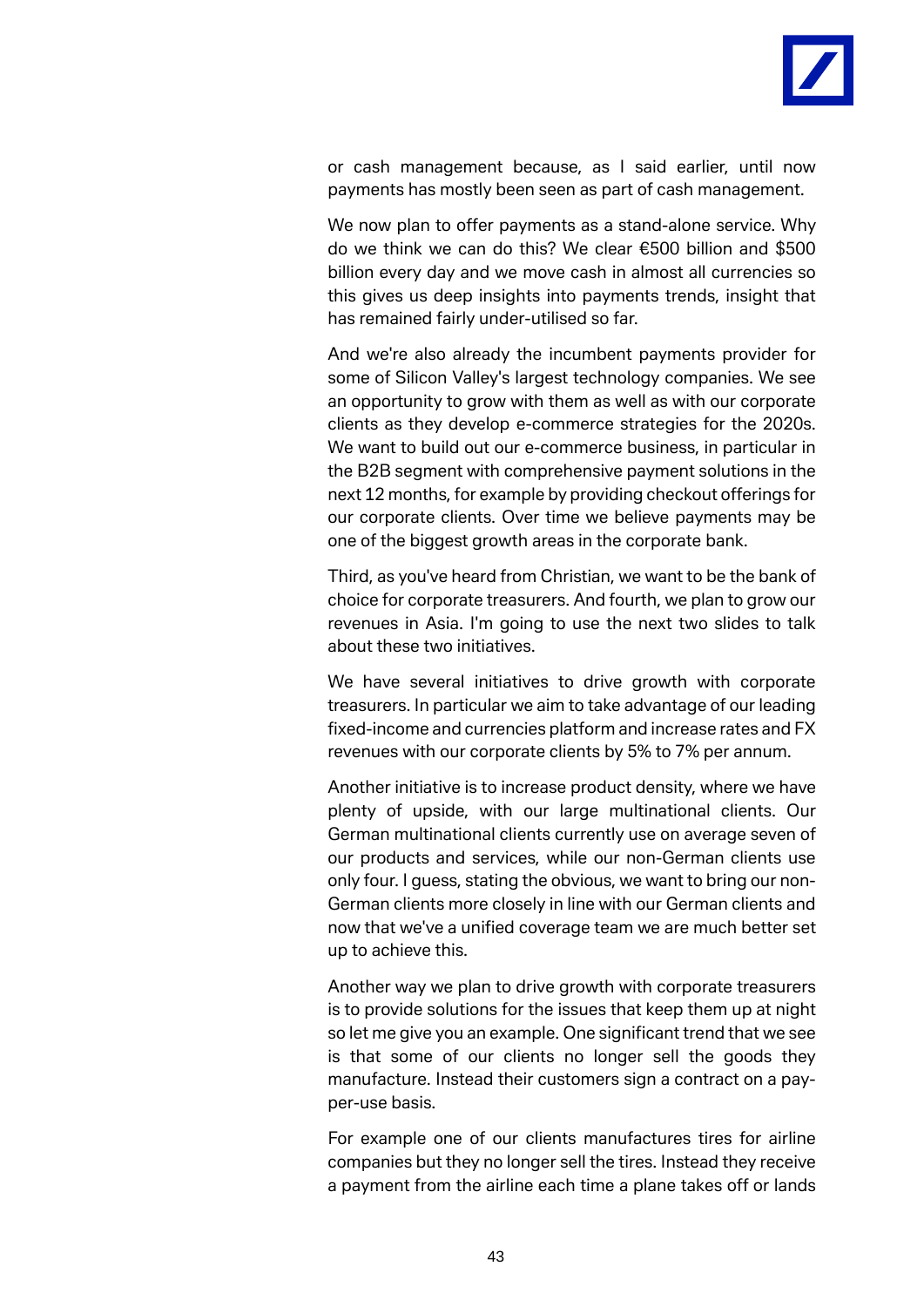or cash management because, as I said earlier, until now payments has mostly been seen as part of cash management.

We now plan to offer payments as a stand-alone service. Why do we think we can do this? We clear €500 billion and $500 billion every day and we move cash in almost all currencies so this gives us deep insights into payments trends, insight that has remained fairly under-utilised so far.

And we're also already the incumbent payments provider for some of Silicon Valley's largest technology companies. We see an opportunity to grow with them as well as with our corporate clients as they develop e-commerce strategies for the 2020s. We want to build out our e-commerce business, in particular in the B2B segment with comprehensive payment solutions in the next 12 months, for example by providing checkout offerings for our corporate clients. Over time we believe payments may be one of the biggest growth areas in the corporate bank.

Third, as you've heard from Christian, we want to be the bank of choice for corporate treasurers. And fourth, we plan to grow our revenues in Asia. I'm going to use the next two slides to talk about these two initiatives.

We have several initiatives to drive growth with corporate treasurers. In particular we aim to take advantage of our leading fixed-income and currencies platform and increase rates and FX revenues with our corporate clients by 5% to 7% per annum.

Another initiative is to increase product density, where we have plenty of upside, with our large multinational clients. Our German multinational clients currently use on average seven of our products and services, while our non-German clients use only four. I guess, stating the obvious, we want to bring our non-German clients more closely in line with our German clients and now that we've a unified coverage team we are much better set up to achieve this.

Another way we plan to drive growth with corporate treasurers is to provide solutions for the issues that keep them up at night so let me give you an example. One significant trend that we see is that some of our clients no longer sell the goods they manufacture. Instead their customers sign a contract on a pay-per-use basis.

For example one of our clients manufactures tires for airline companies but they no longer sell the tires. Instead they receive a payment from the airline each time a plane takes off or lands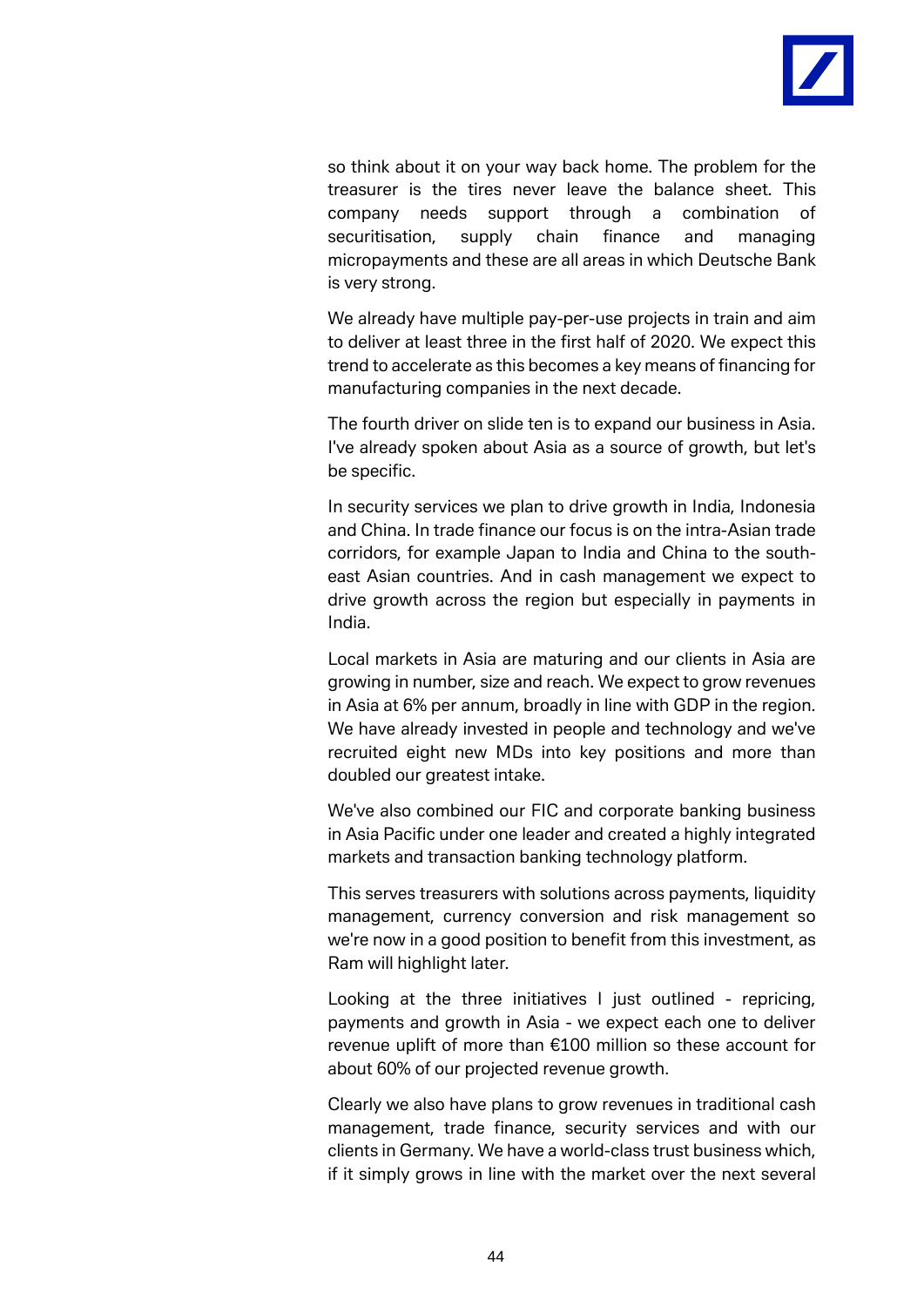so think about it on your way back home. The problem for the treasurer is the tires never leave the balance sheet. This company needs support through a combination of securitisation, supply chain finance and managing micropayments and these are all areas in which Deutsche Bank is very strong.

We already have multiple pay-per-use projects in train and aim to deliver at least three in the first half of 2020. We expect this trend to accelerate as this becomes a key means of financing for manufacturing companies in the next decade.

The fourth driver on slide ten is to expand our business in Asia. I've already spoken about Asia as a source of growth, but let's be specific.

In security services we plan to drive growth in India, Indonesia and China. In trade finance our focus is on the intra-Asian trade corridors, for example Japan to India and China to the south-east Asian countries. And in cash management we expect to drive growth across the region but especially in payments in India.

Local markets in Asia are maturing and our clients in Asia are growing in number, size and reach. We expect to grow revenues in Asia at 6% per annum, broadly in line with GDP in the region. We have already invested in people and technology and we've recruited eight new MDs into key positions and more than doubled our greatest intake.

We've also combined our FIC and corporate banking business in Asia Pacific under one leader and created a highly integrated markets and transaction banking technology platform.

This serves treasurers with solutions across payments, liquidity management, currency conversion and risk management so we're now in a good position to benefit from this investment, as Ram will highlight later.

Looking at the three initiatives I just outlined - repricing, payments and growth in Asia - we expect each one to deliver revenue uplift of more than €100 million so these account for about 60% of our projected revenue growth.

Clearly we also have plans to grow revenues in traditional cash management, trade finance, security services and with our clients in Germany. We have a world-class trust business which, if it simply grows in line with the market over the next several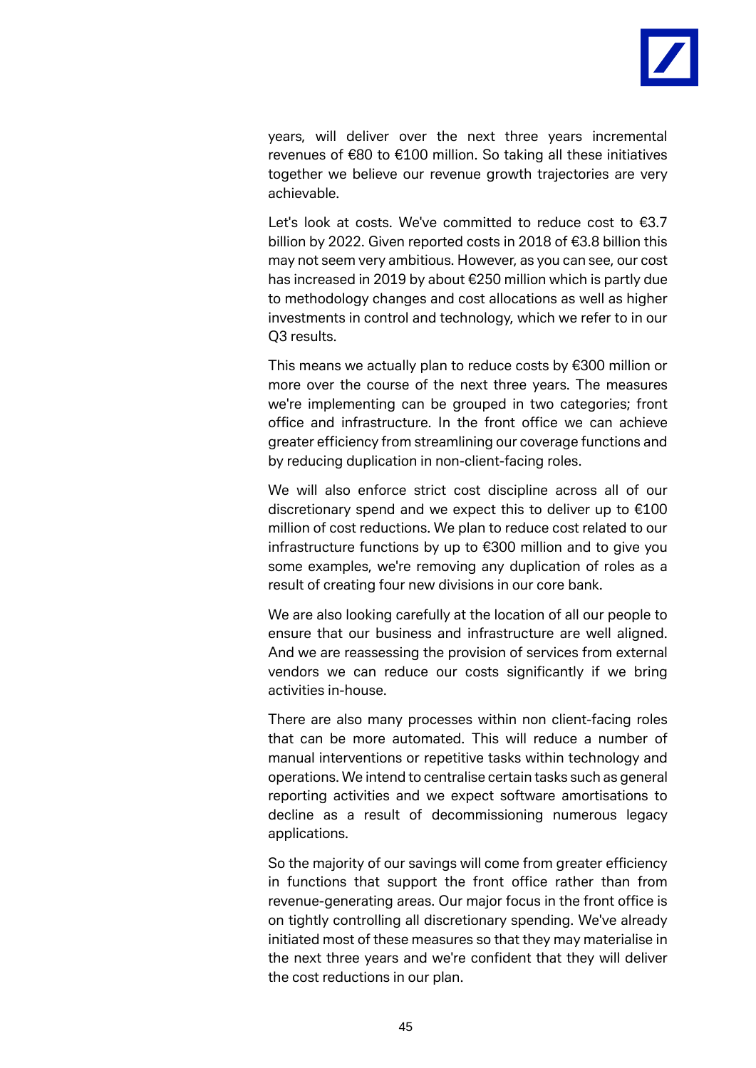years, will deliver over the next three years incremental revenues of €80 to €100 million. So taking all these initiatives together we believe our revenue growth trajectories are very achievable.

Let's look at costs. We've committed to reduce cost to €3.7 billion by 2022. Given reported costs in 2018 of €3.8 billion this may not seem very ambitious. However, as you can see, our cost has increased in 2019 by about €250 million which is partly due to methodology changes and cost allocations as well as higher investments in control and technology, which we refer to in our Q3 results.

This means we actually plan to reduce costs by €300 million or more over the course of the next three years. The measures we're implementing can be grouped in two categories; front office and infrastructure. In the front office we can achieve greater efficiency from streamlining our coverage functions and by reducing duplication in non-client-facing roles.

We will also enforce strict cost discipline across all of our discretionary spend and we expect this to deliver up to €100 million of cost reductions. We plan to reduce cost related to our infrastructure functions by up to €300 million and to give you some examples, we're removing any duplication of roles as a result of creating four new divisions in our core bank.

We are also looking carefully at the location of all our people to ensure that our business and infrastructure are well aligned. And we are reassessing the provision of services from external vendors we can reduce our costs significantly if we bring activities in-house.

There are also many processes within non client-facing roles that can be more automated. This will reduce a number of manual interventions or repetitive tasks within technology and operations. We intend to centralise certain tasks such as general reporting activities and we expect software amortisations to decline as a result of decommissioning numerous legacy applications.

So the majority of our savings will come from greater efficiency in functions that support the front office rather than from revenue-generating areas. Our major focus in the front office is on tightly controlling all discretionary spending. We've already initiated most of these measures so that they may materialise in the next three years and we're confident that they will deliver the cost reductions in our plan.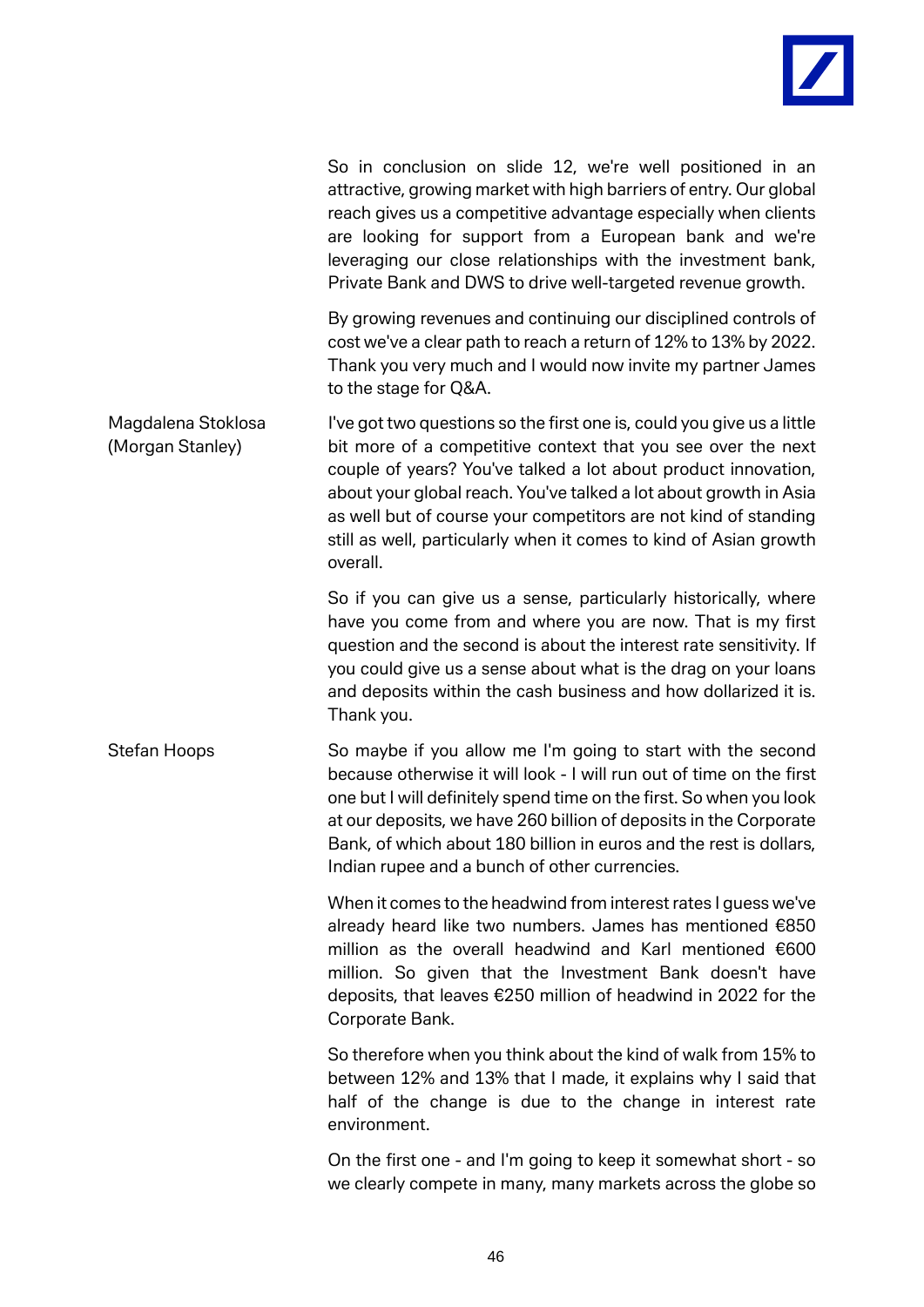So in conclusion on slide 12, we're well positioned in an attractive, growing market with high barriers of entry. Our global reach gives us a competitive advantage especially when clients are looking for support from a European bank and we're leveraging our close relationships with the investment bank, Private Bank and DWS to drive well-targeted revenue growth.

By growing revenues and continuing our disciplined controls of cost we've a clear path to reach a return of 12% to 13% by 2022. Thank you very much and I would now invite my partner James to the stage for Q&A.

**Magdalena Stoklosa (Morgan Stanley)**

I've got two questions so the first one is, could you give us a little bit more of a competitive context that you see over the next couple of years? You've talked a lot about product innovation, about your global reach. You've talked a lot about growth in Asia as well but of course your competitors are not kind of standing still as well, particularly when it comes to kind of Asian growth overall.

So if you can give us a sense, particularly historically, where have you come from and where you are now. That is my first question and the second is about the interest rate sensitivity. If you could give us a sense about what is the drag on your loans and deposits within the cash business and how dollarized it is. Thank you.

**Stefan Hoops**

So maybe if you allow me I'm going to start with the second because otherwise it will look - I will run out of time on the first one but I will definitely spend time on the first. So when you look at our deposits, we have 260 billion of deposits in the Corporate Bank, of which about 180 billion in euros and the rest is dollars, Indian rupee and a bunch of other currencies.

When it comes to the headwind from interest rates I guess we've already heard like two numbers. James has mentioned €850 million as the overall headwind and Karl mentioned €600 million. So given that the Investment Bank doesn't have deposits, that leaves €250 million of headwind in 2022 for the Corporate Bank.

So therefore when you think about the kind of walk from 15% to between 12% and 13% that I made, it explains why I said that half of the change is due to the change in interest rate environment.

On the first one - and I'm going to keep it somewhat short - so we clearly compete in many, many markets across the globe so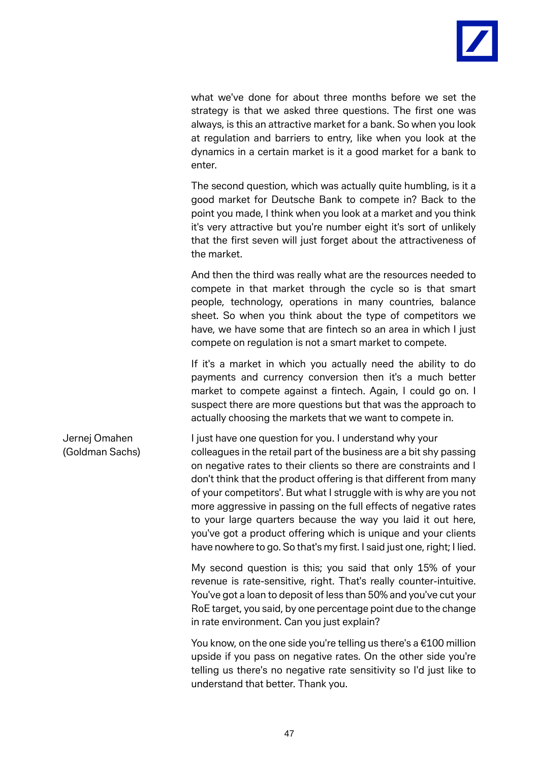what we've done for about three months before we set the strategy is that we asked three questions. The first one was always, is this an attractive market for a bank. So when you look at regulation and barriers to entry, like when you look at the dynamics in a certain market is it a good market for a bank to enter.

The second question, which was actually quite humbling, is it a good market for Deutsche Bank to compete in? Back to the point you made, I think when you look at a market and you think it's very attractive but you're number eight it's sort of unlikely that the first seven will just forget about the attractiveness of the market.

And then the third was really what are the resources needed to compete in that market through the cycle so is that smart people, technology, operations in many countries, balance sheet. So when you think about the type of competitors we have, we have some that are fintech so an area in which I just compete on regulation is not a smart market to compete.

If it's a market in which you actually need the ability to do payments and currency conversion then it's a much better market to compete against a fintech. Again, I could go on. I suspect there are more questions but that was the approach to actually choosing the markets that we want to compete in.

**Jernej Omahen (Goldman Sachs)**

I just have one question for you. I understand why your colleagues in the retail part of the business are a bit shy passing on negative rates to their clients so there are constraints and I don't think that the product offering is that different from many of your competitors'. But what I struggle with is why are you not more aggressive in passing on the full effects of negative rates to your large quarters because the way you laid it out here, you've got a product offering which is unique and your clients have nowhere to go. So that's my first. I said just one, right; I lied.

My second question is this; you said that only 15% of your revenue is rate-sensitive, right. That's really counter-intuitive. You've got a loan to deposit of less than 50% and you've cut your RoE target, you said, by one percentage point due to the change in rate environment. Can you just explain?

You know, on the one side you're telling us there's a €100 million upside if you pass on negative rates. On the other side you're telling us there's no negative rate sensitivity so I'd just like to understand that better. Thank you.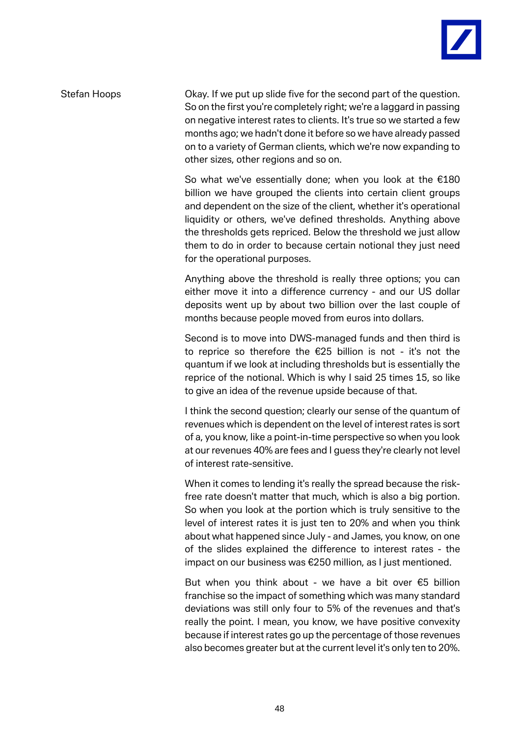Stefan Hoops

Okay. If we put up slide five for the second part of the question. So on the first you're completely right; we're a laggard in passing on negative interest rates to clients. It's true so we started a few months ago; we hadn't done it before so we have already passed on to a variety of German clients, which we're now expanding to other sizes, other regions and so on.

So what we've essentially done; when you look at the €180 billion we have grouped the clients into certain client groups and dependent on the size of the client, whether it's operational liquidity or others, we've defined thresholds. Anything above the thresholds gets repriced. Below the threshold we just allow them to do in order to because certain notional they just need for the operational purposes.

Anything above the threshold is really three options; you can either move it into a difference currency - and our US dollar deposits went up by about two billion over the last couple of months because people moved from euros into dollars.

Second is to move into DWS-managed funds and then third is to reprice so therefore the €25 billion is not - it's not the quantum if we look at including thresholds but is essentially the reprice of the notional. Which is why I said 25 times 15, so like to give an idea of the revenue upside because of that.

I think the second question; clearly our sense of the quantum of revenues which is dependent on the level of interest rates is sort of a, you know, like a point-in-time perspective so when you look at our revenues 40% are fees and I guess they're clearly not level of interest rate-sensitive.

When it comes to lending it's really the spread because the risk-free rate doesn't matter that much, which is also a big portion. So when you look at the portion which is truly sensitive to the level of interest rates it is just ten to 20% and when you think about what happened since July - and James, you know, on one of the slides explained the difference to interest rates - the impact on our business was €250 million, as I just mentioned.

But when you think about - we have a bit over €5 billion franchise so the impact of something which was many standard deviations was still only four to 5% of the revenues and that's really the point. I mean, you know, we have positive convexity because if interest rates go up the percentage of those revenues also becomes greater but at the current level it's only ten to 20%.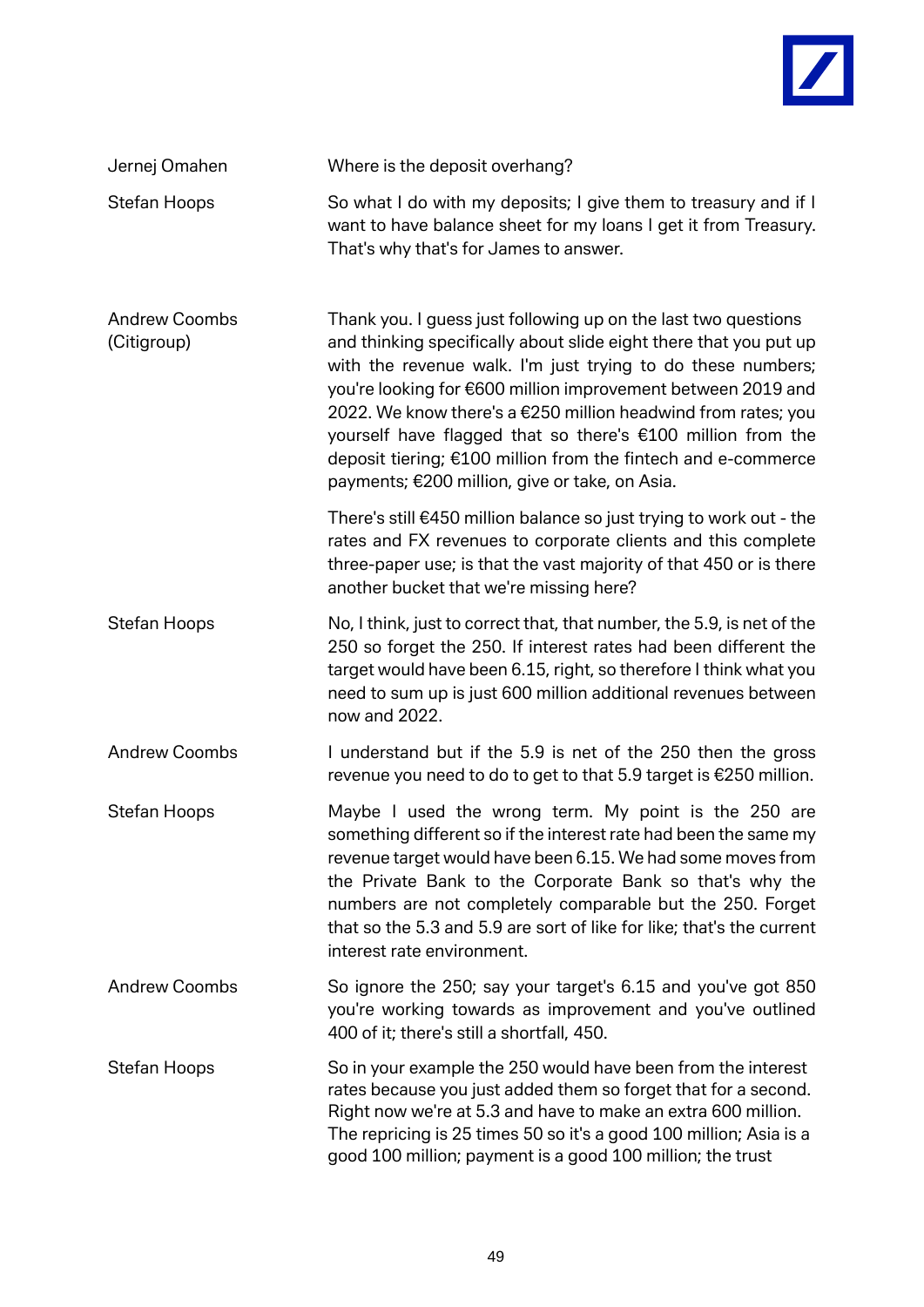**Jernej Omahen**

Where is the deposit overhang?

**Stefan Hoops**

So what I do with my deposits; I give them to treasury and if I want to have balance sheet for my loans I get it from Treasury. That's why that's for James to answer.

**Andrew Coombs (Citigroup)**

Thank you. I guess just following up on the last two questions and thinking specifically about slide eight there that you put up with the revenue walk. I'm just trying to do these numbers; you're looking for €600 million improvement between 2019 and 2022. We know there's a €250 million headwind from rates; you yourself have flagged that so there's €100 million from the deposit tiering; €100 million from the fintech and e-commerce payments; €200 million, give or take, on Asia.

There's still €450 million balance so just trying to work out - the rates and FX revenues to corporate clients and this complete three-paper use; is that the vast majority of that 450 or is there another bucket that we're missing here?

**Stefan Hoops**

No, I think, just to correct that, that number, the 5.9, is net of the 250 so forget the 250. If interest rates had been different the target would have been 6.15, right, so therefore I think what you need to sum up is just 600 million additional revenues between now and 2022.

**Andrew Coombs**

I understand but if the 5.9 is net of the 250 then the gross revenue you need to do to get to that 5.9 target is €250 million.

**Stefan Hoops**

Maybe I used the wrong term. My point is the 250 are something different so if the interest rate had been the same my revenue target would have been 6.15. We had some moves from the Private Bank to the Corporate Bank so that's why the numbers are not completely comparable but the 250. Forget that so the 5.3 and 5.9 are sort of like for like; that's the current interest rate environment.

**Andrew Coombs**

So ignore the 250; say your target's 6.15 and you've got 850 you're working towards as improvement and you've outlined 400 of it; there's still a shortfall, 450.

**Stefan Hoops**

So in your example the 250 would have been from the interest rates because you just added them so forget that for a second. Right now we're at 5.3 and have to make an extra 600 million. The repricing is 25 times 50 so it's a good 100 million; Asia is a good 100 million; payment is a good 100 million; the trust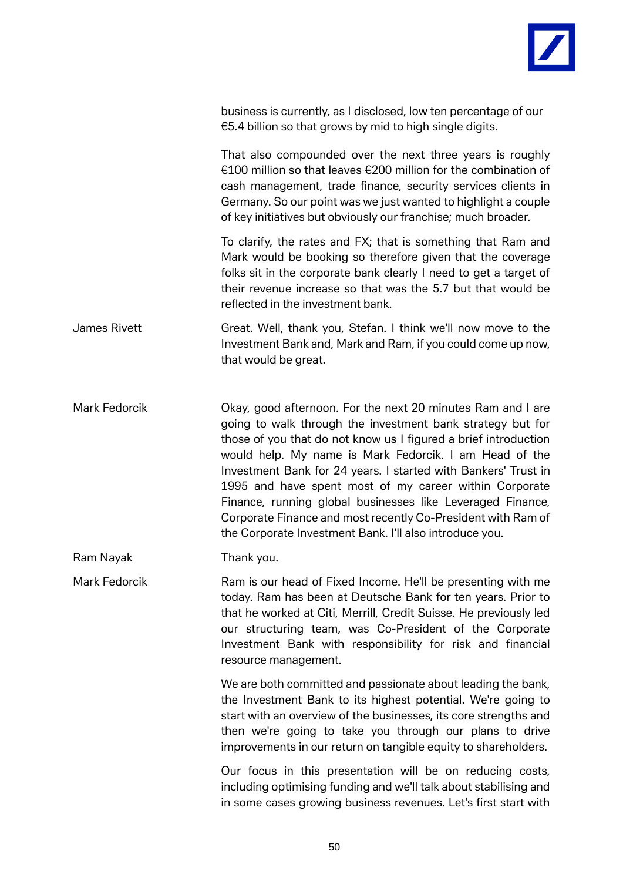business is currently, as I disclosed, low ten percentage of our €5.4 billion so that grows by mid to high single digits.

That also compounded over the next three years is roughly €100 million so that leaves €200 million for the combination of cash management, trade finance, security services clients in Germany. So our point was we just wanted to highlight a couple of key initiatives but obviously our franchise; much broader.

To clarify, the rates and FX; that is something that Ram and Mark would be booking so therefore given that the coverage folks sit in the corporate bank clearly I need to get a target of their revenue increase so that was the 5.7 but that would be reflected in the investment bank.

**James Rivett**: Great. Well, thank you, Stefan. I think we'll now move to the Investment Bank and, Mark and Ram, if you could come up now, that would be great.

**Mark Fedorcik**: Okay, good afternoon. For the next 20 minutes Ram and I are going to walk through the investment bank strategy but for those of you that do not know us I figured a brief introduction would help. My name is Mark Fedorcik. I am Head of the Investment Bank for 24 years. I started with Bankers' Trust in 1995 and have spent most of my career within Corporate Finance, running global businesses like Leveraged Finance, Corporate Finance and most recently Co-President with Ram of the Corporate Investment Bank. I'll also introduce you.

**Ram Nayak**: Thank you.

**Mark Fedorcik**: Ram is our head of Fixed Income. He'll be presenting with me today. Ram has been at Deutsche Bank for ten years. Prior to that he worked at Citi, Merrill, Credit Suisse. He previously led our structuring team, was Co-President of the Corporate Investment Bank with responsibility for risk and financial resource management.

We are both committed and passionate about leading the bank, the Investment Bank to its highest potential. We're going to start with an overview of the businesses, its core strengths and then we're going to take you through our plans to drive improvements in our return on tangible equity to shareholders.

Our focus in this presentation will be on reducing costs, including optimising funding and we'll talk about stabilising and in some cases growing business revenues. Let's first start with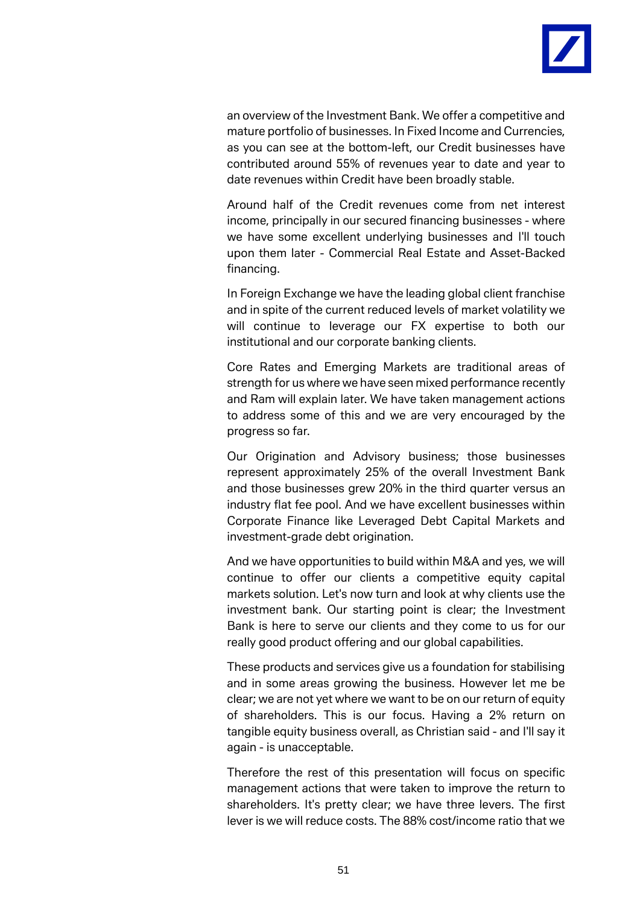an overview of the Investment Bank. We offer a competitive and mature portfolio of businesses. In Fixed Income and Currencies, as you can see at the bottom-left, our Credit businesses have contributed around 55% of revenues year to date and year to date revenues within Credit have been broadly stable.

Around half of the Credit revenues come from net interest income, principally in our secured financing businesses - where we have some excellent underlying businesses and I'll touch upon them later - Commercial Real Estate and Asset-Backed financing.

In Foreign Exchange we have the leading global client franchise and in spite of the current reduced levels of market volatility we will continue to leverage our FX expertise to both our institutional and our corporate banking clients.

Core Rates and Emerging Markets are traditional areas of strength for us where we have seen mixed performance recently and Ram will explain later. We have taken management actions to address some of this and we are very encouraged by the progress so far.

Our Origination and Advisory business; those businesses represent approximately 25% of the overall Investment Bank and those businesses grew 20% in the third quarter versus an industry flat fee pool. And we have excellent businesses within Corporate Finance like Leveraged Debt Capital Markets and investment-grade debt origination.

And we have opportunities to build within M&A and yes, we will continue to offer our clients a competitive equity capital markets solution. Let's now turn and look at why clients use the investment bank. Our starting point is clear; the Investment Bank is here to serve our clients and they come to us for our really good product offering and our global capabilities.

These products and services give us a foundation for stabilising and in some areas growing the business. However let me be clear; we are not yet where we want to be on our return of equity of shareholders. This is our focus. Having a 2% return on tangible equity business overall, as Christian said - and I'll say it again - is unacceptable.

Therefore the rest of this presentation will focus on specific management actions that were taken to improve the return to shareholders. It's pretty clear; we have three levers. The first lever is we will reduce costs. The 88% cost/income ratio that we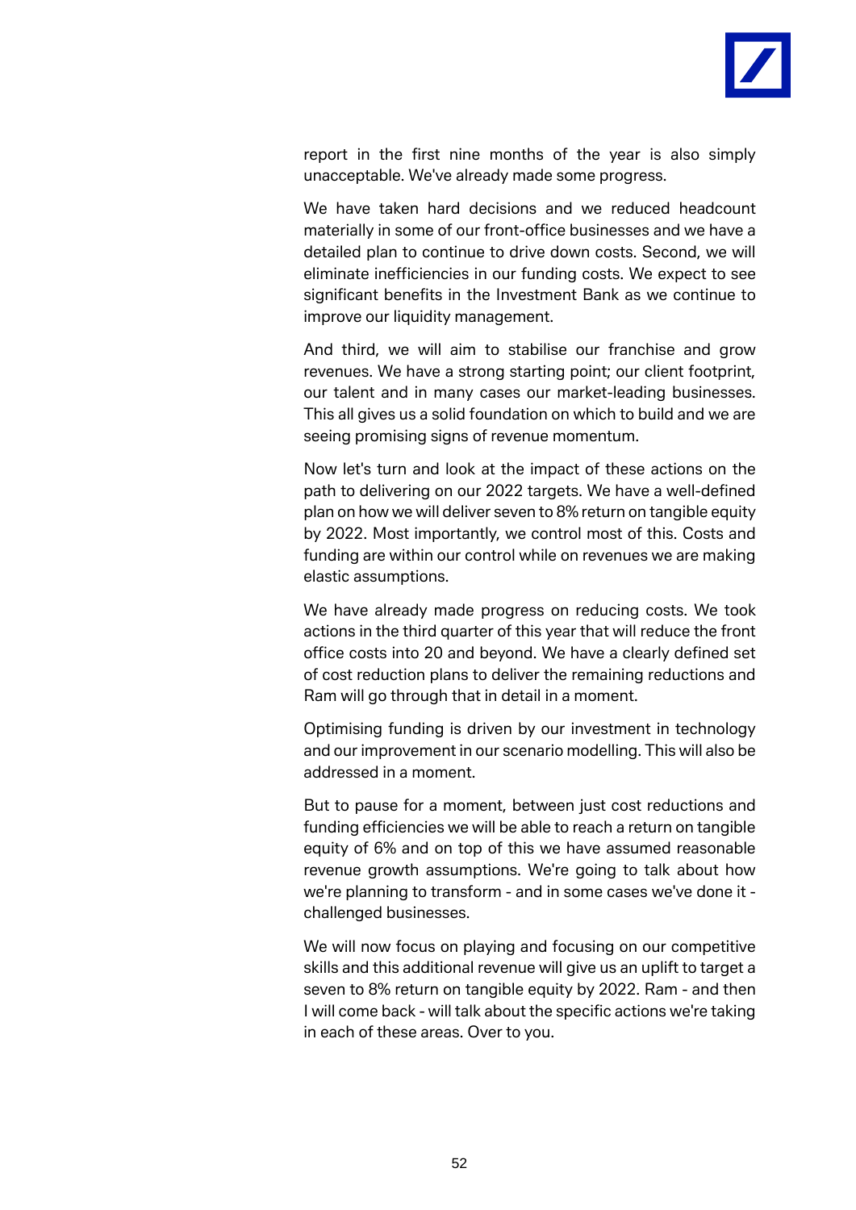report in the first nine months of the year is also simply unacceptable. We've already made some progress.

We have taken hard decisions and we reduced headcount materially in some of our front-office businesses and we have a detailed plan to continue to drive down costs. Second, we will eliminate inefficiencies in our funding costs. We expect to see significant benefits in the Investment Bank as we continue to improve our liquidity management.

And third, we will aim to stabilise our franchise and grow revenues. We have a strong starting point; our client footprint, our talent and in many cases our market-leading businesses. This all gives us a solid foundation on which to build and we are seeing promising signs of revenue momentum.

Now let's turn and look at the impact of these actions on the path to delivering on our 2022 targets. We have a well-defined plan on how we will deliver seven to 8% return on tangible equity by 2022. Most importantly, we control most of this. Costs and funding are within our control while on revenues we are making elastic assumptions.

We have already made progress on reducing costs. We took actions in the third quarter of this year that will reduce the front office costs into 20 and beyond. We have a clearly defined set of cost reduction plans to deliver the remaining reductions and Ram will go through that in detail in a moment.

Optimising funding is driven by our investment in technology and our improvement in our scenario modelling. This will also be addressed in a moment.

But to pause for a moment, between just cost reductions and funding efficiencies we will be able to reach a return on tangible equity of 6% and on top of this we have assumed reasonable revenue growth assumptions. We're going to talk about how we're planning to transform - and in some cases we've done it - challenged businesses.

We will now focus on playing and focusing on our competitive skills and this additional revenue will give us an uplift to target a seven to 8% return on tangible equity by 2022. Ram - and then I will come back - will talk about the specific actions we're taking in each of these areas. Over to you.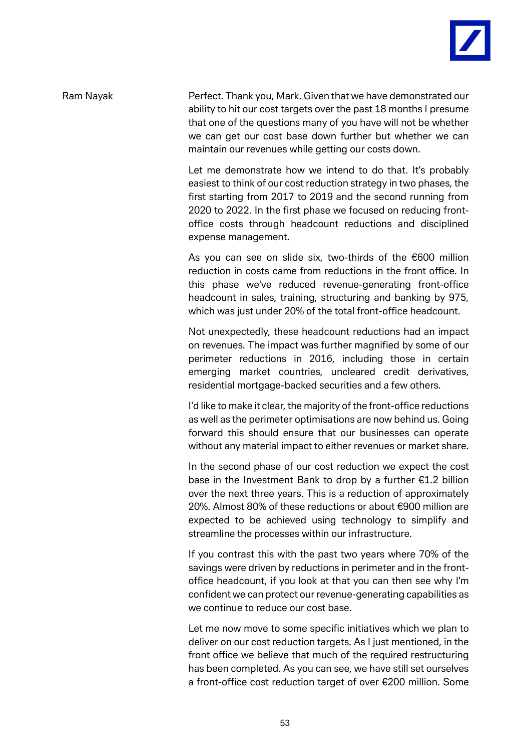Ram Nayak

Perfect. Thank you, Mark. Given that we have demonstrated our ability to hit our cost targets over the past 18 months I presume that one of the questions many of you have will not be whether we can get our cost base down further but whether we can maintain our revenues while getting our costs down.

Let me demonstrate how we intend to do that. It's probably easiest to think of our cost reduction strategy in two phases, the first starting from 2017 to 2019 and the second running from 2020 to 2022. In the first phase we focused on reducing front-office costs through headcount reductions and disciplined expense management.

As you can see on slide six, two-thirds of the €600 million reduction in costs came from reductions in the front office. In this phase we've reduced revenue-generating front-office headcount in sales, training, structuring and banking by 975, which was just under 20% of the total front-office headcount.

Not unexpectedly, these headcount reductions had an impact on revenues. The impact was further magnified by some of our perimeter reductions in 2016, including those in certain emerging market countries, uncleared credit derivatives, residential mortgage-backed securities and a few others.

I'd like to make it clear, the majority of the front-office reductions as well as the perimeter optimisations are now behind us. Going forward this should ensure that our businesses can operate without any material impact to either revenues or market share.

In the second phase of our cost reduction we expect the cost base in the Investment Bank to drop by a further €1.2 billion over the next three years. This is a reduction of approximately 20%. Almost 80% of these reductions or about €900 million are expected to be achieved using technology to simplify and streamline the processes within our infrastructure.

If you contrast this with the past two years where 70% of the savings were driven by reductions in perimeter and in the front-office headcount, if you look at that you can then see why I'm confident we can protect our revenue-generating capabilities as we continue to reduce our cost base.

Let me now move to some specific initiatives which we plan to deliver on our cost reduction targets. As I just mentioned, in the front office we believe that much of the required restructuring has been completed. As you can see, we have still set ourselves a front-office cost reduction target of over €200 million. Some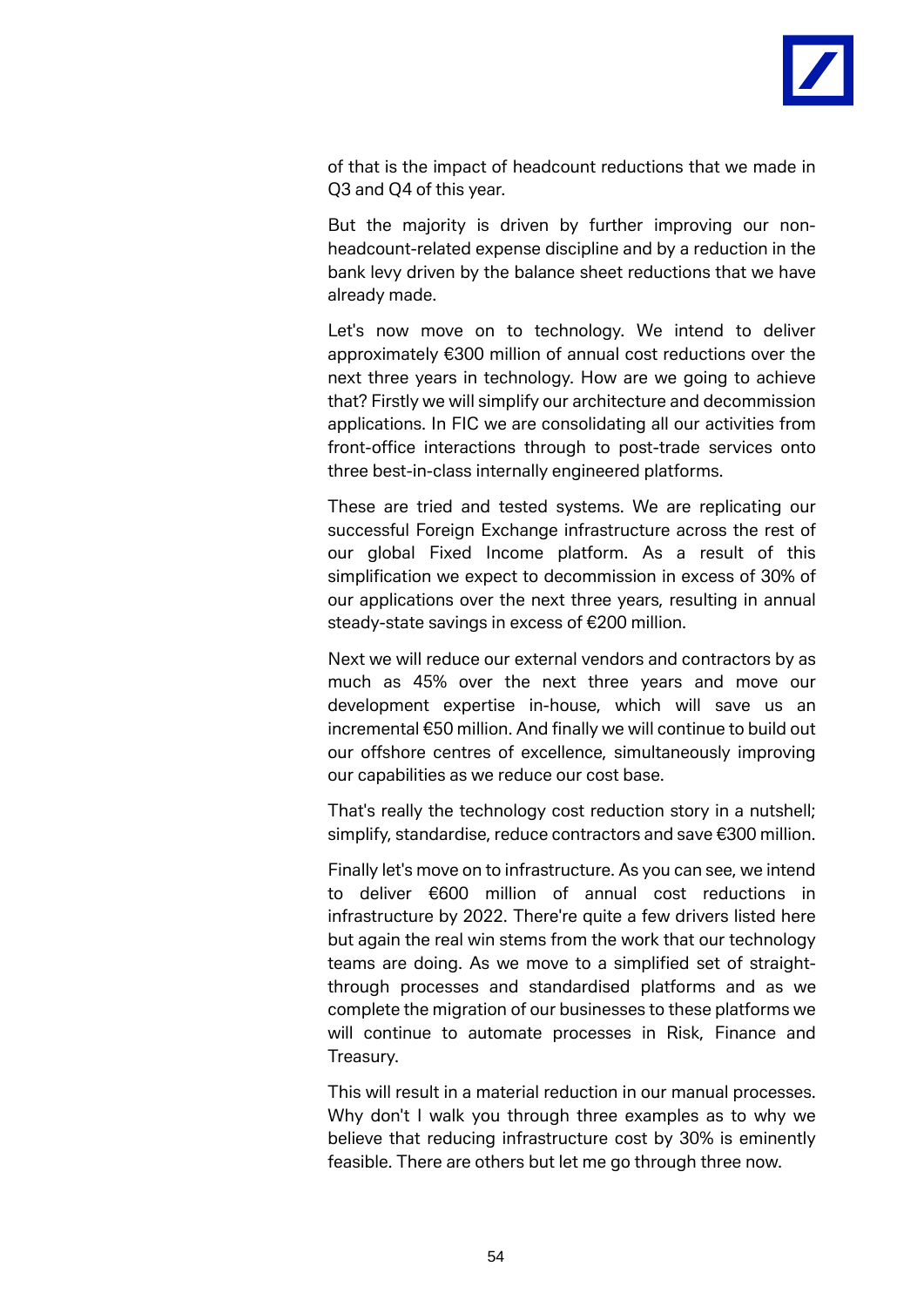of that is the impact of headcount reductions that we made in Q3 and Q4 of this year.

But the majority is driven by further improving our non-headcount-related expense discipline and by a reduction in the bank levy driven by the balance sheet reductions that we have already made.

Let's now move on to technology. We intend to deliver approximately €300 million of annual cost reductions over the next three years in technology. How are we going to achieve that? Firstly we will simplify our architecture and decommission applications. In FIC we are consolidating all our activities from front-office interactions through to post-trade services onto three best-in-class internally engineered platforms.

These are tried and tested systems. We are replicating our successful Foreign Exchange infrastructure across the rest of our global Fixed Income platform. As a result of this simplification we expect to decommission in excess of 30% of our applications over the next three years, resulting in annual steady-state savings in excess of €200 million.

Next we will reduce our external vendors and contractors by as much as 45% over the next three years and move our development expertise in-house, which will save us an incremental €50 million. And finally we will continue to build out our offshore centres of excellence, simultaneously improving our capabilities as we reduce our cost base.

That's really the technology cost reduction story in a nutshell; simplify, standardise, reduce contractors and save €300 million.

Finally let's move on to infrastructure. As you can see, we intend to deliver €600 million of annual cost reductions in infrastructure by 2022. There're quite a few drivers listed here but again the real win stems from the work that our technology teams are doing. As we move to a simplified set of straight-through processes and standardised platforms and as we complete the migration of our businesses to these platforms we will continue to automate processes in Risk, Finance and Treasury.

This will result in a material reduction in our manual processes. Why don't I walk you through three examples as to why we believe that reducing infrastructure cost by 30% is eminently feasible. There are others but let me go through three now.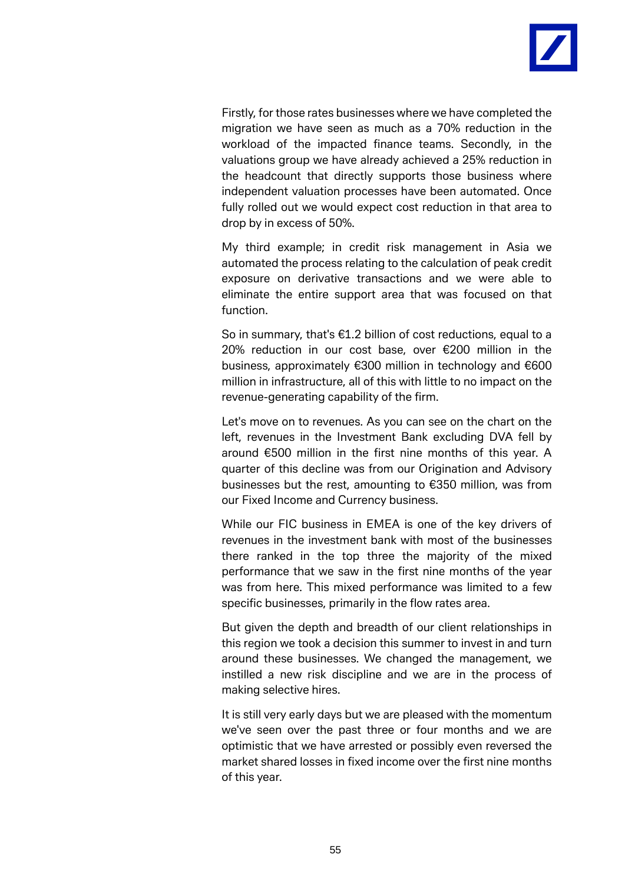Firstly, for those rates businesses where we have completed the migration we have seen as much as a 70% reduction in the workload of the impacted finance teams. Secondly, in the valuations group we have already achieved a 25% reduction in the headcount that directly supports those business where independent valuation processes have been automated. Once fully rolled out we would expect cost reduction in that area to drop by in excess of 50%.

My third example; in credit risk management in Asia we automated the process relating to the calculation of peak credit exposure on derivative transactions and we were able to eliminate the entire support area that was focused on that function.

So in summary, that's €1.2 billion of cost reductions, equal to a 20% reduction in our cost base, over €200 million in the business, approximately €300 million in technology and €600 million in infrastructure, all of this with little to no impact on the revenue-generating capability of the firm.

Let's move on to revenues. As you can see on the chart on the left, revenues in the Investment Bank excluding DVA fell by around €500 million in the first nine months of this year. A quarter of this decline was from our Origination and Advisory businesses but the rest, amounting to €350 million, was from our Fixed Income and Currency business.

While our FIC business in EMEA is one of the key drivers of revenues in the investment bank with most of the businesses there ranked in the top three the majority of the mixed performance that we saw in the first nine months of the year was from here. This mixed performance was limited to a few specific businesses, primarily in the flow rates area.

But given the depth and breadth of our client relationships in this region we took a decision this summer to invest in and turn around these businesses. We changed the management, we instilled a new risk discipline and we are in the process of making selective hires.

It is still very early days but we are pleased with the momentum we've seen over the past three or four months and we are optimistic that we have arrested or possibly even reversed the market shared losses in fixed income over the first nine months of this year.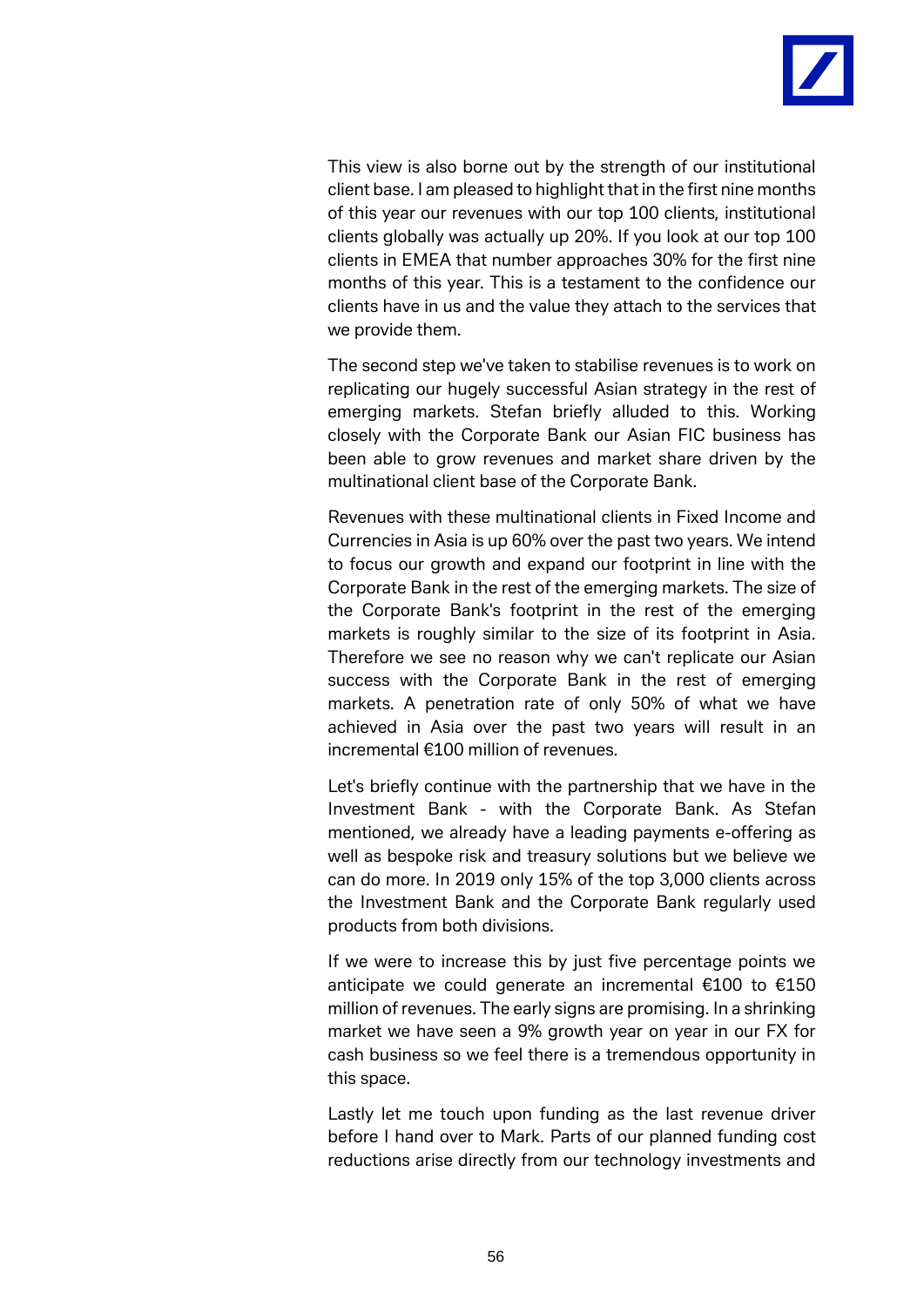This view is also borne out by the strength of our institutional client base. I am pleased to highlight that in the first nine months of this year our revenues with our top 100 clients, institutional clients globally was actually up 20%. If you look at our top 100 clients in EMEA that number approaches 30% for the first nine months of this year. This is a testament to the confidence our clients have in us and the value they attach to the services that we provide them.

The second step we've taken to stabilise revenues is to work on replicating our hugely successful Asian strategy in the rest of emerging markets. Stefan briefly alluded to this. Working closely with the Corporate Bank our Asian FIC business has been able to grow revenues and market share driven by the multinational client base of the Corporate Bank.

Revenues with these multinational clients in Fixed Income and Currencies in Asia is up 60% over the past two years. We intend to focus our growth and expand our footprint in line with the Corporate Bank in the rest of the emerging markets. The size of the Corporate Bank's footprint in the rest of the emerging markets is roughly similar to the size of its footprint in Asia. Therefore we see no reason why we can't replicate our Asian success with the Corporate Bank in the rest of emerging markets. A penetration rate of only 50% of what we have achieved in Asia over the past two years will result in an incremental €100 million of revenues.

Let's briefly continue with the partnership that we have in the Investment Bank - with the Corporate Bank. As Stefan mentioned, we already have a leading payments e-offering as well as bespoke risk and treasury solutions but we believe we can do more. In 2019 only 15% of the top 3,000 clients across the Investment Bank and the Corporate Bank regularly used products from both divisions.

If we were to increase this by just five percentage points we anticipate we could generate an incremental €100 to €150 million of revenues. The early signs are promising. In a shrinking market we have seen a 9% growth year on year in our FX for cash business so we feel there is a tremendous opportunity in this space.

Lastly let me touch upon funding as the last revenue driver before I hand over to Mark. Parts of our planned funding cost reductions arise directly from our technology investments and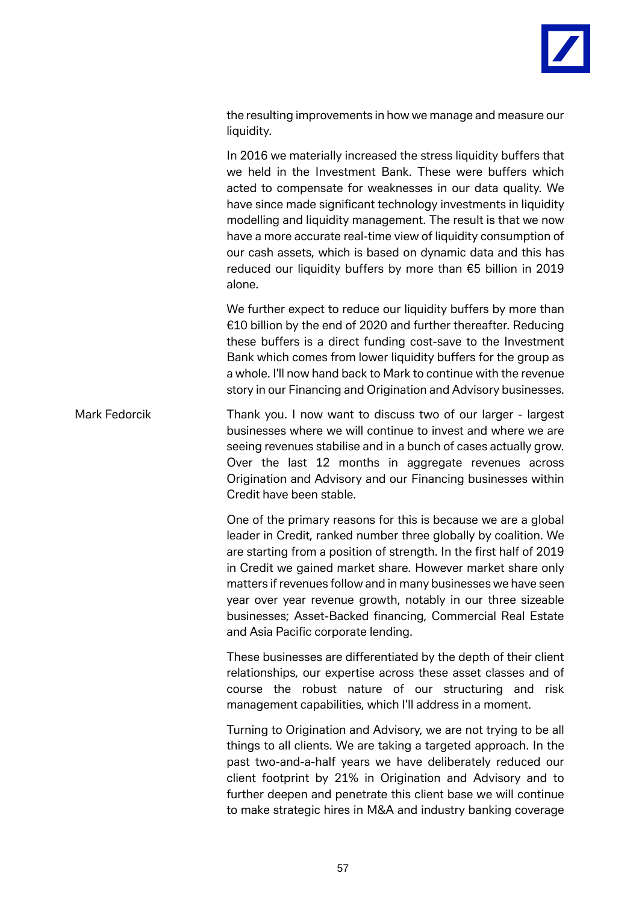the resulting improvements in how we manage and measure our liquidity.

In 2016 we materially increased the stress liquidity buffers that we held in the Investment Bank. These were buffers which acted to compensate for weaknesses in our data quality. We have since made significant technology investments in liquidity modelling and liquidity management. The result is that we now have a more accurate real-time view of liquidity consumption of our cash assets, which is based on dynamic data and this has reduced our liquidity buffers by more than €5 billion in 2019 alone.

We further expect to reduce our liquidity buffers by more than €10 billion by the end of 2020 and further thereafter. Reducing these buffers is a direct funding cost-save to the Investment Bank which comes from lower liquidity buffers for the group as a whole. I'll now hand back to Mark to continue with the revenue story in our Financing and Origination and Advisory businesses.

Mark Fedorcik

Thank you. I now want to discuss two of our larger - largest businesses where we will continue to invest and where we are seeing revenues stabilise and in a bunch of cases actually grow. Over the last 12 months in aggregate revenues across Origination and Advisory and our Financing businesses within Credit have been stable.

One of the primary reasons for this is because we are a global leader in Credit, ranked number three globally by coalition. We are starting from a position of strength. In the first half of 2019 in Credit we gained market share. However market share only matters if revenues follow and in many businesses we have seen year over year revenue growth, notably in our three sizeable businesses; Asset-Backed financing, Commercial Real Estate and Asia Pacific corporate lending.

These businesses are differentiated by the depth of their client relationships, our expertise across these asset classes and of course the robust nature of our structuring and risk management capabilities, which I'll address in a moment.

Turning to Origination and Advisory, we are not trying to be all things to all clients. We are taking a targeted approach. In the past two-and-a-half years we have deliberately reduced our client footprint by 21% in Origination and Advisory and to further deepen and penetrate this client base we will continue to make strategic hires in M&A and industry banking coverage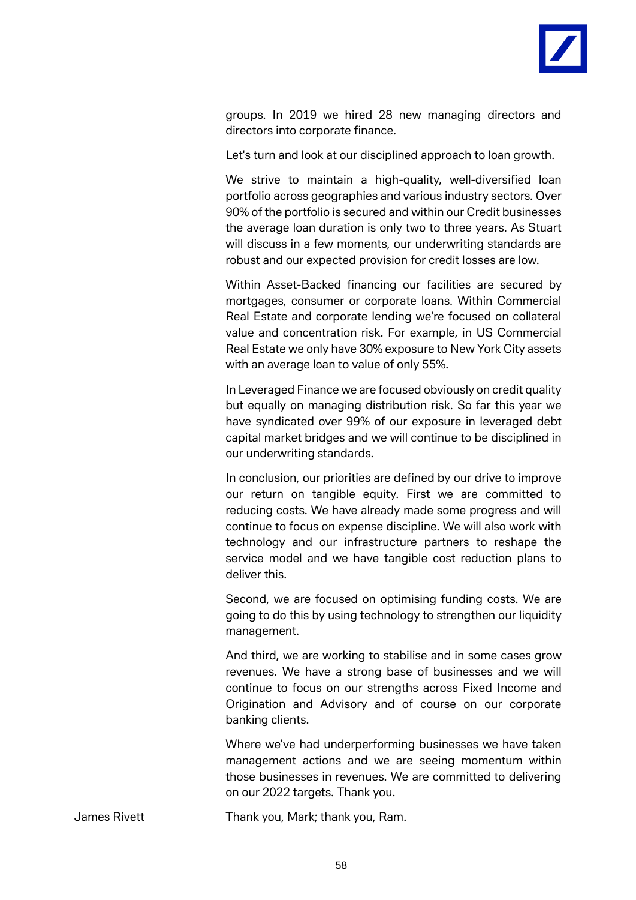groups. In 2019 we hired 28 new managing directors and directors into corporate finance.

Let's turn and look at our disciplined approach to loan growth.

We strive to maintain a high-quality, well-diversified loan portfolio across geographies and various industry sectors. Over 90% of the portfolio is secured and within our Credit businesses the average loan duration is only two to three years. As Stuart will discuss in a few moments, our underwriting standards are robust and our expected provision for credit losses are low.

Within Asset-Backed financing our facilities are secured by mortgages, consumer or corporate loans. Within Commercial Real Estate and corporate lending we're focused on collateral value and concentration risk. For example, in US Commercial Real Estate we only have 30% exposure to New York City assets with an average loan to value of only 55%.

In Leveraged Finance we are focused obviously on credit quality but equally on managing distribution risk. So far this year we have syndicated over 99% of our exposure in leveraged debt capital market bridges and we will continue to be disciplined in our underwriting standards.

In conclusion, our priorities are defined by our drive to improve our return on tangible equity. First we are committed to reducing costs. We have already made some progress and will continue to focus on expense discipline. We will also work with technology and our infrastructure partners to reshape the service model and we have tangible cost reduction plans to deliver this.

Second, we are focused on optimising funding costs. We are going to do this by using technology to strengthen our liquidity management.

And third, we are working to stabilise and in some cases grow revenues. We have a strong base of businesses and we will continue to focus on our strengths across Fixed Income and Origination and Advisory and of course on our corporate banking clients.

Where we've had underperforming businesses we have taken management actions and we are seeing momentum within those businesses in revenues. We are committed to delivering on our 2022 targets. Thank you.

James Rivett: Thank you, Mark; thank you, Ram.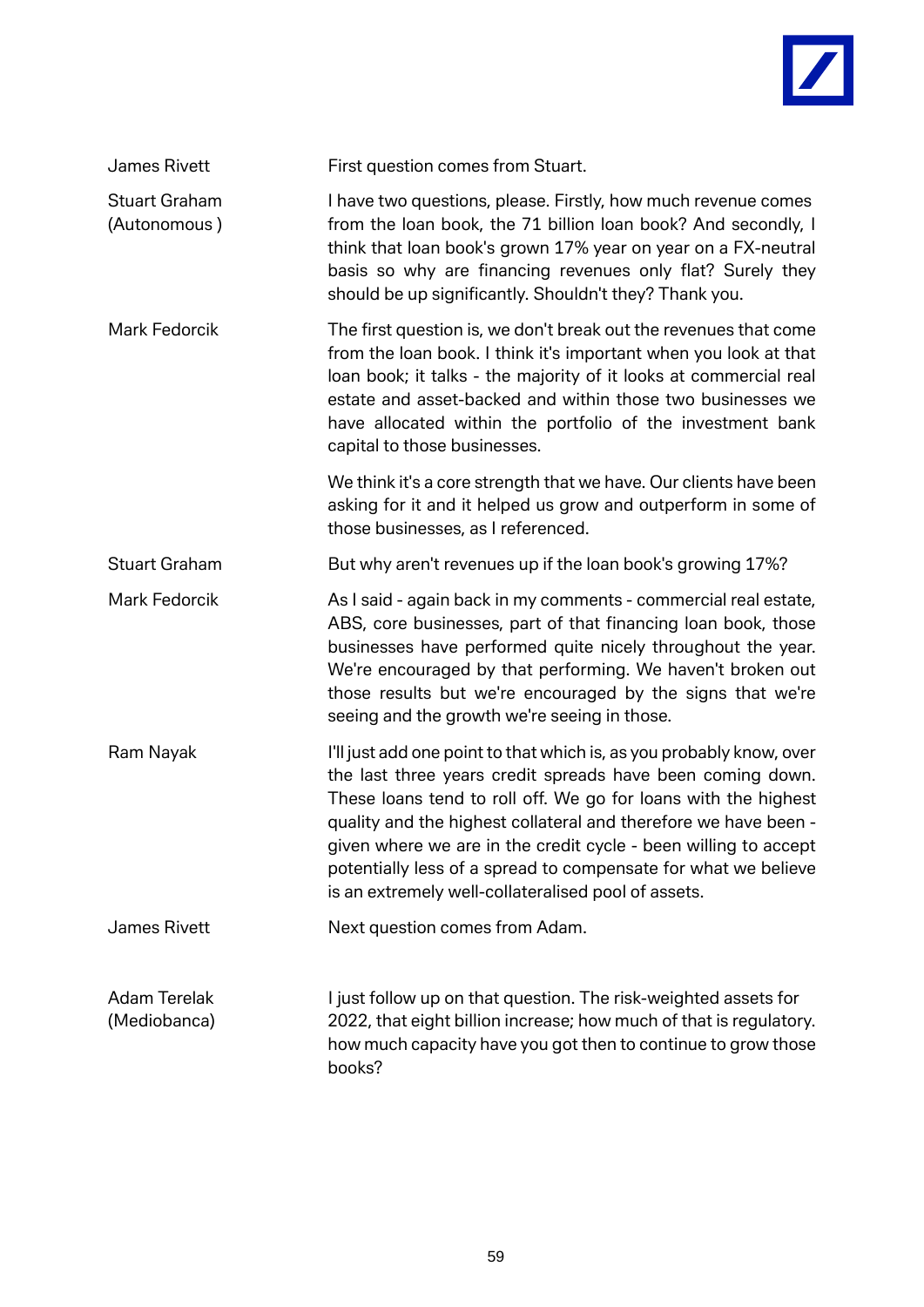| | |
|---|---|
| James Rivett | First question comes from Stuart. |
| Stuart Graham (Autonomous ) | I have two questions, please. Firstly, how much revenue comes from the loan book, the 71 billion loan book? And secondly, I think that loan book's grown 17% year on year on a FX-neutral basis so why are financing revenues only flat? Surely they should be up significantly. Shouldn't they? Thank you. |
| Mark Fedorcik | The first question is, we don't break out the revenues that come from the loan book. I think it's important when you look at that loan book; it talks - the majority of it looks at commercial real estate and asset-backed and within those two businesses we have allocated within the portfolio of the investment bank capital to those businesses.<br><br>We think it's a core strength that we have. Our clients have been asking for it and it helped us grow and outperform in some of those businesses, as I referenced. |
| Stuart Graham | But why aren't revenues up if the loan book's growing 17%? |
| Mark Fedorcik | As I said - again back in my comments - commercial real estate, ABS, core businesses, part of that financing loan book, those businesses have performed quite nicely throughout the year. We're encouraged by that performing. We haven't broken out those results but we're encouraged by the signs that we're seeing and the growth we're seeing in those. |
| Ram Nayak | I'll just add one point to that which is, as you probably know, over the last three years credit spreads have been coming down. These loans tend to roll off. We go for loans with the highest quality and the highest collateral and therefore we have been - given where we are in the credit cycle - been willing to accept potentially less of a spread to compensate for what we believe is an extremely well-collateralised pool of assets. |
| James Rivett | Next question comes from Adam. |
| Adam Terelak (Mediobanca) | I just follow up on that question. The risk-weighted assets for 2022, that eight billion increase; how much of that is regulatory. how much capacity have you got then to continue to grow those books? |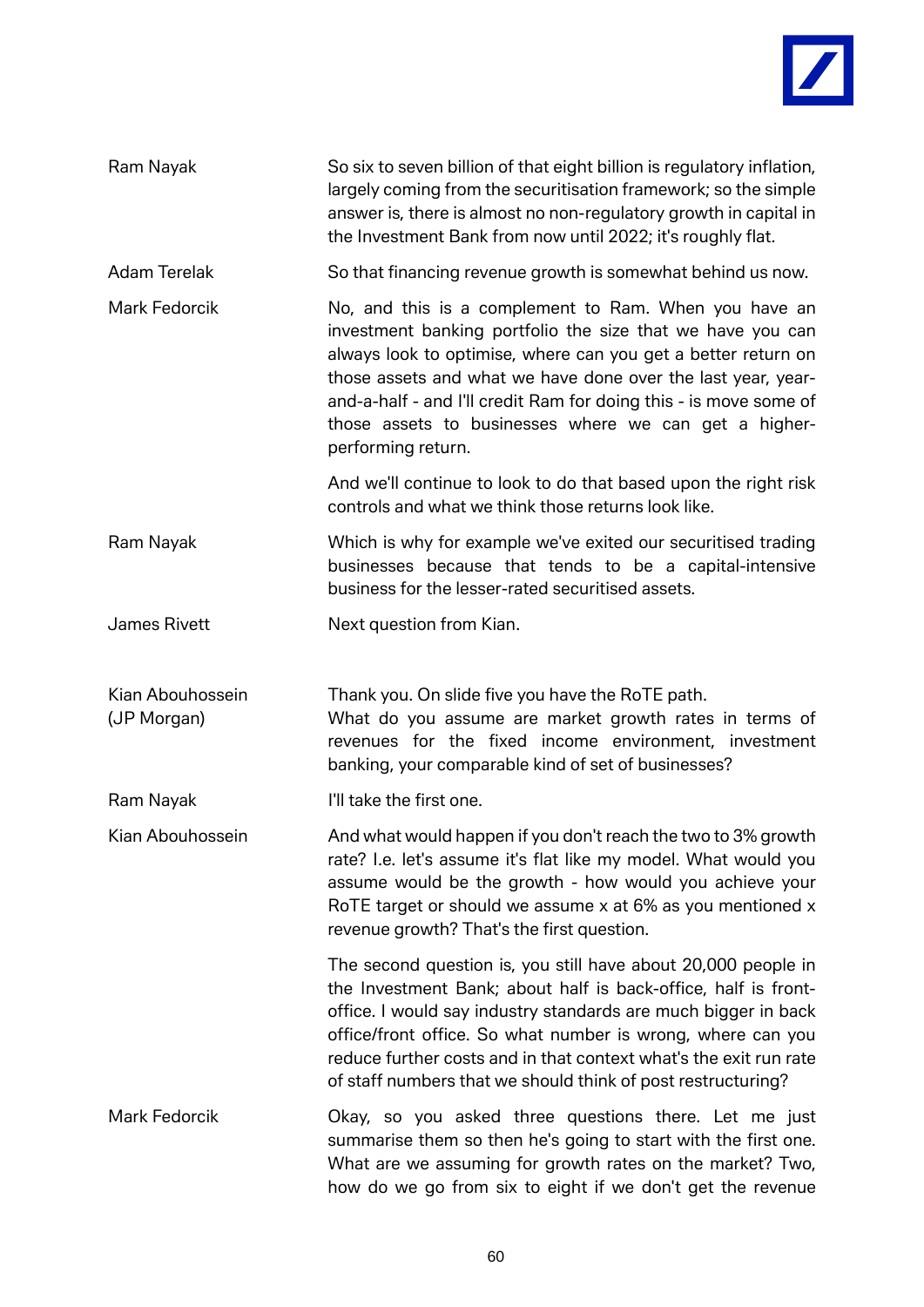**Ram Nayak**: So six to seven billion of that eight billion is regulatory inflation, largely coming from the securitisation framework; so the simple answer is, there is almost no non-regulatory growth in capital in the Investment Bank from now until 2022; it's roughly flat.

**Adam Terelak**: So that financing revenue growth is somewhat behind us now.

**Mark Fedorcik**: No, and this is a complement to Ram. When you have an investment banking portfolio the size that we have you can always look to optimise, where can you get a better return on those assets and what we have done over the last year, year-and-a-half - and I'll credit Ram for doing this - is move some of those assets to businesses where we can get a higher-performing return.

And we'll continue to look to do that based upon the right risk controls and what we think those returns look like.

**Ram Nayak**: Which is why for example we've exited our securitised trading businesses because that tends to be a capital-intensive business for the lesser-rated securitised assets.

**James Rivett**: Next question from Kian.

**Kian Abouhossein (JP Morgan)**: Thank you. On slide five you have the RoTE path.
What do you assume are market growth rates in terms of revenues for the fixed income environment, investment banking, your comparable kind of set of businesses?

**Ram Nayak**: I'll take the first one.

**Kian Abouhossein**: And what would happen if you don't reach the two to 3% growth rate? I.e. let's assume it's flat like my model. What would you assume would be the growth - how would you achieve your RoTE target or should we assume x at 6% as you mentioned x revenue growth? That's the first question.

The second question is, you still have about 20,000 people in the Investment Bank; about half is back-office, half is front-office. I would say industry standards are much bigger in back office/front office. So what number is wrong, where can you reduce further costs and in that context what's the exit run rate of staff numbers that we should think of post restructuring?

**Mark Fedorcik**: Okay, so you asked three questions there. Let me just summarise them so then he's going to start with the first one. What are we assuming for growth rates on the market? Two, how do we go from six to eight if we don't get the revenue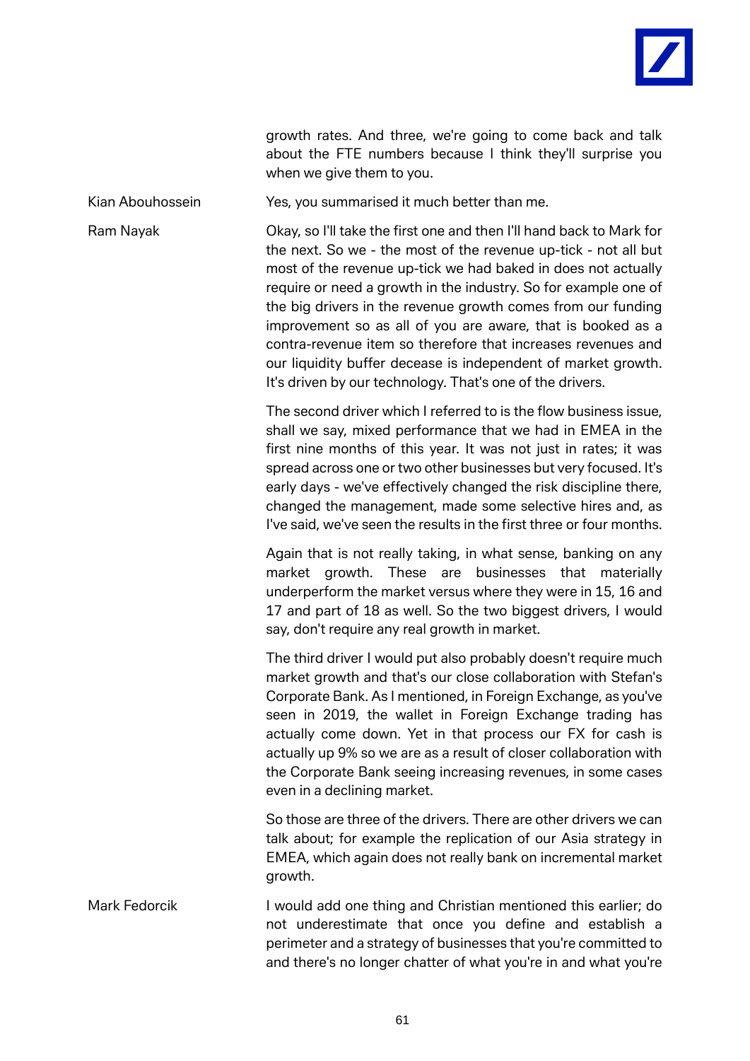growth rates. And three, we're going to come back and talk about the FTE numbers because I think they'll surprise you when we give them to you.

**Kian Abouhossein**

Yes, you summarised it much better than me.

**Ram Nayak**

Okay, so I'll take the first one and then I'll hand back to Mark for the next. So we - the most of the revenue up-tick - not all but most of the revenue up-tick we had baked in does not actually require or need a growth in the industry. So for example one of the big drivers in the revenue growth comes from our funding improvement so as all of you are aware, that is booked as a contra-revenue item so therefore that increases revenues and our liquidity buffer decease is independent of market growth. It's driven by our technology. That's one of the drivers.

The second driver which I referred to is the flow business issue, shall we say, mixed performance that we had in EMEA in the first nine months of this year. It was not just in rates; it was spread across one or two other businesses but very focused. It's early days - we've effectively changed the risk discipline there, changed the management, made some selective hires and, as I've said, we've seen the results in the first three or four months.

Again that is not really taking, in what sense, banking on any market growth. These are businesses that materially underperform the market versus where they were in 15, 16 and 17 and part of 18 as well. So the two biggest drivers, I would say, don't require any real growth in market.

The third driver I would put also probably doesn't require much market growth and that's our close collaboration with Stefan's Corporate Bank. As I mentioned, in Foreign Exchange, as you've seen in 2019, the wallet in Foreign Exchange trading has actually come down. Yet in that process our FX for cash is actually up 9% so we are as a result of closer collaboration with the Corporate Bank seeing increasing revenues, in some cases even in a declining market.

So those are three of the drivers. There are other drivers we can talk about; for example the replication of our Asia strategy in EMEA, which again does not really bank on incremental market growth.

**Mark Fedorcik**

I would add one thing and Christian mentioned this earlier; do not underestimate that once you define and establish a perimeter and a strategy of businesses that you're committed to and there's no longer chatter of what you're in and what you're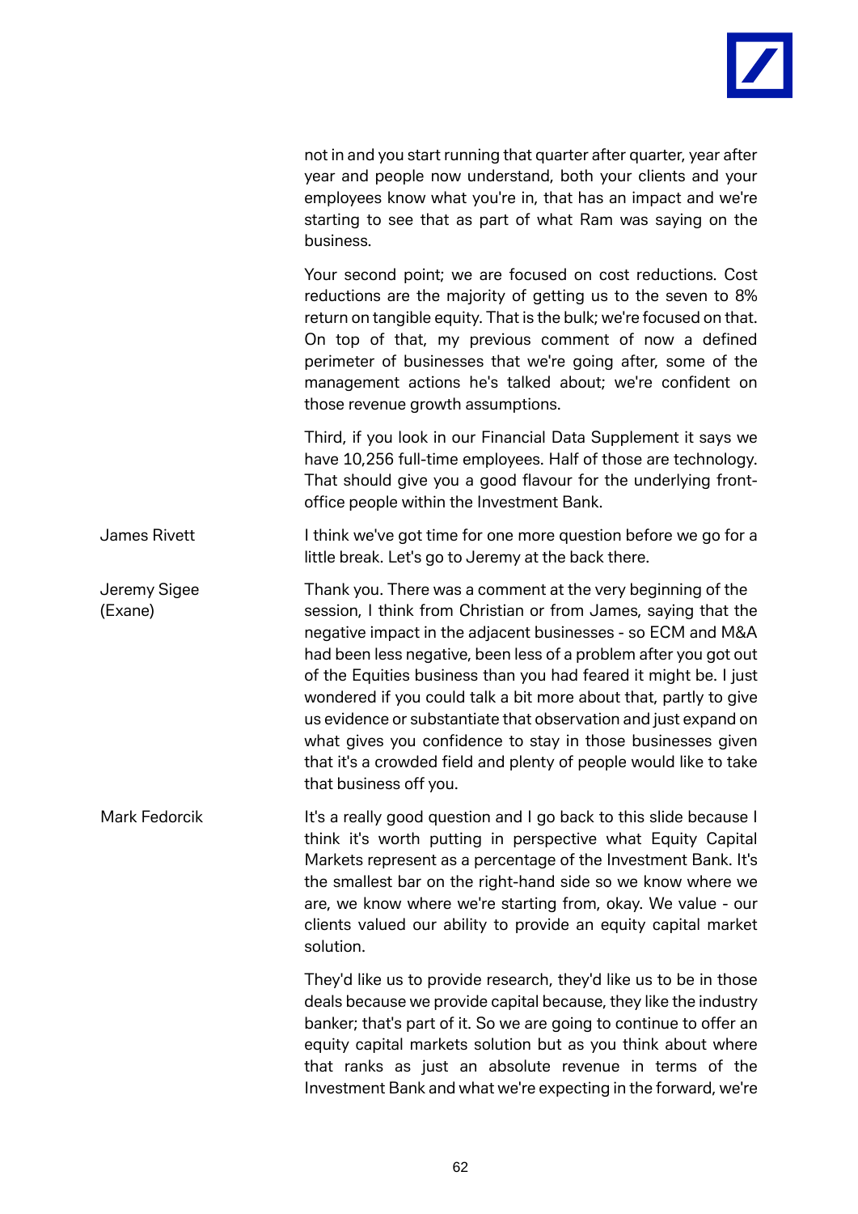not in and you start running that quarter after quarter, year after year and people now understand, both your clients and your employees know what you're in, that has an impact and we're starting to see that as part of what Ram was saying on the business.

Your second point; we are focused on cost reductions. Cost reductions are the majority of getting us to the seven to 8% return on tangible equity. That is the bulk; we're focused on that. On top of that, my previous comment of now a defined perimeter of businesses that we're going after, some of the management actions he's talked about; we're confident on those revenue growth assumptions.

Third, if you look in our Financial Data Supplement it says we have 10,256 full-time employees. Half of those are technology. That should give you a good flavour for the underlying front-office people within the Investment Bank.

**James Rivett:** I think we've got time for one more question before we go for a little break. Let's go to Jeremy at the back there.

**Jeremy Sigee (Exane):** Thank you. There was a comment at the very beginning of the session, I think from Christian or from James, saying that the negative impact in the adjacent businesses - so ECM and M&A had been less negative, been less of a problem after you got out of the Equities business than you had feared it might be. I just wondered if you could talk a bit more about that, partly to give us evidence or substantiate that observation and just expand on what gives you confidence to stay in those businesses given that it's a crowded field and plenty of people would like to take that business off you.

**Mark Fedorcik:** It's a really good question and I go back to this slide because I think it's worth putting in perspective what Equity Capital Markets represent as a percentage of the Investment Bank. It's the smallest bar on the right-hand side so we know where we are, we know where we're starting from, okay. We value - our clients valued our ability to provide an equity capital market solution.

They'd like us to provide research, they'd like us to be in those deals because we provide capital because, they like the industry banker; that's part of it. So we are going to continue to offer an equity capital markets solution but as you think about where that ranks as just an absolute revenue in terms of the Investment Bank and what we're expecting in the forward, we're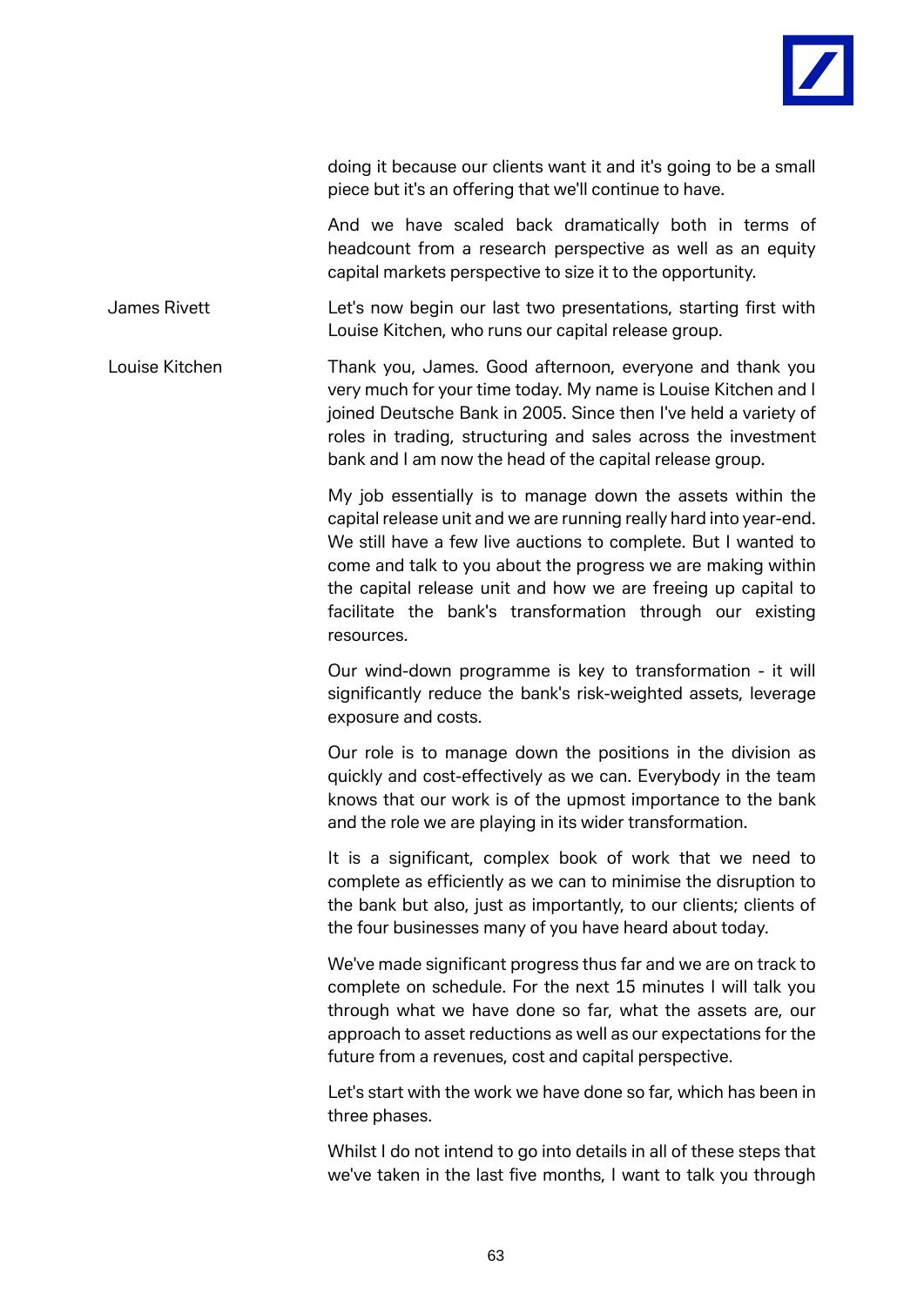doing it because our clients want it and it's going to be a small piece but it's an offering that we'll continue to have.

And we have scaled back dramatically both in terms of headcount from a research perspective as well as an equity capital markets perspective to size it to the opportunity.

**James Rivett**

Let's now begin our last two presentations, starting first with Louise Kitchen, who runs our capital release group.

**Louise Kitchen**

Thank you, James. Good afternoon, everyone and thank you very much for your time today. My name is Louise Kitchen and I joined Deutsche Bank in 2005. Since then I've held a variety of roles in trading, structuring and sales across the investment bank and I am now the head of the capital release group.

My job essentially is to manage down the assets within the capital release unit and we are running really hard into year-end. We still have a few live auctions to complete. But I wanted to come and talk to you about the progress we are making within the capital release unit and how we are freeing up capital to facilitate the bank's transformation through our existing resources.

Our wind-down programme is key to transformation - it will significantly reduce the bank's risk-weighted assets, leverage exposure and costs.

Our role is to manage down the positions in the division as quickly and cost-effectively as we can. Everybody in the team knows that our work is of the upmost importance to the bank and the role we are playing in its wider transformation.

It is a significant, complex book of work that we need to complete as efficiently as we can to minimise the disruption to the bank but also, just as importantly, to our clients; clients of the four businesses many of you have heard about today.

We've made significant progress thus far and we are on track to complete on schedule. For the next 15 minutes I will talk you through what we have done so far, what the assets are, our approach to asset reductions as well as our expectations for the future from a revenues, cost and capital perspective.

Let's start with the work we have done so far, which has been in three phases.

Whilst I do not intend to go into details in all of these steps that we've taken in the last five months, I want to talk you through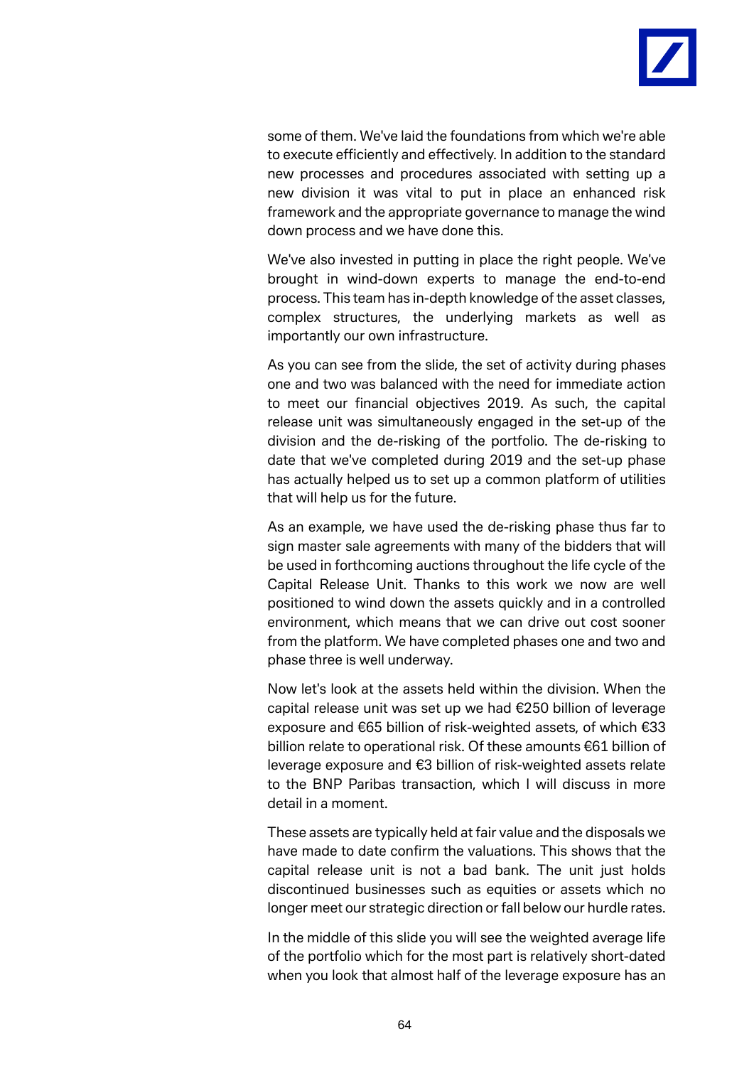some of them. We've laid the foundations from which we're able to execute efficiently and effectively. In addition to the standard new processes and procedures associated with setting up a new division it was vital to put in place an enhanced risk framework and the appropriate governance to manage the wind down process and we have done this.

We've also invested in putting in place the right people. We've brought in wind-down experts to manage the end-to-end process. This team has in-depth knowledge of the asset classes, complex structures, the underlying markets as well as importantly our own infrastructure.

As you can see from the slide, the set of activity during phases one and two was balanced with the need for immediate action to meet our financial objectives 2019. As such, the capital release unit was simultaneously engaged in the set-up of the division and the de-risking of the portfolio. The de-risking to date that we've completed during 2019 and the set-up phase has actually helped us to set up a common platform of utilities that will help us for the future.

As an example, we have used the de-risking phase thus far to sign master sale agreements with many of the bidders that will be used in forthcoming auctions throughout the life cycle of the Capital Release Unit. Thanks to this work we now are well positioned to wind down the assets quickly and in a controlled environment, which means that we can drive out cost sooner from the platform. We have completed phases one and two and phase three is well underway.

Now let's look at the assets held within the division. When the capital release unit was set up we had €250 billion of leverage exposure and €65 billion of risk-weighted assets, of which €33 billion relate to operational risk. Of these amounts €61 billion of leverage exposure and €3 billion of risk-weighted assets relate to the BNP Paribas transaction, which I will discuss in more detail in a moment.

These assets are typically held at fair value and the disposals we have made to date confirm the valuations. This shows that the capital release unit is not a bad bank. The unit just holds discontinued businesses such as equities or assets which no longer meet our strategic direction or fall below our hurdle rates.

In the middle of this slide you will see the weighted average life of the portfolio which for the most part is relatively short-dated when you look that almost half of the leverage exposure has an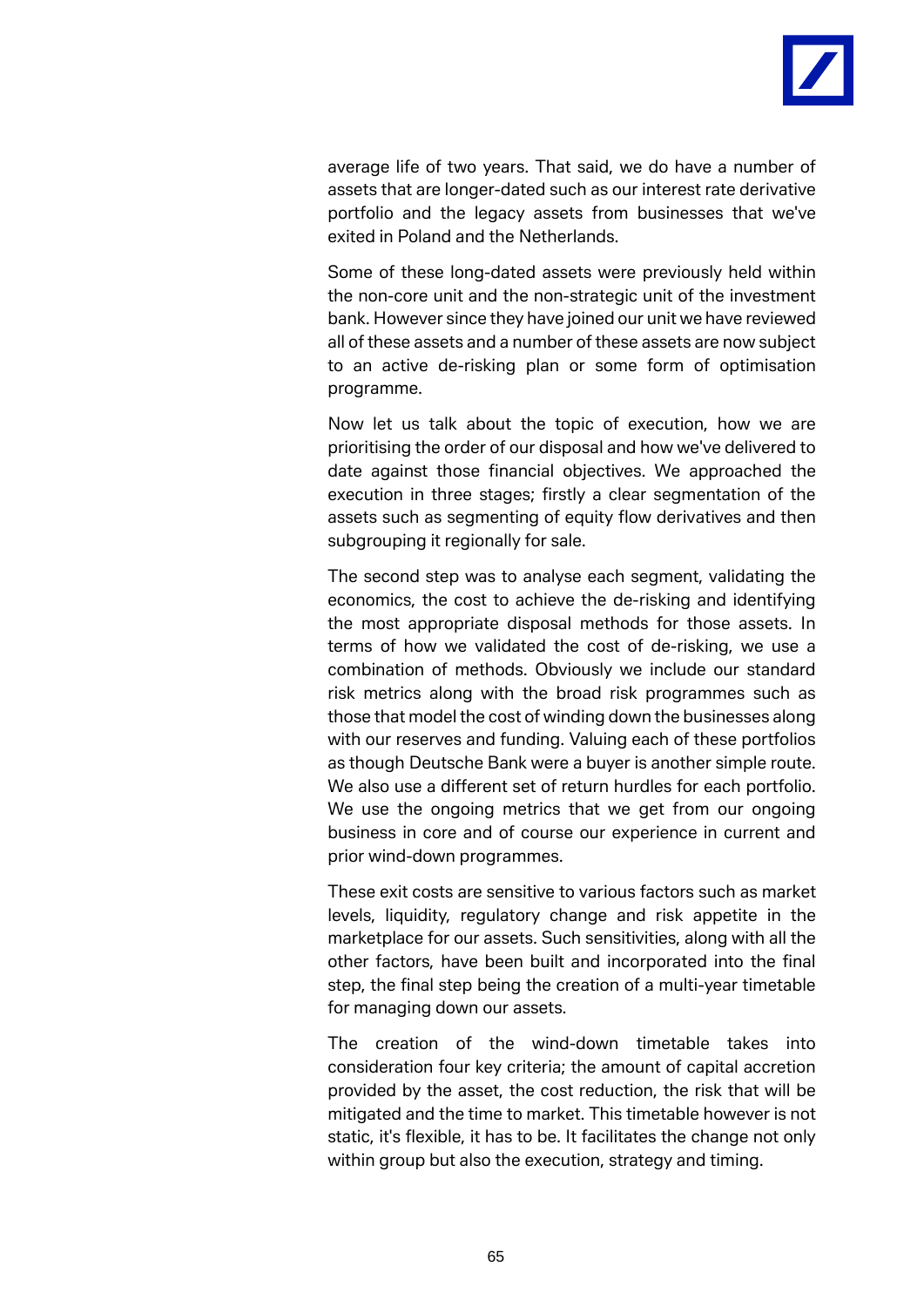average life of two years. That said, we do have a number of assets that are longer-dated such as our interest rate derivative portfolio and the legacy assets from businesses that we've exited in Poland and the Netherlands.

Some of these long-dated assets were previously held within the non-core unit and the non-strategic unit of the investment bank. However since they have joined our unit we have reviewed all of these assets and a number of these assets are now subject to an active de-risking plan or some form of optimisation programme.

Now let us talk about the topic of execution, how we are prioritising the order of our disposal and how we've delivered to date against those financial objectives. We approached the execution in three stages; firstly a clear segmentation of the assets such as segmenting of equity flow derivatives and then subgrouping it regionally for sale.

The second step was to analyse each segment, validating the economics, the cost to achieve the de-risking and identifying the most appropriate disposal methods for those assets. In terms of how we validated the cost of de-risking, we use a combination of methods. Obviously we include our standard risk metrics along with the broad risk programmes such as those that model the cost of winding down the businesses along with our reserves and funding. Valuing each of these portfolios as though Deutsche Bank were a buyer is another simple route. We also use a different set of return hurdles for each portfolio. We use the ongoing metrics that we get from our ongoing business in core and of course our experience in current and prior wind-down programmes.

These exit costs are sensitive to various factors such as market levels, liquidity, regulatory change and risk appetite in the marketplace for our assets. Such sensitivities, along with all the other factors, have been built and incorporated into the final step, the final step being the creation of a multi-year timetable for managing down our assets.

The creation of the wind-down timetable takes into consideration four key criteria; the amount of capital accretion provided by the asset, the cost reduction, the risk that will be mitigated and the time to market. This timetable however is not static, it's flexible, it has to be. It facilitates the change not only within group but also the execution, strategy and timing.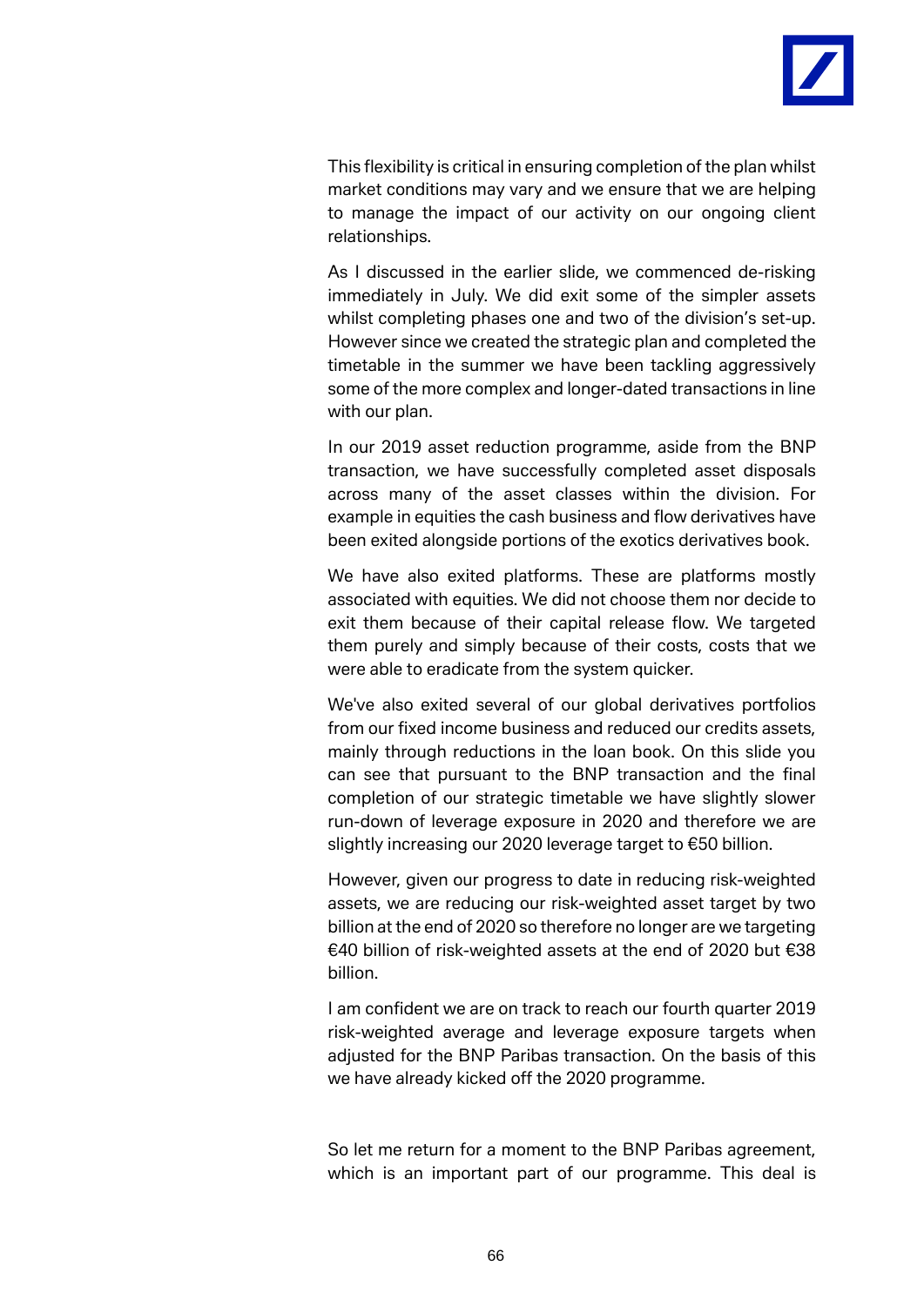This flexibility is critical in ensuring completion of the plan whilst market conditions may vary and we ensure that we are helping to manage the impact of our activity on our ongoing client relationships.

As I discussed in the earlier slide, we commenced de-risking immediately in July. We did exit some of the simpler assets whilst completing phases one and two of the division's set-up. However since we created the strategic plan and completed the timetable in the summer we have been tackling aggressively some of the more complex and longer-dated transactions in line with our plan.

In our 2019 asset reduction programme, aside from the BNP transaction, we have successfully completed asset disposals across many of the asset classes within the division. For example in equities the cash business and flow derivatives have been exited alongside portions of the exotics derivatives book.

We have also exited platforms. These are platforms mostly associated with equities. We did not choose them nor decide to exit them because of their capital release flow. We targeted them purely and simply because of their costs, costs that we were able to eradicate from the system quicker.

We've also exited several of our global derivatives portfolios from our fixed income business and reduced our credits assets, mainly through reductions in the loan book. On this slide you can see that pursuant to the BNP transaction and the final completion of our strategic timetable we have slightly slower run-down of leverage exposure in 2020 and therefore we are slightly increasing our 2020 leverage target to €50 billion.

However, given our progress to date in reducing risk-weighted assets, we are reducing our risk-weighted asset target by two billion at the end of 2020 so therefore no longer are we targeting €40 billion of risk-weighted assets at the end of 2020 but €38 billion.

I am confident we are on track to reach our fourth quarter 2019 risk-weighted average and leverage exposure targets when adjusted for the BNP Paribas transaction. On the basis of this we have already kicked off the 2020 programme.

So let me return for a moment to the BNP Paribas agreement, which is an important part of our programme. This deal is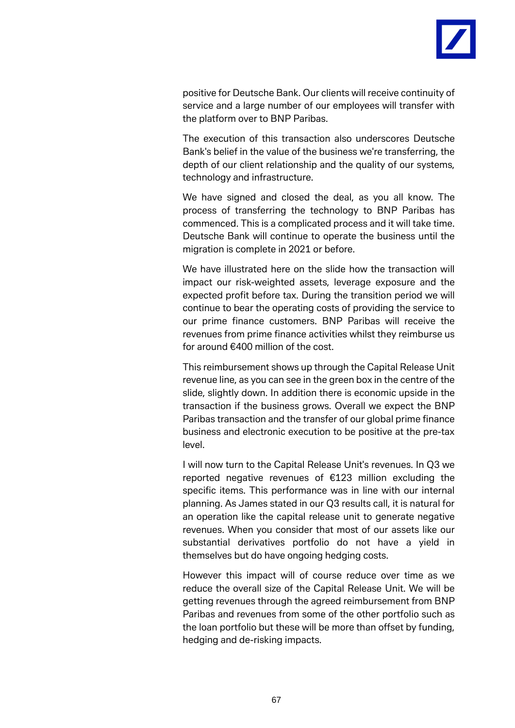positive for Deutsche Bank. Our clients will receive continuity of service and a large number of our employees will transfer with the platform over to BNP Paribas.

The execution of this transaction also underscores Deutsche Bank's belief in the value of the business we're transferring, the depth of our client relationship and the quality of our systems, technology and infrastructure.

We have signed and closed the deal, as you all know. The process of transferring the technology to BNP Paribas has commenced. This is a complicated process and it will take time. Deutsche Bank will continue to operate the business until the migration is complete in 2021 or before.

We have illustrated here on the slide how the transaction will impact our risk-weighted assets, leverage exposure and the expected profit before tax. During the transition period we will continue to bear the operating costs of providing the service to our prime finance customers. BNP Paribas will receive the revenues from prime finance activities whilst they reimburse us for around €400 million of the cost.

This reimbursement shows up through the Capital Release Unit revenue line, as you can see in the green box in the centre of the slide, slightly down. In addition there is economic upside in the transaction if the business grows. Overall we expect the BNP Paribas transaction and the transfer of our global prime finance business and electronic execution to be positive at the pre-tax level.

I will now turn to the Capital Release Unit's revenues. In Q3 we reported negative revenues of €123 million excluding the specific items. This performance was in line with our internal planning. As James stated in our Q3 results call, it is natural for an operation like the capital release unit to generate negative revenues. When you consider that most of our assets like our substantial derivatives portfolio do not have a yield in themselves but do have ongoing hedging costs.

However this impact will of course reduce over time as we reduce the overall size of the Capital Release Unit. We will be getting revenues through the agreed reimbursement from BNP Paribas and revenues from some of the other portfolio such as the loan portfolio but these will be more than offset by funding, hedging and de-risking impacts.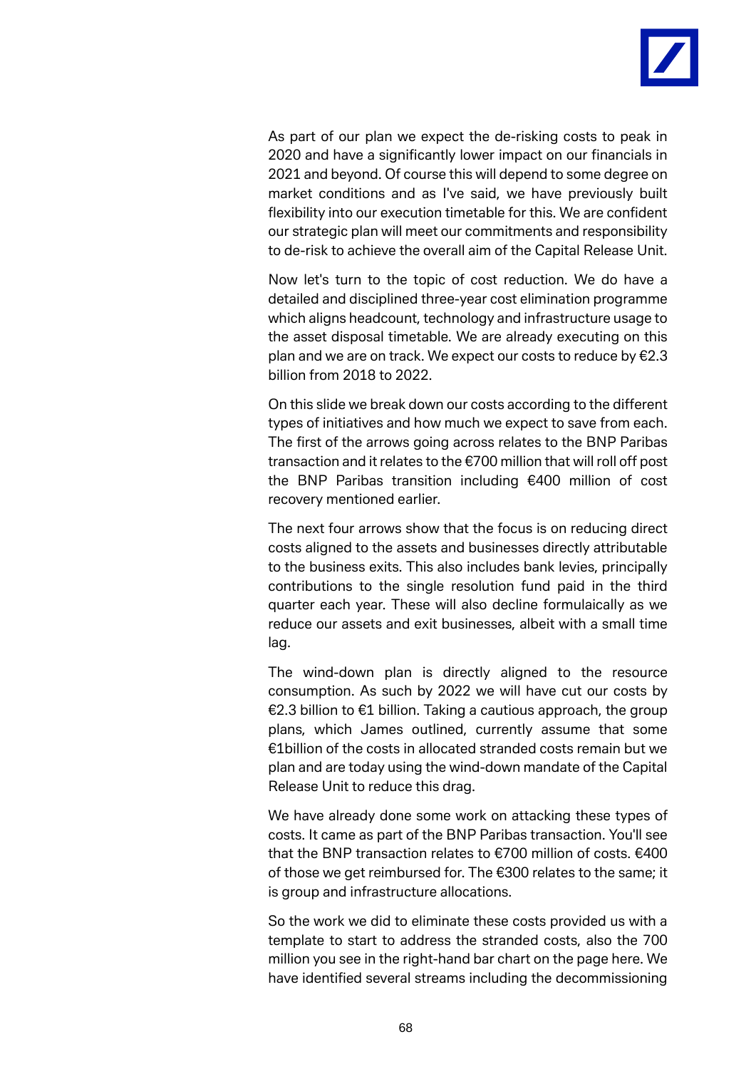As part of our plan we expect the de-risking costs to peak in 2020 and have a significantly lower impact on our financials in 2021 and beyond. Of course this will depend to some degree on market conditions and as I've said, we have previously built flexibility into our execution timetable for this. We are confident our strategic plan will meet our commitments and responsibility to de-risk to achieve the overall aim of the Capital Release Unit.

Now let's turn to the topic of cost reduction. We do have a detailed and disciplined three-year cost elimination programme which aligns headcount, technology and infrastructure usage to the asset disposal timetable. We are already executing on this plan and we are on track. We expect our costs to reduce by €2.3 billion from 2018 to 2022.

On this slide we break down our costs according to the different types of initiatives and how much we expect to save from each. The first of the arrows going across relates to the BNP Paribas transaction and it relates to the €700 million that will roll off post the BNP Paribas transition including €400 million of cost recovery mentioned earlier.

The next four arrows show that the focus is on reducing direct costs aligned to the assets and businesses directly attributable to the business exits. This also includes bank levies, principally contributions to the single resolution fund paid in the third quarter each year. These will also decline formulaically as we reduce our assets and exit businesses, albeit with a small time lag.

The wind-down plan is directly aligned to the resource consumption. As such by 2022 we will have cut our costs by €2.3 billion to €1 billion. Taking a cautious approach, the group plans, which James outlined, currently assume that some €1billion of the costs in allocated stranded costs remain but we plan and are today using the wind-down mandate of the Capital Release Unit to reduce this drag.

We have already done some work on attacking these types of costs. It came as part of the BNP Paribas transaction. You'll see that the BNP transaction relates to €700 million of costs. €400 of those we get reimbursed for. The €300 relates to the same; it is group and infrastructure allocations.

So the work we did to eliminate these costs provided us with a template to start to address the stranded costs, also the 700 million you see in the right-hand bar chart on the page here. We have identified several streams including the decommissioning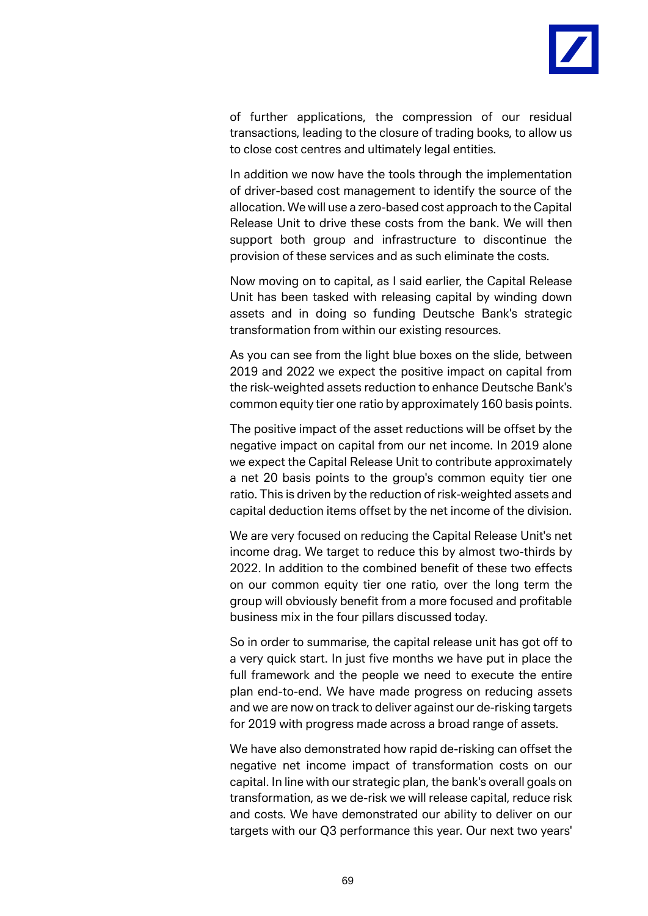of further applications, the compression of our residual transactions, leading to the closure of trading books, to allow us to close cost centres and ultimately legal entities.

In addition we now have the tools through the implementation of driver-based cost management to identify the source of the allocation. We will use a zero-based cost approach to the Capital Release Unit to drive these costs from the bank. We will then support both group and infrastructure to discontinue the provision of these services and as such eliminate the costs.

Now moving on to capital, as I said earlier, the Capital Release Unit has been tasked with releasing capital by winding down assets and in doing so funding Deutsche Bank's strategic transformation from within our existing resources.

As you can see from the light blue boxes on the slide, between 2019 and 2022 we expect the positive impact on capital from the risk-weighted assets reduction to enhance Deutsche Bank's common equity tier one ratio by approximately 160 basis points.

The positive impact of the asset reductions will be offset by the negative impact on capital from our net income. In 2019 alone we expect the Capital Release Unit to contribute approximately a net 20 basis points to the group's common equity tier one ratio. This is driven by the reduction of risk-weighted assets and capital deduction items offset by the net income of the division.

We are very focused on reducing the Capital Release Unit's net income drag. We target to reduce this by almost two-thirds by 2022. In addition to the combined benefit of these two effects on our common equity tier one ratio, over the long term the group will obviously benefit from a more focused and profitable business mix in the four pillars discussed today.

So in order to summarise, the capital release unit has got off to a very quick start. In just five months we have put in place the full framework and the people we need to execute the entire plan end-to-end. We have made progress on reducing assets and we are now on track to deliver against our de-risking targets for 2019 with progress made across a broad range of assets.

We have also demonstrated how rapid de-risking can offset the negative net income impact of transformation costs on our capital. In line with our strategic plan, the bank's overall goals on transformation, as we de-risk we will release capital, reduce risk and costs. We have demonstrated our ability to deliver on our targets with our Q3 performance this year. Our next two years'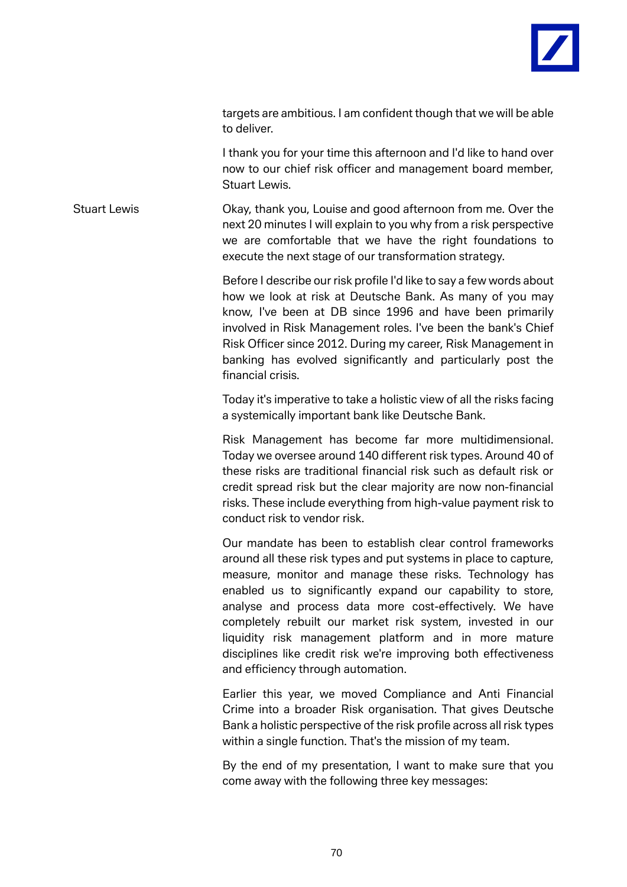targets are ambitious. I am confident though that we will be able to deliver.

I thank you for your time this afternoon and I'd like to hand over now to our chief risk officer and management board member, Stuart Lewis.

**Stuart Lewis**

Okay, thank you, Louise and good afternoon from me. Over the next 20 minutes I will explain to you why from a risk perspective we are comfortable that we have the right foundations to execute the next stage of our transformation strategy.

Before I describe our risk profile I'd like to say a few words about how we look at risk at Deutsche Bank. As many of you may know, I've been at DB since 1996 and have been primarily involved in Risk Management roles. I've been the bank's Chief Risk Officer since 2012. During my career, Risk Management in banking has evolved significantly and particularly post the financial crisis.

Today it's imperative to take a holistic view of all the risks facing a systemically important bank like Deutsche Bank.

Risk Management has become far more multidimensional. Today we oversee around 140 different risk types. Around 40 of these risks are traditional financial risk such as default risk or credit spread risk but the clear majority are now non-financial risks. These include everything from high-value payment risk to conduct risk to vendor risk.

Our mandate has been to establish clear control frameworks around all these risk types and put systems in place to capture, measure, monitor and manage these risks. Technology has enabled us to significantly expand our capability to store, analyse and process data more cost-effectively. We have completely rebuilt our market risk system, invested in our liquidity risk management platform and in more mature disciplines like credit risk we're improving both effectiveness and efficiency through automation.

Earlier this year, we moved Compliance and Anti Financial Crime into a broader Risk organisation. That gives Deutsche Bank a holistic perspective of the risk profile across all risk types within a single function. That's the mission of my team.

By the end of my presentation, I want to make sure that you come away with the following three key messages: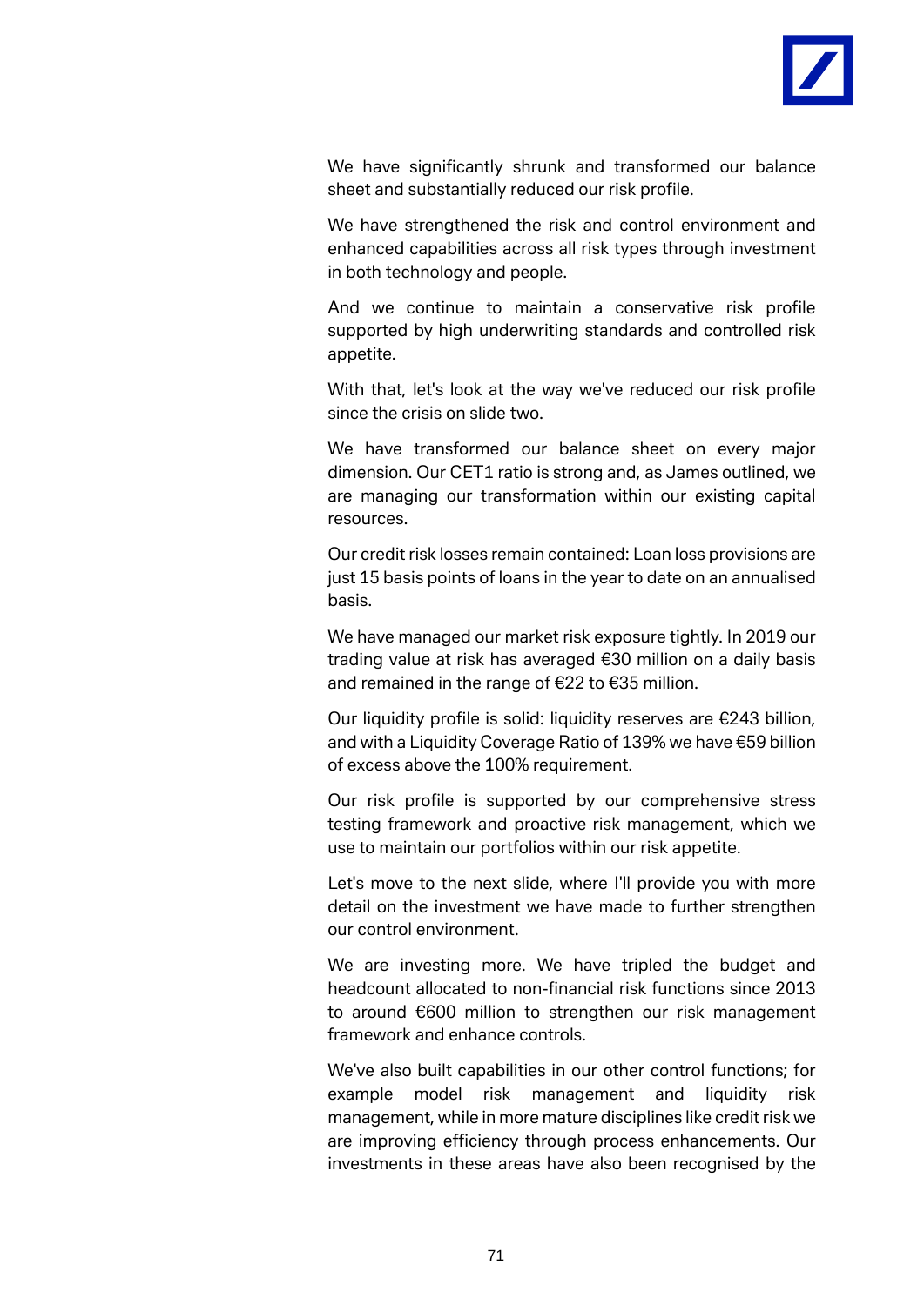We have significantly shrunk and transformed our balance sheet and substantially reduced our risk profile.

We have strengthened the risk and control environment and enhanced capabilities across all risk types through investment in both technology and people.

And we continue to maintain a conservative risk profile supported by high underwriting standards and controlled risk appetite.

With that, let's look at the way we've reduced our risk profile since the crisis on slide two.

We have transformed our balance sheet on every major dimension. Our CET1 ratio is strong and, as James outlined, we are managing our transformation within our existing capital resources.

Our credit risk losses remain contained: Loan loss provisions are just 15 basis points of loans in the year to date on an annualised basis.

We have managed our market risk exposure tightly. In 2019 our trading value at risk has averaged €30 million on a daily basis and remained in the range of €22 to €35 million.

Our liquidity profile is solid: liquidity reserves are €243 billion, and with a Liquidity Coverage Ratio of 139% we have €59 billion of excess above the 100% requirement.

Our risk profile is supported by our comprehensive stress testing framework and proactive risk management, which we use to maintain our portfolios within our risk appetite.

Let's move to the next slide, where I'll provide you with more detail on the investment we have made to further strengthen our control environment.

We are investing more. We have tripled the budget and headcount allocated to non-financial risk functions since 2013 to around €600 million to strengthen our risk management framework and enhance controls.

We've also built capabilities in our other control functions; for example model risk management and liquidity risk management, while in more mature disciplines like credit risk we are improving efficiency through process enhancements. Our investments in these areas have also been recognised by the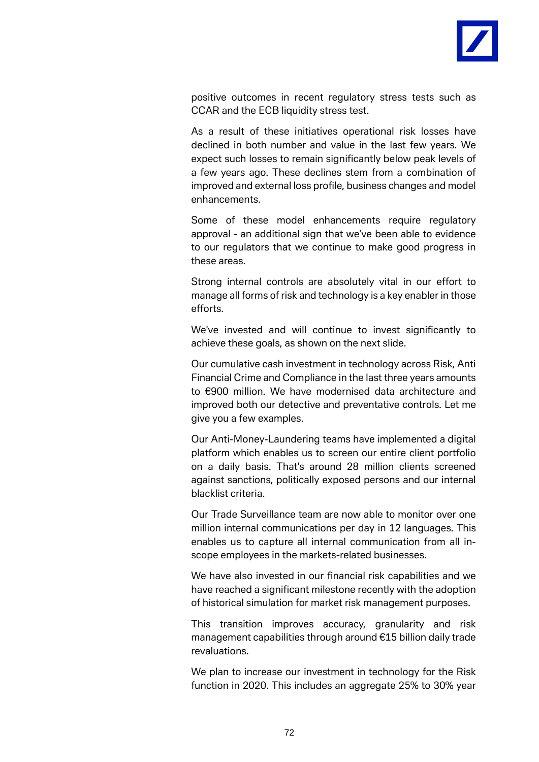positive outcomes in recent regulatory stress tests such as CCAR and the ECB liquidity stress test.

As a result of these initiatives operational risk losses have declined in both number and value in the last few years. We expect such losses to remain significantly below peak levels of a few years ago. These declines stem from a combination of improved and external loss profile, business changes and model enhancements.

Some of these model enhancements require regulatory approval - an additional sign that we've been able to evidence to our regulators that we continue to make good progress in these areas.

Strong internal controls are absolutely vital in our effort to manage all forms of risk and technology is a key enabler in those efforts.

We've invested and will continue to invest significantly to achieve these goals, as shown on the next slide.

Our cumulative cash investment in technology across Risk, Anti Financial Crime and Compliance in the last three years amounts to €900 million. We have modernised data architecture and improved both our detective and preventative controls. Let me give you a few examples.

Our Anti-Money-Laundering teams have implemented a digital platform which enables us to screen our entire client portfolio on a daily basis. That's around 28 million clients screened against sanctions, politically exposed persons and our internal blacklist criteria.

Our Trade Surveillance team are now able to monitor over one million internal communications per day in 12 languages. This enables us to capture all internal communication from all in-scope employees in the markets-related businesses.

We have also invested in our financial risk capabilities and we have reached a significant milestone recently with the adoption of historical simulation for market risk management purposes.

This transition improves accuracy, granularity and risk management capabilities through around €15 billion daily trade revaluations.

We plan to increase our investment in technology for the Risk function in 2020. This includes an aggregate 25% to 30% year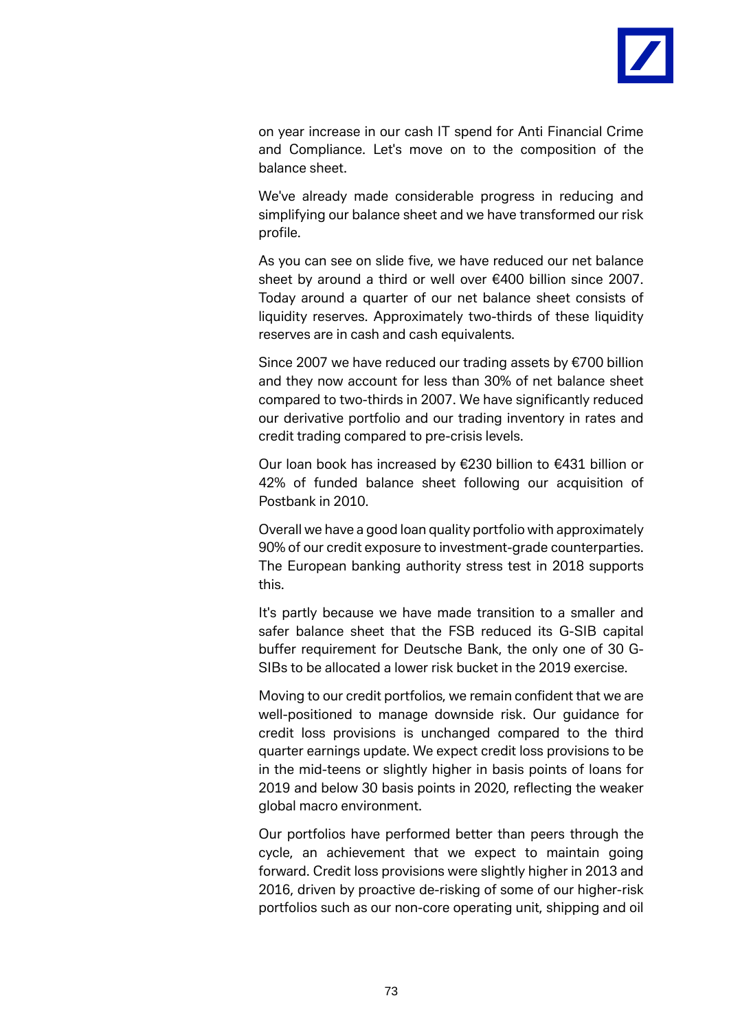on year increase in our cash IT spend for Anti Financial Crime and Compliance. Let's move on to the composition of the balance sheet.

We've already made considerable progress in reducing and simplifying our balance sheet and we have transformed our risk profile.

As you can see on slide five, we have reduced our net balance sheet by around a third or well over €400 billion since 2007. Today around a quarter of our net balance sheet consists of liquidity reserves. Approximately two-thirds of these liquidity reserves are in cash and cash equivalents.

Since 2007 we have reduced our trading assets by €700 billion and they now account for less than 30% of net balance sheet compared to two-thirds in 2007. We have significantly reduced our derivative portfolio and our trading inventory in rates and credit trading compared to pre-crisis levels.

Our loan book has increased by €230 billion to €431 billion or 42% of funded balance sheet following our acquisition of Postbank in 2010.

Overall we have a good loan quality portfolio with approximately 90% of our credit exposure to investment-grade counterparties. The European banking authority stress test in 2018 supports this.

It's partly because we have made transition to a smaller and safer balance sheet that the FSB reduced its G-SIB capital buffer requirement for Deutsche Bank, the only one of 30 G-SIBs to be allocated a lower risk bucket in the 2019 exercise.

Moving to our credit portfolios, we remain confident that we are well-positioned to manage downside risk. Our guidance for credit loss provisions is unchanged compared to the third quarter earnings update. We expect credit loss provisions to be in the mid-teens or slightly higher in basis points of loans for 2019 and below 30 basis points in 2020, reflecting the weaker global macro environment.

Our portfolios have performed better than peers through the cycle, an achievement that we expect to maintain going forward. Credit loss provisions were slightly higher in 2013 and 2016, driven by proactive de-risking of some of our higher-risk portfolios such as our non-core operating unit, shipping and oil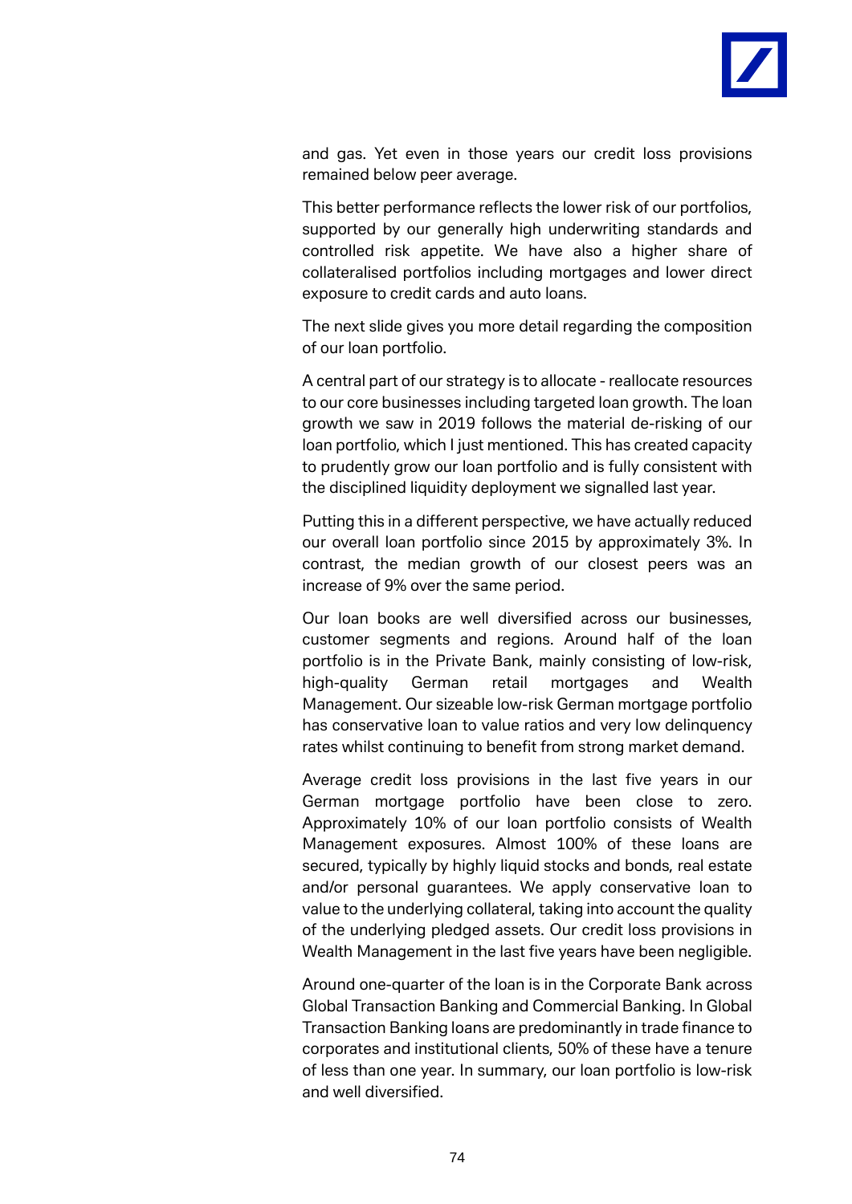and gas. Yet even in those years our credit loss provisions remained below peer average.

This better performance reflects the lower risk of our portfolios, supported by our generally high underwriting standards and controlled risk appetite. We have also a higher share of collateralised portfolios including mortgages and lower direct exposure to credit cards and auto loans.

The next slide gives you more detail regarding the composition of our loan portfolio.

A central part of our strategy is to allocate - reallocate resources to our core businesses including targeted loan growth. The loan growth we saw in 2019 follows the material de-risking of our loan portfolio, which I just mentioned. This has created capacity to prudently grow our loan portfolio and is fully consistent with the disciplined liquidity deployment we signalled last year.

Putting this in a different perspective, we have actually reduced our overall loan portfolio since 2015 by approximately 3%. In contrast, the median growth of our closest peers was an increase of 9% over the same period.

Our loan books are well diversified across our businesses, customer segments and regions. Around half of the loan portfolio is in the Private Bank, mainly consisting of low-risk, high-quality German retail mortgages and Wealth Management. Our sizeable low-risk German mortgage portfolio has conservative loan to value ratios and very low delinquency rates whilst continuing to benefit from strong market demand.

Average credit loss provisions in the last five years in our German mortgage portfolio have been close to zero. Approximately 10% of our loan portfolio consists of Wealth Management exposures. Almost 100% of these loans are secured, typically by highly liquid stocks and bonds, real estate and/or personal guarantees. We apply conservative loan to value to the underlying collateral, taking into account the quality of the underlying pledged assets. Our credit loss provisions in Wealth Management in the last five years have been negligible.

Around one-quarter of the loan is in the Corporate Bank across Global Transaction Banking and Commercial Banking. In Global Transaction Banking loans are predominantly in trade finance to corporates and institutional clients, 50% of these have a tenure of less than one year. In summary, our loan portfolio is low-risk and well diversified.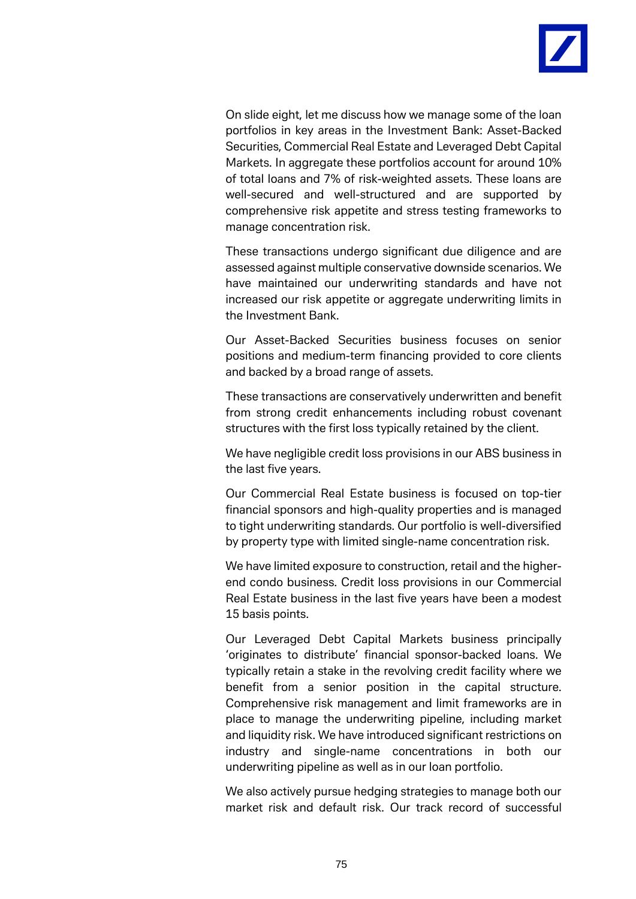On slide eight, let me discuss how we manage some of the loan portfolios in key areas in the Investment Bank: Asset-Backed Securities, Commercial Real Estate and Leveraged Debt Capital Markets. In aggregate these portfolios account for around 10% of total loans and 7% of risk-weighted assets. These loans are well-secured and well-structured and are supported by comprehensive risk appetite and stress testing frameworks to manage concentration risk.

These transactions undergo significant due diligence and are assessed against multiple conservative downside scenarios. We have maintained our underwriting standards and have not increased our risk appetite or aggregate underwriting limits in the Investment Bank.

Our Asset-Backed Securities business focuses on senior positions and medium-term financing provided to core clients and backed by a broad range of assets.

These transactions are conservatively underwritten and benefit from strong credit enhancements including robust covenant structures with the first loss typically retained by the client.

We have negligible credit loss provisions in our ABS business in the last five years.

Our Commercial Real Estate business is focused on top-tier financial sponsors and high-quality properties and is managed to tight underwriting standards. Our portfolio is well-diversified by property type with limited single-name concentration risk.

We have limited exposure to construction, retail and the higher-end condo business. Credit loss provisions in our Commercial Real Estate business in the last five years have been a modest 15 basis points.

Our Leveraged Debt Capital Markets business principally 'originates to distribute' financial sponsor-backed loans. We typically retain a stake in the revolving credit facility where we benefit from a senior position in the capital structure. Comprehensive risk management and limit frameworks are in place to manage the underwriting pipeline, including market and liquidity risk. We have introduced significant restrictions on industry and single-name concentrations in both our underwriting pipeline as well as in our loan portfolio.

We also actively pursue hedging strategies to manage both our market risk and default risk. Our track record of successful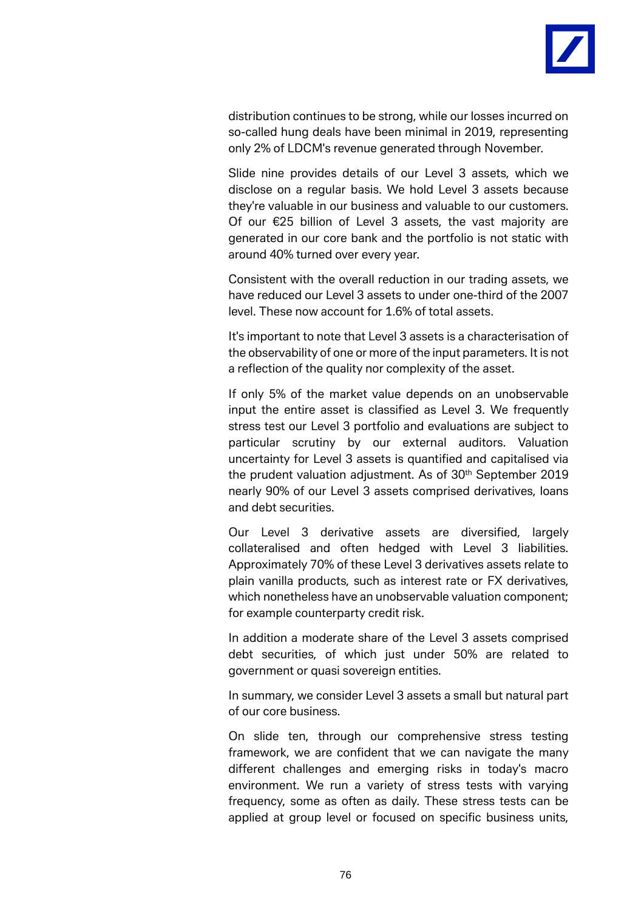distribution continues to be strong, while our losses incurred on so-called hung deals have been minimal in 2019, representing only 2% of LDCM's revenue generated through November.

Slide nine provides details of our Level 3 assets, which we disclose on a regular basis. We hold Level 3 assets because they're valuable in our business and valuable to our customers. Of our €25 billion of Level 3 assets, the vast majority are generated in our core bank and the portfolio is not static with around 40% turned over every year.

Consistent with the overall reduction in our trading assets, we have reduced our Level 3 assets to under one-third of the 2007 level. These now account for 1.6% of total assets.

It's important to note that Level 3 assets is a characterisation of the observability of one or more of the input parameters. It is not a reflection of the quality nor complexity of the asset.

If only 5% of the market value depends on an unobservable input the entire asset is classified as Level 3. We frequently stress test our Level 3 portfolio and evaluations are subject to particular scrutiny by our external auditors. Valuation uncertainty for Level 3 assets is quantified and capitalised via the prudent valuation adjustment. As of 30th September 2019 nearly 90% of our Level 3 assets comprised derivatives, loans and debt securities.

Our Level 3 derivative assets are diversified, largely collateralised and often hedged with Level 3 liabilities. Approximately 70% of these Level 3 derivatives assets relate to plain vanilla products, such as interest rate or FX derivatives, which nonetheless have an unobservable valuation component; for example counterparty credit risk.

In addition a moderate share of the Level 3 assets comprised debt securities, of which just under 50% are related to government or quasi sovereign entities.

In summary, we consider Level 3 assets a small but natural part of our core business.

On slide ten, through our comprehensive stress testing framework, we are confident that we can navigate the many different challenges and emerging risks in today's macro environment. We run a variety of stress tests with varying frequency, some as often as daily. These stress tests can be applied at group level or focused on specific business units,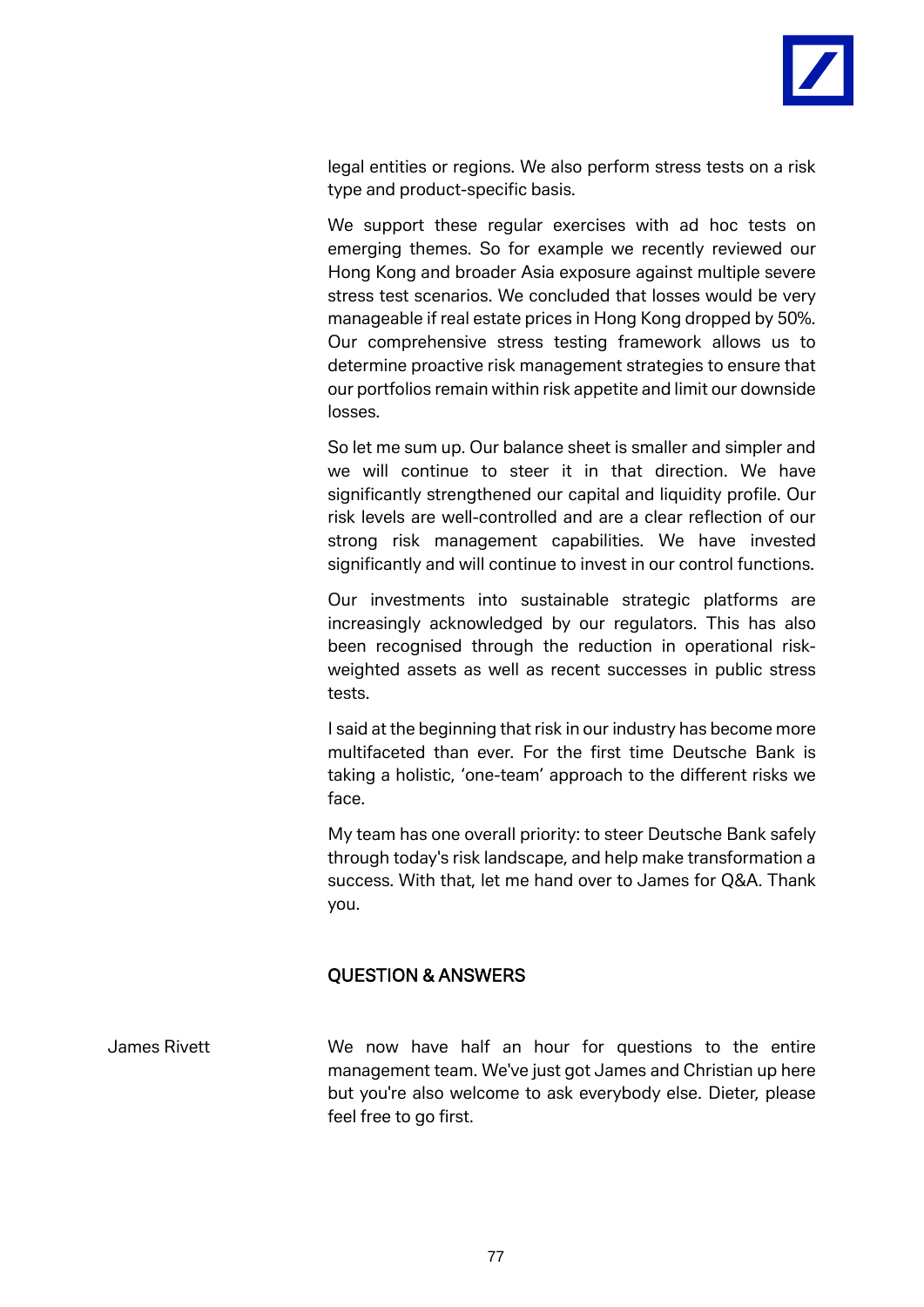legal entities or regions. We also perform stress tests on a risk type and product-specific basis.

We support these regular exercises with ad hoc tests on emerging themes. So for example we recently reviewed our Hong Kong and broader Asia exposure against multiple severe stress test scenarios. We concluded that losses would be very manageable if real estate prices in Hong Kong dropped by 50%. Our comprehensive stress testing framework allows us to determine proactive risk management strategies to ensure that our portfolios remain within risk appetite and limit our downside losses.

So let me sum up. Our balance sheet is smaller and simpler and we will continue to steer it in that direction. We have significantly strengthened our capital and liquidity profile. Our risk levels are well-controlled and are a clear reflection of our strong risk management capabilities. We have invested significantly and will continue to invest in our control functions.

Our investments into sustainable strategic platforms are increasingly acknowledged by our regulators. This has also been recognised through the reduction in operational risk-weighted assets as well as recent successes in public stress tests.

I said at the beginning that risk in our industry has become more multifaceted than ever. For the first time Deutsche Bank is taking a holistic, 'one-team' approach to the different risks we face.

My team has one overall priority: to steer Deutsche Bank safely through today's risk landscape, and help make transformation a success. With that, let me hand over to James for Q&A. Thank you.

## QUESTION & ANSWERS

**James Rivett**

We now have half an hour for questions to the entire management team. We've just got James and Christian up here but you're also welcome to ask everybody else. Dieter, please feel free to go first.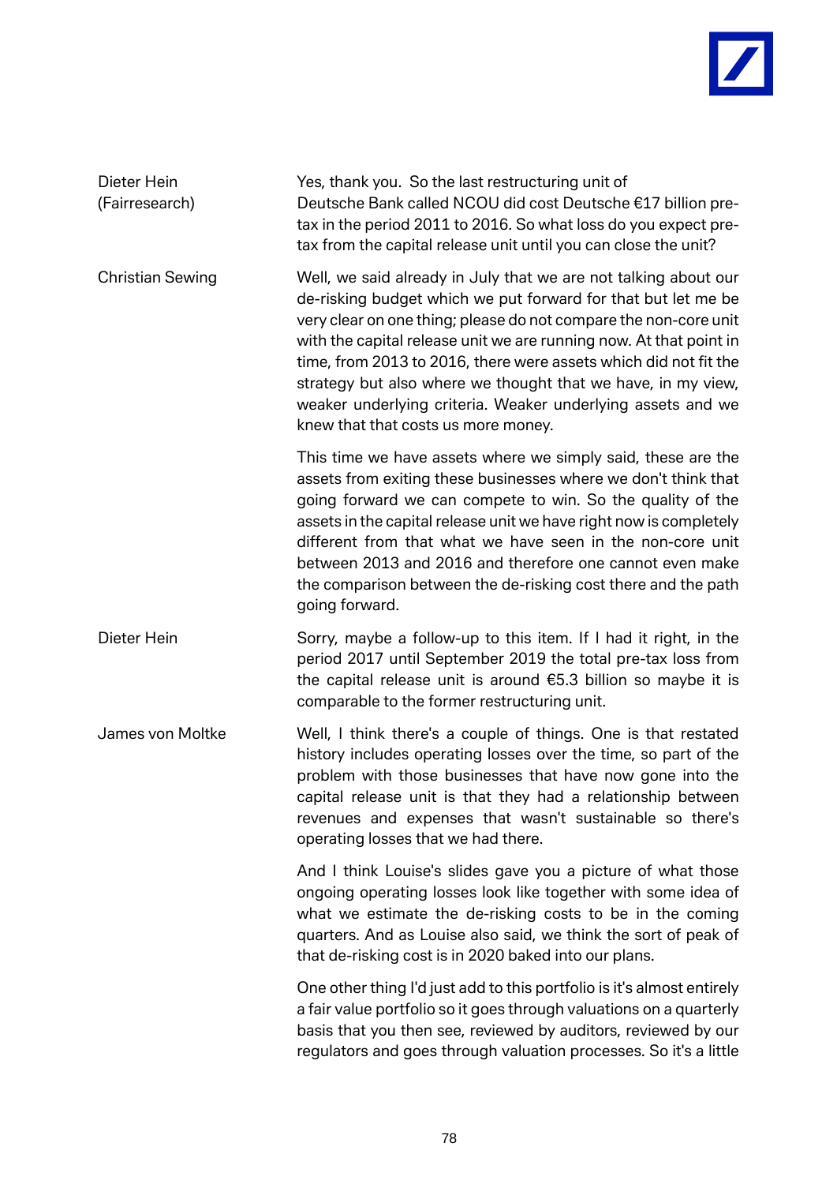**Dieter Hein (Fairresearch)**

Yes, thank you. So the last restructuring unit of Deutsche Bank called NCOU did cost Deutsche €17 billion pre-tax in the period 2011 to 2016. So what loss do you expect pre-tax from the capital release unit until you can close the unit?

**Christian Sewing**

Well, we said already in July that we are not talking about our de-risking budget which we put forward for that but let me be very clear on one thing; please do not compare the non-core unit with the capital release unit we are running now. At that point in time, from 2013 to 2016, there were assets which did not fit the strategy but also where we thought that we have, in my view, weaker underlying criteria. Weaker underlying assets and we knew that that costs us more money.

This time we have assets where we simply said, these are the assets from exiting these businesses where we don't think that going forward we can compete to win. So the quality of the assets in the capital release unit we have right now is completely different from that what we have seen in the non-core unit between 2013 and 2016 and therefore one cannot even make the comparison between the de-risking cost there and the path going forward.

**Dieter Hein**

Sorry, maybe a follow-up to this item. If I had it right, in the period 2017 until September 2019 the total pre-tax loss from the capital release unit is around €5.3 billion so maybe it is comparable to the former restructuring unit.

**James von Moltke**

Well, I think there's a couple of things. One is that restated history includes operating losses over the time, so part of the problem with those businesses that have now gone into the capital release unit is that they had a relationship between revenues and expenses that wasn't sustainable so there's operating losses that we had there.

And I think Louise's slides gave you a picture of what those ongoing operating losses look like together with some idea of what we estimate the de-risking costs to be in the coming quarters. And as Louise also said, we think the sort of peak of that de-risking cost is in 2020 baked into our plans.

One other thing I'd just add to this portfolio is it's almost entirely a fair value portfolio so it goes through valuations on a quarterly basis that you then see, reviewed by auditors, reviewed by our regulators and goes through valuation processes. So it's a little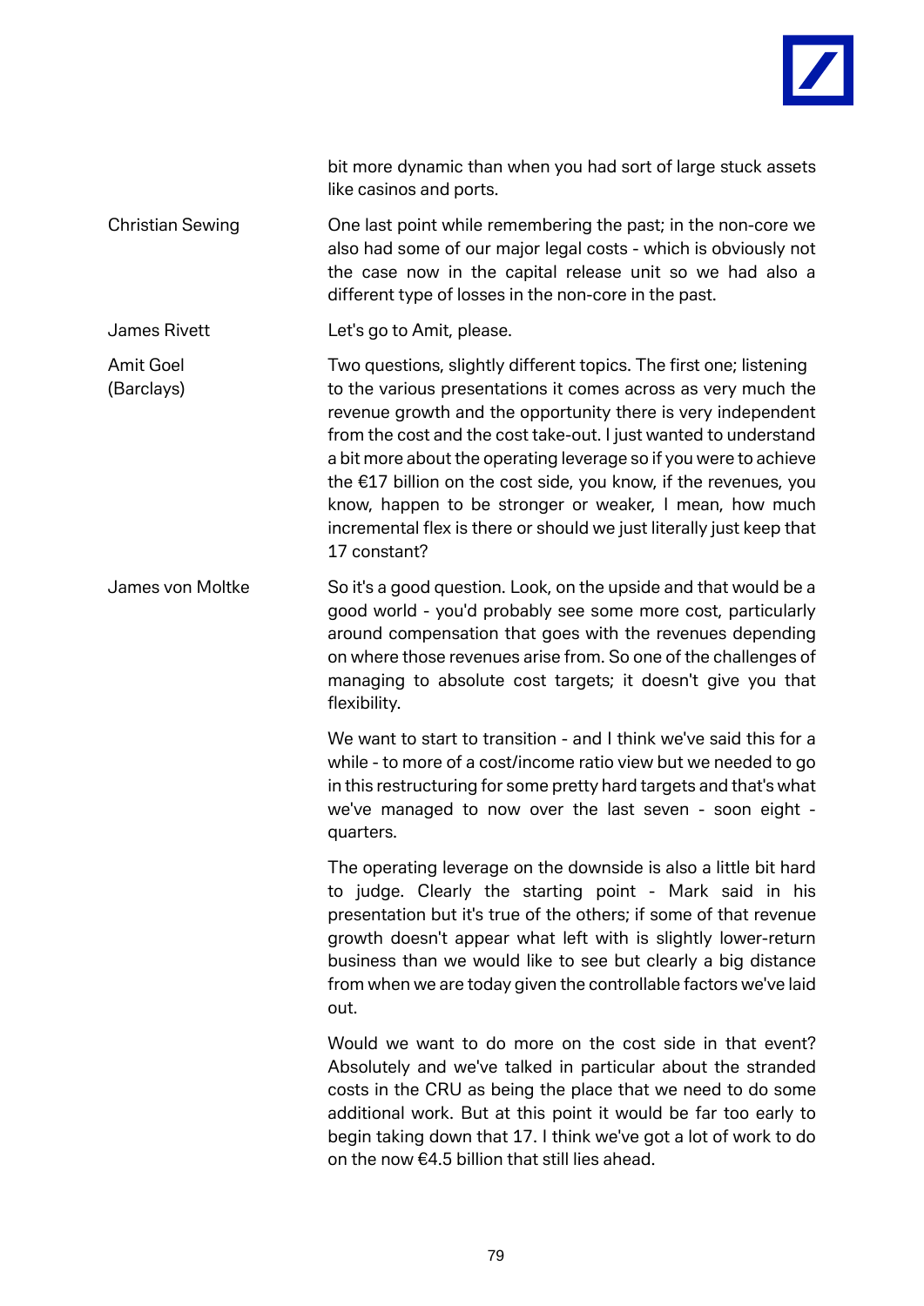bit more dynamic than when you had sort of large stuck assets like casinos and ports.

**Christian Sewing**

One last point while remembering the past; in the non-core we also had some of our major legal costs - which is obviously not the case now in the capital release unit so we had also a different type of losses in the non-core in the past.

**James Rivett**

Let's go to Amit, please.

**Amit Goel (Barclays)**

Two questions, slightly different topics. The first one; listening to the various presentations it comes across as very much the revenue growth and the opportunity there is very independent from the cost and the cost take-out. I just wanted to understand a bit more about the operating leverage so if you were to achieve the €17 billion on the cost side, you know, if the revenues, you know, happen to be stronger or weaker, I mean, how much incremental flex is there or should we just literally just keep that 17 constant?

**James von Moltke**

So it's a good question. Look, on the upside and that would be a good world - you'd probably see some more cost, particularly around compensation that goes with the revenues depending on where those revenues arise from. So one of the challenges of managing to absolute cost targets; it doesn't give you that flexibility.

We want to start to transition - and I think we've said this for a while - to more of a cost/income ratio view but we needed to go in this restructuring for some pretty hard targets and that's what we've managed to now over the last seven - soon eight - quarters.

The operating leverage on the downside is also a little bit hard to judge. Clearly the starting point - Mark said in his presentation but it's true of the others; if some of that revenue growth doesn't appear what left with is slightly lower-return business than we would like to see but clearly a big distance from when we are today given the controllable factors we've laid out.

Would we want to do more on the cost side in that event? Absolutely and we've talked in particular about the stranded costs in the CRU as being the place that we need to do some additional work. But at this point it would be far too early to begin taking down that 17. I think we've got a lot of work to do on the now €4.5 billion that still lies ahead.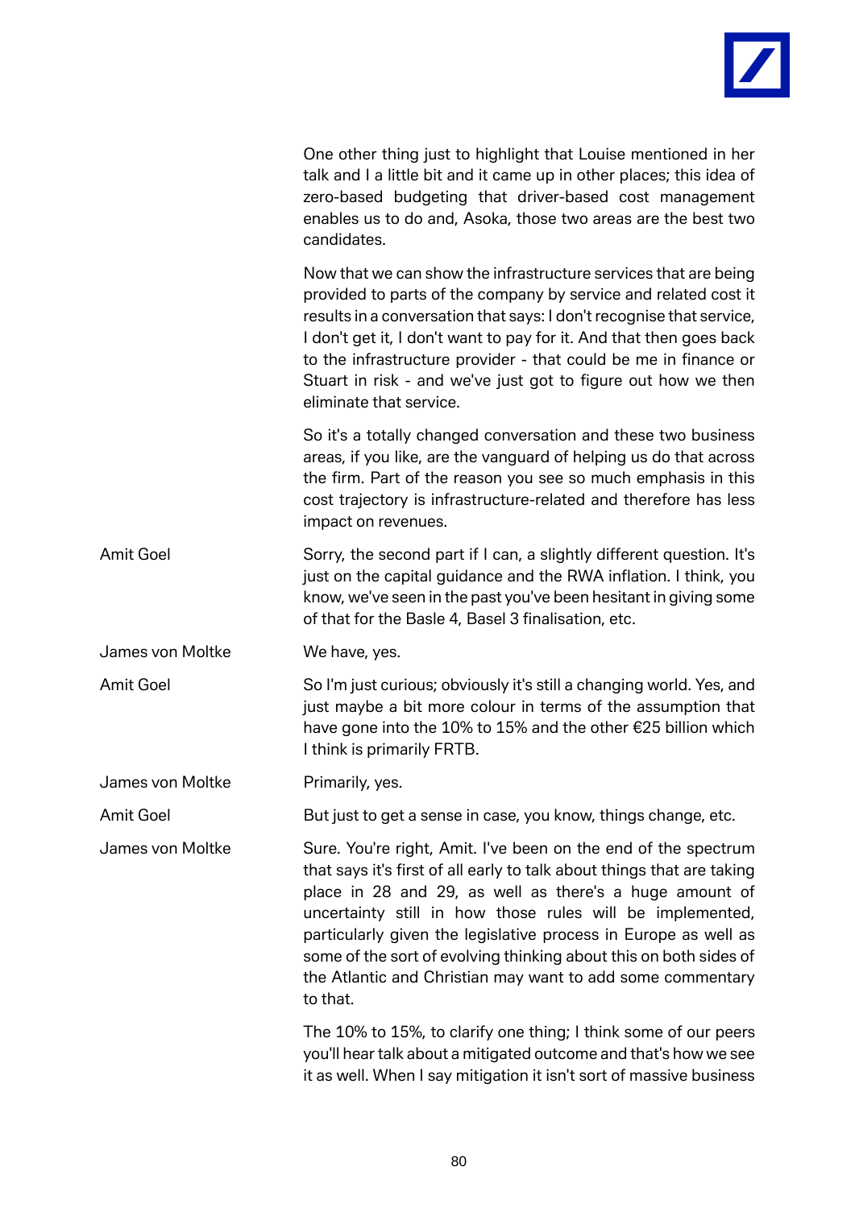One other thing just to highlight that Louise mentioned in her talk and I a little bit and it came up in other places; this idea of zero-based budgeting that driver-based cost management enables us to do and, Asoka, those two areas are the best two candidates.

Now that we can show the infrastructure services that are being provided to parts of the company by service and related cost it results in a conversation that says: I don't recognise that service, I don't get it, I don't want to pay for it. And that then goes back to the infrastructure provider - that could be me in finance or Stuart in risk - and we've just got to figure out how we then eliminate that service.

So it's a totally changed conversation and these two business areas, if you like, are the vanguard of helping us do that across the firm. Part of the reason you see so much emphasis in this cost trajectory is infrastructure-related and therefore has less impact on revenues.

**Amit Goel** Sorry, the second part if I can, a slightly different question. It's just on the capital guidance and the RWA inflation. I think, you know, we've seen in the past you've been hesitant in giving some of that for the Basle 4, Basel 3 finalisation, etc.

**James von Moltke** We have, yes.

**Amit Goel** So I'm just curious; obviously it's still a changing world. Yes, and just maybe a bit more colour in terms of the assumption that have gone into the 10% to 15% and the other €25 billion which I think is primarily FRTB.

**James von Moltke** Primarily, yes.

**Amit Goel** But just to get a sense in case, you know, things change, etc.

**James von Moltke** Sure. You're right, Amit. I've been on the end of the spectrum that says it's first of all early to talk about things that are taking place in 28 and 29, as well as there's a huge amount of uncertainty still in how those rules will be implemented, particularly given the legislative process in Europe as well as some of the sort of evolving thinking about this on both sides of the Atlantic and Christian may want to add some commentary to that.

The 10% to 15%, to clarify one thing; I think some of our peers you'll hear talk about a mitigated outcome and that's how we see it as well. When I say mitigation it isn't sort of massive business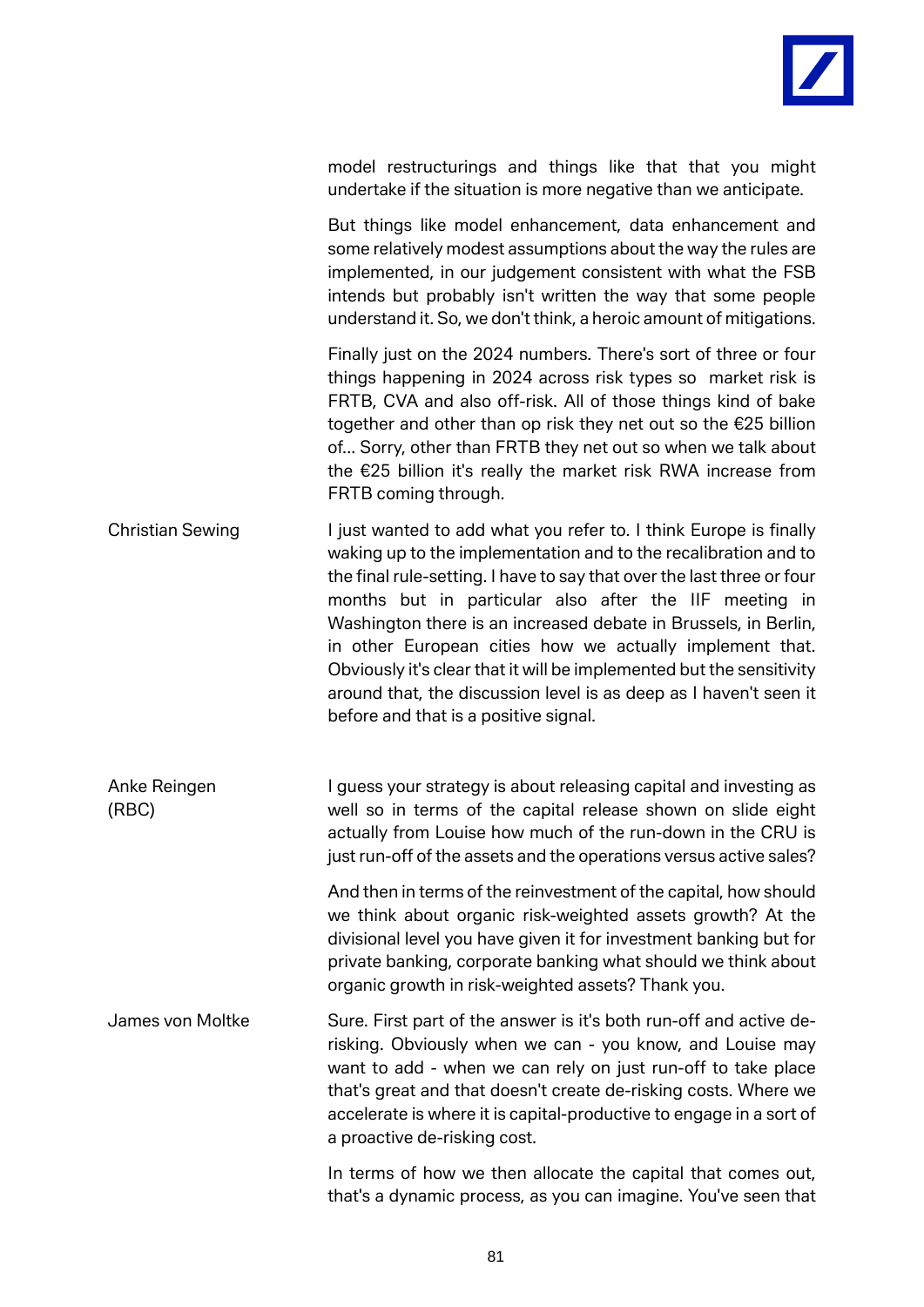model restructurings and things like that that you might undertake if the situation is more negative than we anticipate.

But things like model enhancement, data enhancement and some relatively modest assumptions about the way the rules are implemented, in our judgement consistent with what the FSB intends but probably isn't written the way that some people understand it. So, we don't think, a heroic amount of mitigations.

Finally just on the 2024 numbers. There's sort of three or four things happening in 2024 across risk types so market risk is FRTB, CVA and also off-risk. All of those things kind of bake together and other than op risk they net out so the €25 billion of... Sorry, other than FRTB they net out so when we talk about the €25 billion it's really the market risk RWA increase from FRTB coming through.

**Christian Sewing**

I just wanted to add what you refer to. I think Europe is finally waking up to the implementation and to the recalibration and to the final rule-setting. I have to say that over the last three or four months but in particular also after the IIF meeting in Washington there is an increased debate in Brussels, in Berlin, in other European cities how we actually implement that. Obviously it's clear that it will be implemented but the sensitivity around that, the discussion level is as deep as I haven't seen it before and that is a positive signal.

**Anke Reingen (RBC)**

I guess your strategy is about releasing capital and investing as well so in terms of the capital release shown on slide eight actually from Louise how much of the run-down in the CRU is just run-off of the assets and the operations versus active sales?

And then in terms of the reinvestment of the capital, how should we think about organic risk-weighted assets growth? At the divisional level you have given it for investment banking but for private banking, corporate banking what should we think about organic growth in risk-weighted assets? Thank you.

**James von Moltke**

Sure. First part of the answer is it's both run-off and active de-risking. Obviously when we can - you know, and Louise may want to add - when we can rely on just run-off to take place that's great and that doesn't create de-risking costs. Where we accelerate is where it is capital-productive to engage in a sort of a proactive de-risking cost.

In terms of how we then allocate the capital that comes out, that's a dynamic process, as you can imagine. You've seen that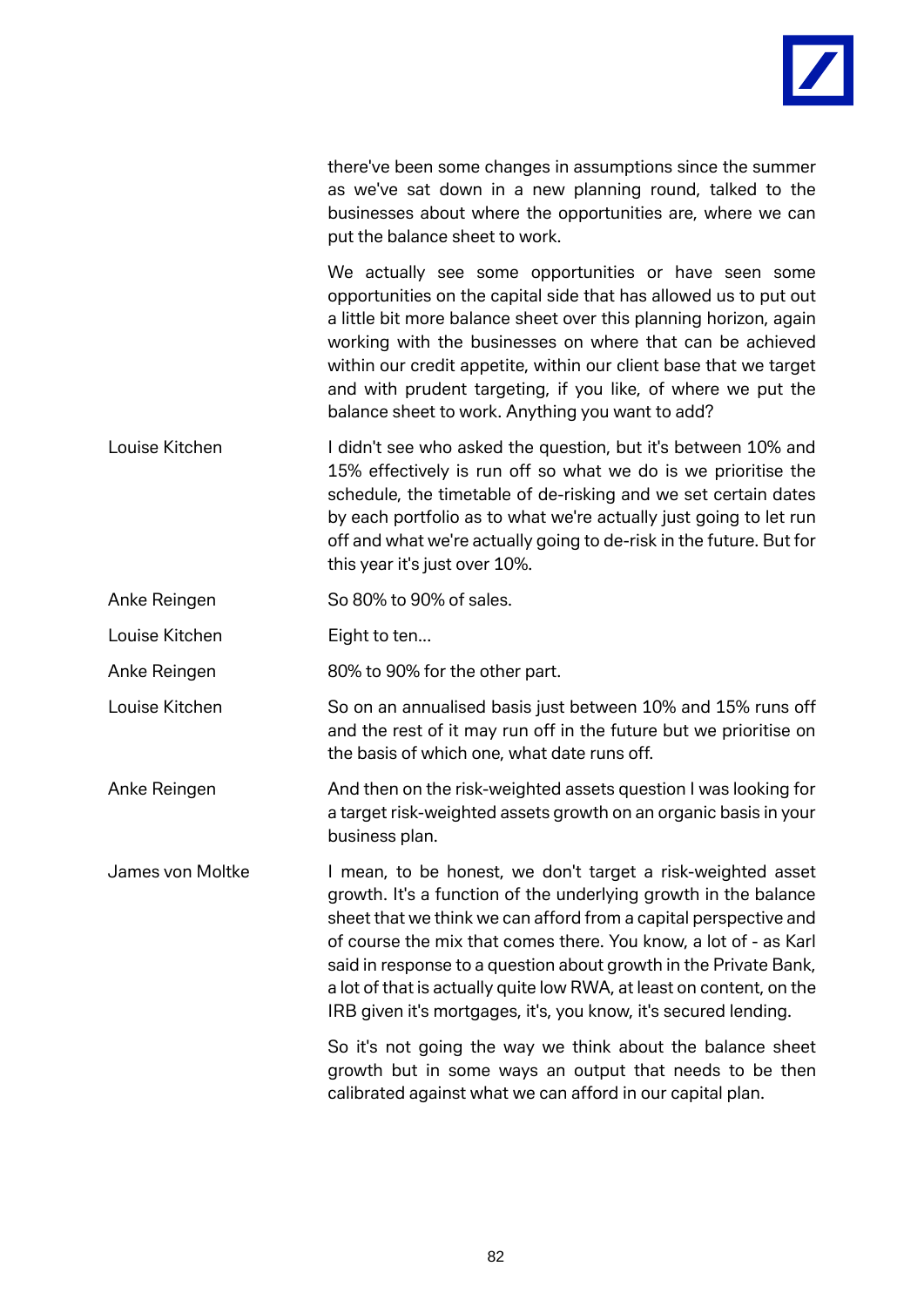there've been some changes in assumptions since the summer as we've sat down in a new planning round, talked to the businesses about where the opportunities are, where we can put the balance sheet to work.

We actually see some opportunities or have seen some opportunities on the capital side that has allowed us to put out a little bit more balance sheet over this planning horizon, again working with the businesses on where that can be achieved within our credit appetite, within our client base that we target and with prudent targeting, if you like, of where we put the balance sheet to work. Anything you want to add?

**Louise Kitchen**
I didn't see who asked the question, but it's between 10% and 15% effectively is run off so what we do is we prioritise the schedule, the timetable of de-risking and we set certain dates by each portfolio as to what we're actually just going to let run off and what we're actually going to de-risk in the future. But for this year it's just over 10%.

**Anke Reingen**
So 80% to 90% of sales.

**Louise Kitchen**
Eight to ten...

**Anke Reingen**
80% to 90% for the other part.

**Louise Kitchen**
So on an annualised basis just between 10% and 15% runs off and the rest of it may run off in the future but we prioritise on the basis of which one, what date runs off.

**Anke Reingen**
And then on the risk-weighted assets question I was looking for a target risk-weighted assets growth on an organic basis in your business plan.

**James von Moltke**
I mean, to be honest, we don't target a risk-weighted asset growth. It's a function of the underlying growth in the balance sheet that we think we can afford from a capital perspective and of course the mix that comes there. You know, a lot of - as Karl said in response to a question about growth in the Private Bank, a lot of that is actually quite low RWA, at least on content, on the IRB given it's mortgages, it's, you know, it's secured lending.

So it's not going the way we think about the balance sheet growth but in some ways an output that needs to be then calibrated against what we can afford in our capital plan.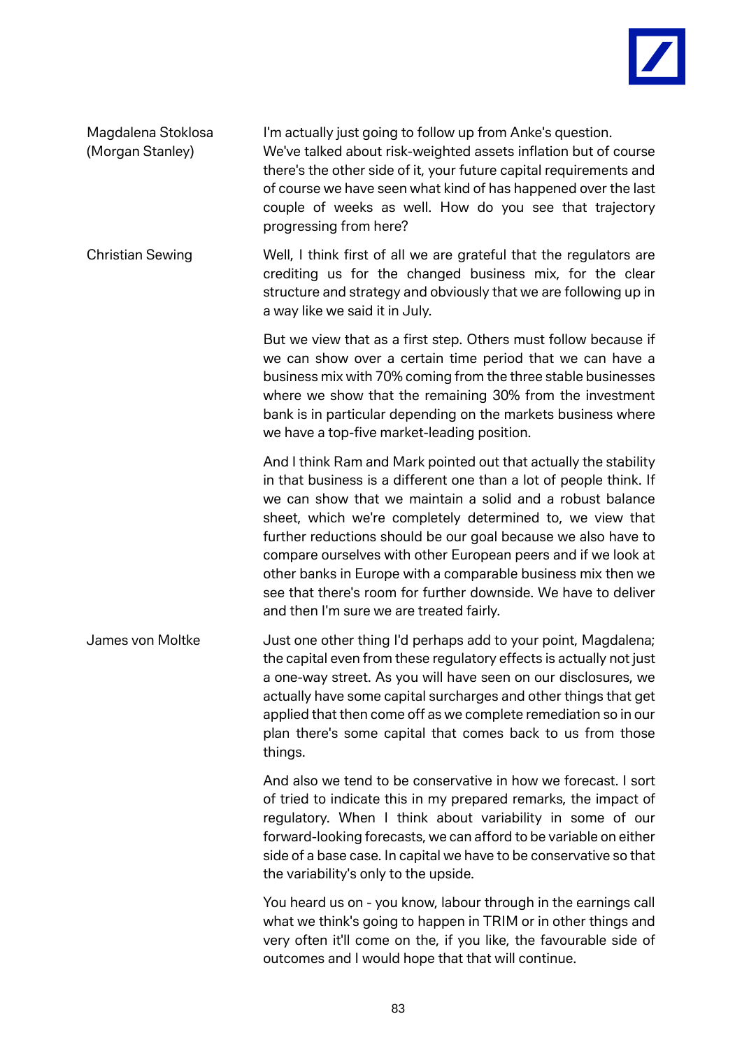**Magdalena Stoklosa (Morgan Stanley)**

I'm actually just going to follow up from Anke's question. We've talked about risk-weighted assets inflation but of course there's the other side of it, your future capital requirements and of course we have seen what kind of has happened over the last couple of weeks as well. How do you see that trajectory progressing from here?

**Christian Sewing**

Well, I think first of all we are grateful that the regulators are crediting us for the changed business mix, for the clear structure and strategy and obviously that we are following up in a way like we said it in July.

But we view that as a first step. Others must follow because if we can show over a certain time period that we can have a business mix with 70% coming from the three stable businesses where we show that the remaining 30% from the investment bank is in particular depending on the markets business where we have a top-five market-leading position.

And I think Ram and Mark pointed out that actually the stability in that business is a different one than a lot of people think. If we can show that we maintain a solid and a robust balance sheet, which we're completely determined to, we view that further reductions should be our goal because we also have to compare ourselves with other European peers and if we look at other banks in Europe with a comparable business mix then we see that there's room for further downside. We have to deliver and then I'm sure we are treated fairly.

**James von Moltke**

Just one other thing I'd perhaps add to your point, Magdalena; the capital even from these regulatory effects is actually not just a one-way street. As you will have seen on our disclosures, we actually have some capital surcharges and other things that get applied that then come off as we complete remediation so in our plan there's some capital that comes back to us from those things.

And also we tend to be conservative in how we forecast. I sort of tried to indicate this in my prepared remarks, the impact of regulatory. When I think about variability in some of our forward-looking forecasts, we can afford to be variable on either side of a base case. In capital we have to be conservative so that the variability's only to the upside.

You heard us on - you know, labour through in the earnings call what we think's going to happen in TRIM or in other things and very often it'll come on the, if you like, the favourable side of outcomes and I would hope that that will continue.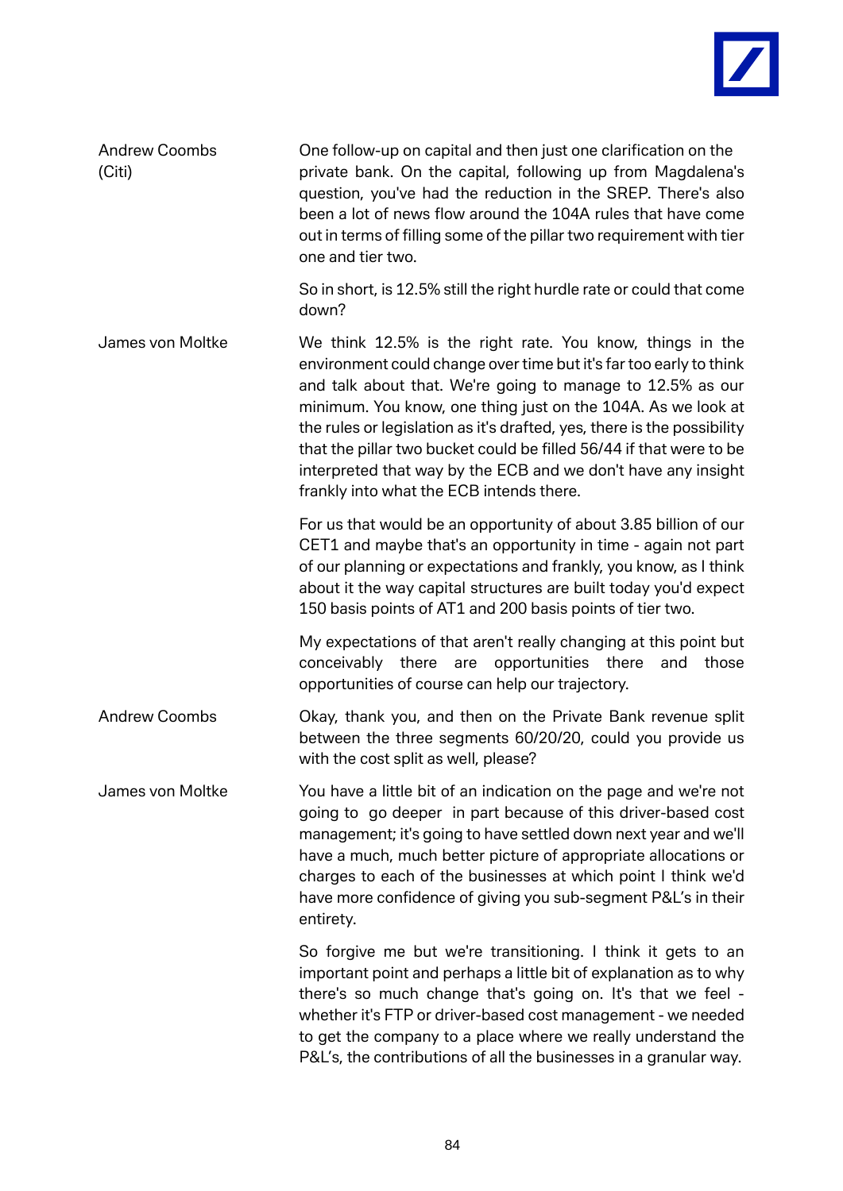**Andrew Coombs (Citi)**

One follow-up on capital and then just one clarification on the private bank. On the capital, following up from Magdalena's question, you've had the reduction in the SREP. There's also been a lot of news flow around the 104A rules that have come out in terms of filling some of the pillar two requirement with tier one and tier two.

So in short, is 12.5% still the right hurdle rate or could that come down?

**James von Moltke**

We think 12.5% is the right rate. You know, things in the environment could change over time but it's far too early to think and talk about that. We're going to manage to 12.5% as our minimum. You know, one thing just on the 104A. As we look at the rules or legislation as it's drafted, yes, there is the possibility that the pillar two bucket could be filled 56/44 if that were to be interpreted that way by the ECB and we don't have any insight frankly into what the ECB intends there.

For us that would be an opportunity of about 3.85 billion of our CET1 and maybe that's an opportunity in time - again not part of our planning or expectations and frankly, you know, as I think about it the way capital structures are built today you'd expect 150 basis points of AT1 and 200 basis points of tier two.

My expectations of that aren't really changing at this point but conceivably there are opportunities there and those opportunities of course can help our trajectory.

**Andrew Coombs**

Okay, thank you, and then on the Private Bank revenue split between the three segments 60/20/20, could you provide us with the cost split as well, please?

**James von Moltke**

You have a little bit of an indication on the page and we're not going to go deeper in part because of this driver-based cost management; it's going to have settled down next year and we'll have a much, much better picture of appropriate allocations or charges to each of the businesses at which point I think we'd have more confidence of giving you sub-segment P&L's in their entirety.

So forgive me but we're transitioning. I think it gets to an important point and perhaps a little bit of explanation as to why there's so much change that's going on. It's that we feel - whether it's FTP or driver-based cost management - we needed to get the company to a place where we really understand the P&L's, the contributions of all the businesses in a granular way.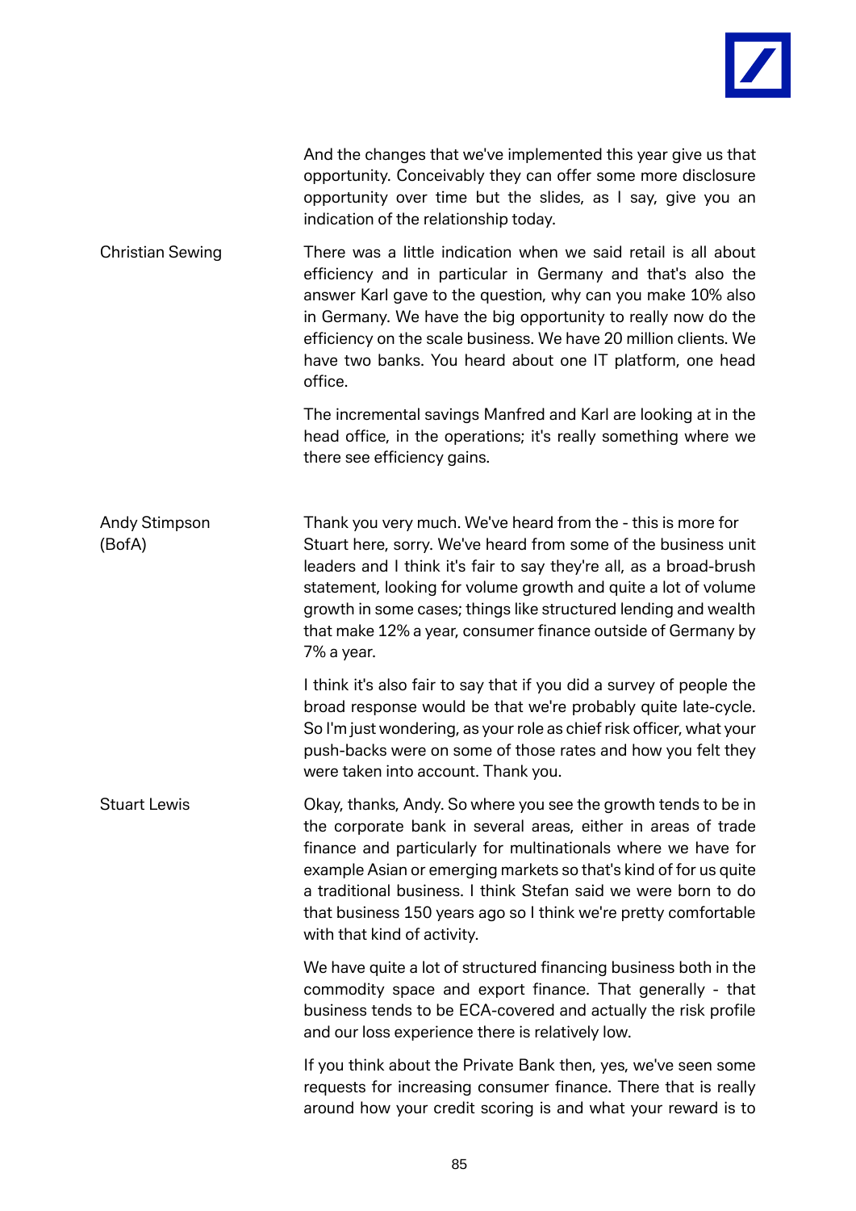And the changes that we've implemented this year give us that opportunity. Conceivably they can offer some more disclosure opportunity over time but the slides, as I say, give you an indication of the relationship today.

**Christian Sewing**

There was a little indication when we said retail is all about efficiency and in particular in Germany and that's also the answer Karl gave to the question, why can you make 10% also in Germany. We have the big opportunity to really now do the efficiency on the scale business. We have 20 million clients. We have two banks. You heard about one IT platform, one head office.

The incremental savings Manfred and Karl are looking at in the head office, in the operations; it's really something where we there see efficiency gains.

**Andy Stimpson (BofA)**

Thank you very much. We've heard from the - this is more for Stuart here, sorry. We've heard from some of the business unit leaders and I think it's fair to say they're all, as a broad-brush statement, looking for volume growth and quite a lot of volume growth in some cases; things like structured lending and wealth that make 12% a year, consumer finance outside of Germany by 7% a year.

I think it's also fair to say that if you did a survey of people the broad response would be that we're probably quite late-cycle. So I'm just wondering, as your role as chief risk officer, what your push-backs were on some of those rates and how you felt they were taken into account. Thank you.

**Stuart Lewis**

Okay, thanks, Andy. So where you see the growth tends to be in the corporate bank in several areas, either in areas of trade finance and particularly for multinationals where we have for example Asian or emerging markets so that's kind of for us quite a traditional business. I think Stefan said we were born to do that business 150 years ago so I think we're pretty comfortable with that kind of activity.

We have quite a lot of structured financing business both in the commodity space and export finance. That generally - that business tends to be ECA-covered and actually the risk profile and our loss experience there is relatively low.

If you think about the Private Bank then, yes, we've seen some requests for increasing consumer finance. There that is really around how your credit scoring is and what your reward is to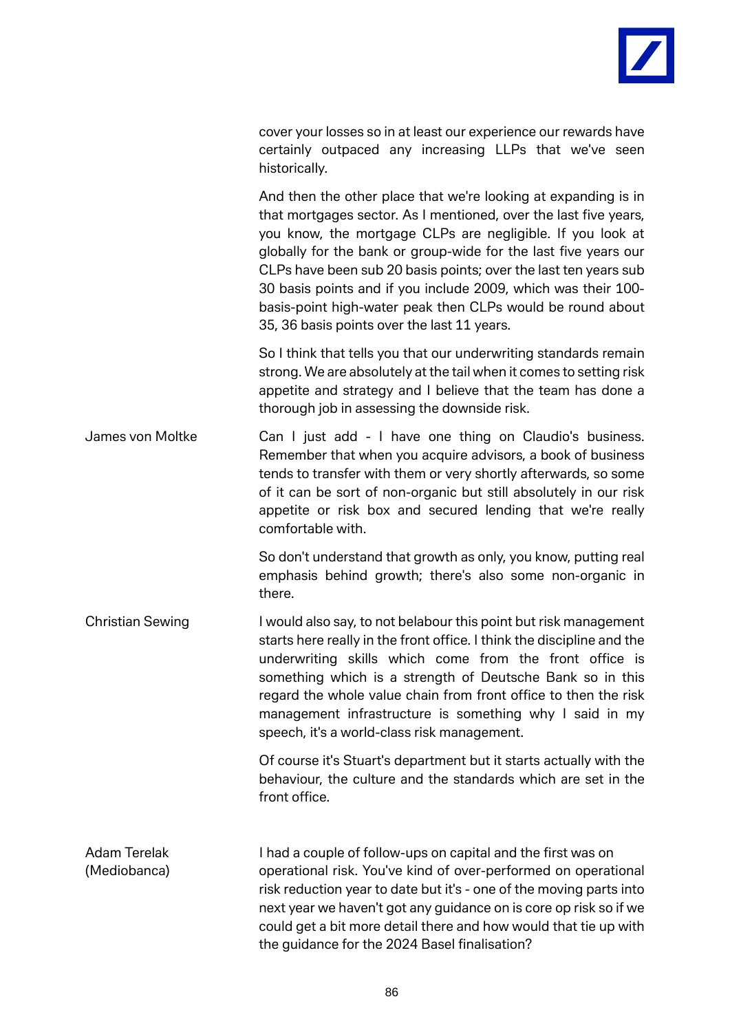cover your losses so in at least our experience our rewards have certainly outpaced any increasing LLPs that we've seen historically.

And then the other place that we're looking at expanding is in that mortgages sector. As I mentioned, over the last five years, you know, the mortgage CLPs are negligible. If you look at globally for the bank or group-wide for the last five years our CLPs have been sub 20 basis points; over the last ten years sub 30 basis points and if you include 2009, which was their 100-basis-point high-water peak then CLPs would be round about 35, 36 basis points over the last 11 years.

So I think that tells you that our underwriting standards remain strong. We are absolutely at the tail when it comes to setting risk appetite and strategy and I believe that the team has done a thorough job in assessing the downside risk.

**James von Moltke**

Can I just add - I have one thing on Claudio's business. Remember that when you acquire advisors, a book of business tends to transfer with them or very shortly afterwards, so some of it can be sort of non-organic but still absolutely in our risk appetite or risk box and secured lending that we're really comfortable with.

So don't understand that growth as only, you know, putting real emphasis behind growth; there's also some non-organic in there.

**Christian Sewing**

I would also say, to not belabour this point but risk management starts here really in the front office. I think the discipline and the underwriting skills which come from the front office is something which is a strength of Deutsche Bank so in this regard the whole value chain from front office to then the risk management infrastructure is something why I said in my speech, it's a world-class risk management.

Of course it's Stuart's department but it starts actually with the behaviour, the culture and the standards which are set in the front office.

**Adam Terelak (Mediobanca)**

I had a couple of follow-ups on capital and the first was on operational risk. You've kind of over-performed on operational risk reduction year to date but it's - one of the moving parts into next year we haven't got any guidance on is core op risk so if we could get a bit more detail there and how would that tie up with the guidance for the 2024 Basel finalisation?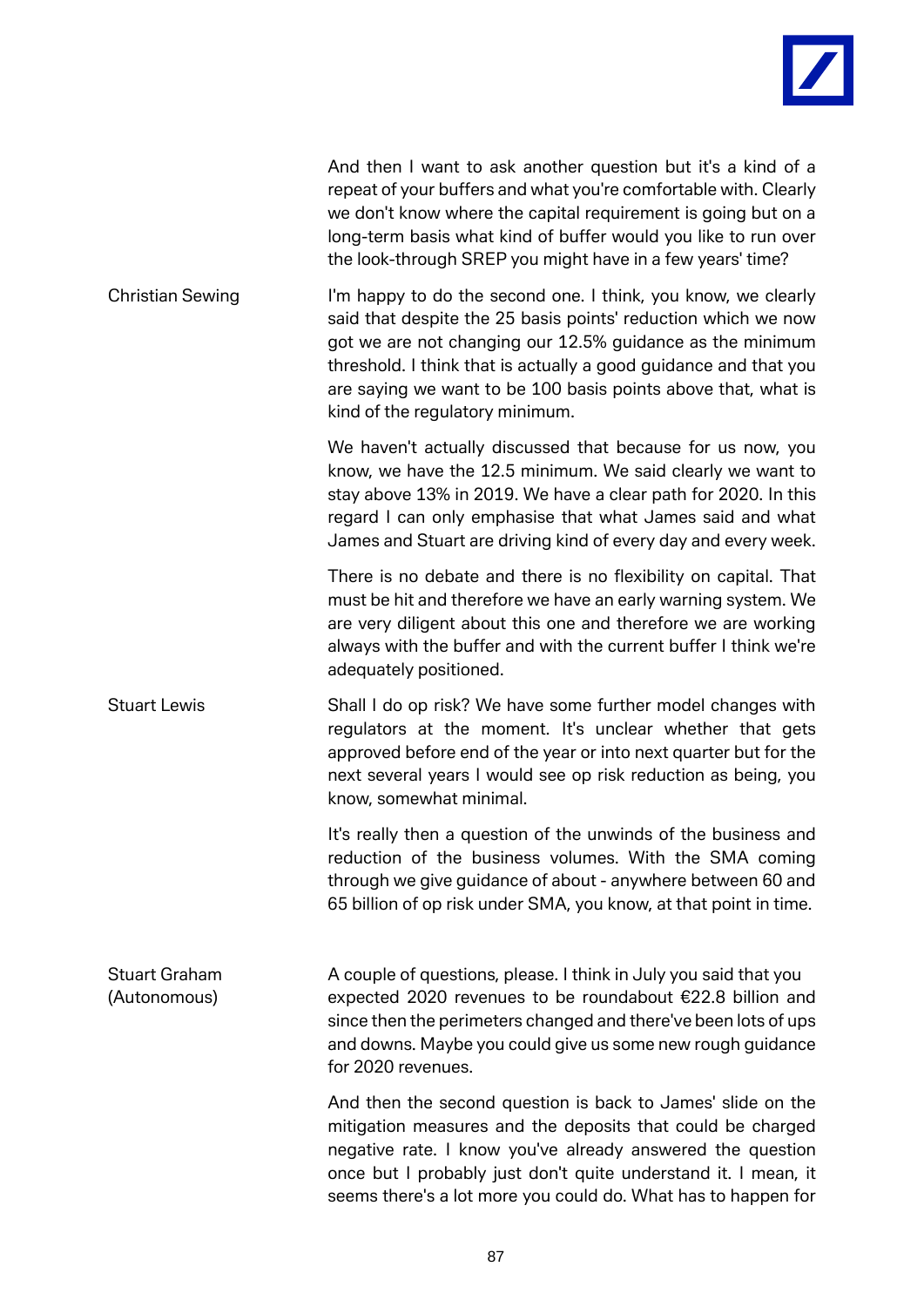And then I want to ask another question but it's a kind of a repeat of your buffers and what you're comfortable with. Clearly we don't know where the capital requirement is going but on a long-term basis what kind of buffer would you like to run over the look-through SREP you might have in a few years' time?

**Christian Sewing**

I'm happy to do the second one. I think, you know, we clearly said that despite the 25 basis points' reduction which we now got we are not changing our 12.5% guidance as the minimum threshold. I think that is actually a good guidance and that you are saying we want to be 100 basis points above that, what is kind of the regulatory minimum.

We haven't actually discussed that because for us now, you know, we have the 12.5 minimum. We said clearly we want to stay above 13% in 2019. We have a clear path for 2020. In this regard I can only emphasise that what James said and what James and Stuart are driving kind of every day and every week.

There is no debate and there is no flexibility on capital. That must be hit and therefore we have an early warning system. We are very diligent about this one and therefore we are working always with the buffer and with the current buffer I think we're adequately positioned.

**Stuart Lewis**

Shall I do op risk? We have some further model changes with regulators at the moment. It's unclear whether that gets approved before end of the year or into next quarter but for the next several years I would see op risk reduction as being, you know, somewhat minimal.

It's really then a question of the unwinds of the business and reduction of the business volumes. With the SMA coming through we give guidance of about - anywhere between 60 and 65 billion of op risk under SMA, you know, at that point in time.

**Stuart Graham (Autonomous)**

A couple of questions, please. I think in July you said that you expected 2020 revenues to be roundabout €22.8 billion and since then the perimeters changed and there've been lots of ups and downs. Maybe you could give us some new rough guidance for 2020 revenues.

And then the second question is back to James' slide on the mitigation measures and the deposits that could be charged negative rate. I know you've already answered the question once but I probably just don't quite understand it. I mean, it seems there's a lot more you could do. What has to happen for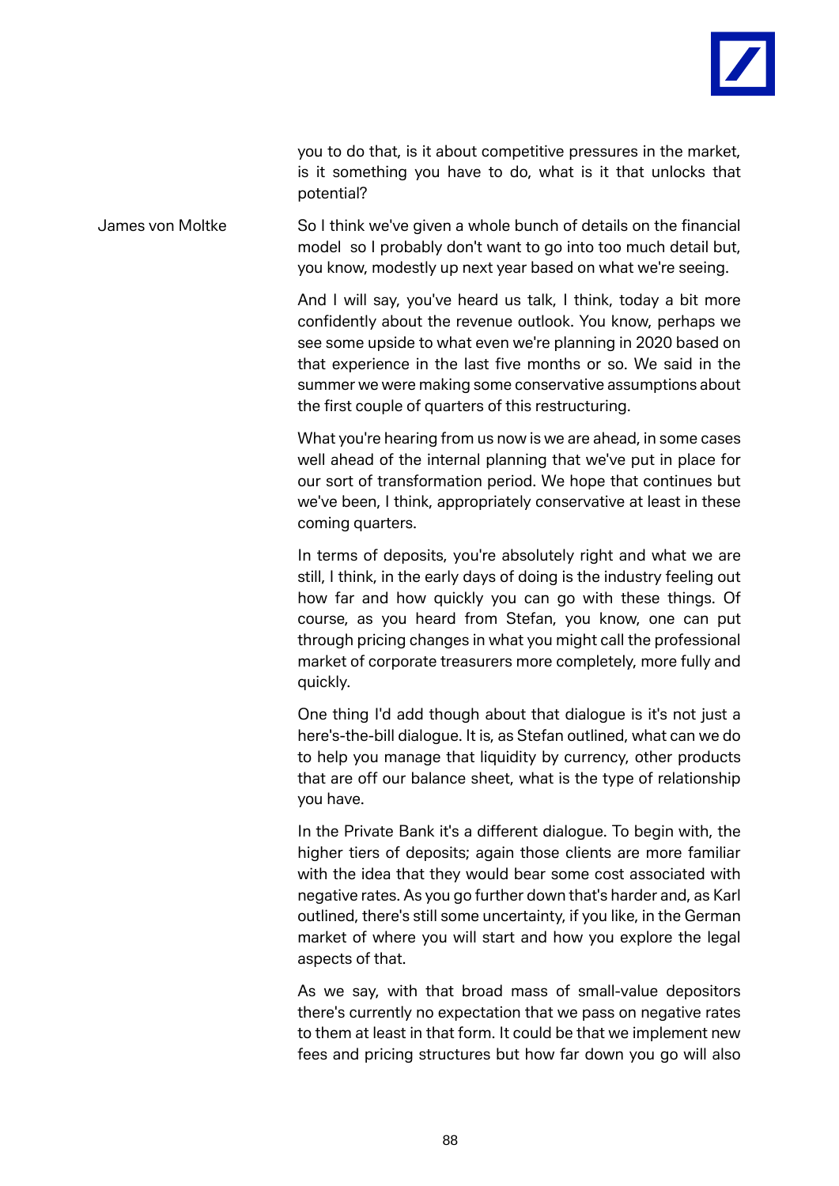you to do that, is it about competitive pressures in the market, is it something you have to do, what is it that unlocks that potential?

James von Moltke

So I think we've given a whole bunch of details on the financial model so I probably don't want to go into too much detail but, you know, modestly up next year based on what we're seeing.

And I will say, you've heard us talk, I think, today a bit more confidently about the revenue outlook. You know, perhaps we see some upside to what even we're planning in 2020 based on that experience in the last five months or so. We said in the summer we were making some conservative assumptions about the first couple of quarters of this restructuring.

What you're hearing from us now is we are ahead, in some cases well ahead of the internal planning that we've put in place for our sort of transformation period. We hope that continues but we've been, I think, appropriately conservative at least in these coming quarters.

In terms of deposits, you're absolutely right and what we are still, I think, in the early days of doing is the industry feeling out how far and how quickly you can go with these things. Of course, as you heard from Stefan, you know, one can put through pricing changes in what you might call the professional market of corporate treasurers more completely, more fully and quickly.

One thing I'd add though about that dialogue is it's not just a here's-the-bill dialogue. It is, as Stefan outlined, what can we do to help you manage that liquidity by currency, other products that are off our balance sheet, what is the type of relationship you have.

In the Private Bank it's a different dialogue. To begin with, the higher tiers of deposits; again those clients are more familiar with the idea that they would bear some cost associated with negative rates. As you go further down that's harder and, as Karl outlined, there's still some uncertainty, if you like, in the German market of where you will start and how you explore the legal aspects of that.

As we say, with that broad mass of small-value depositors there's currently no expectation that we pass on negative rates to them at least in that form. It could be that we implement new fees and pricing structures but how far down you go will also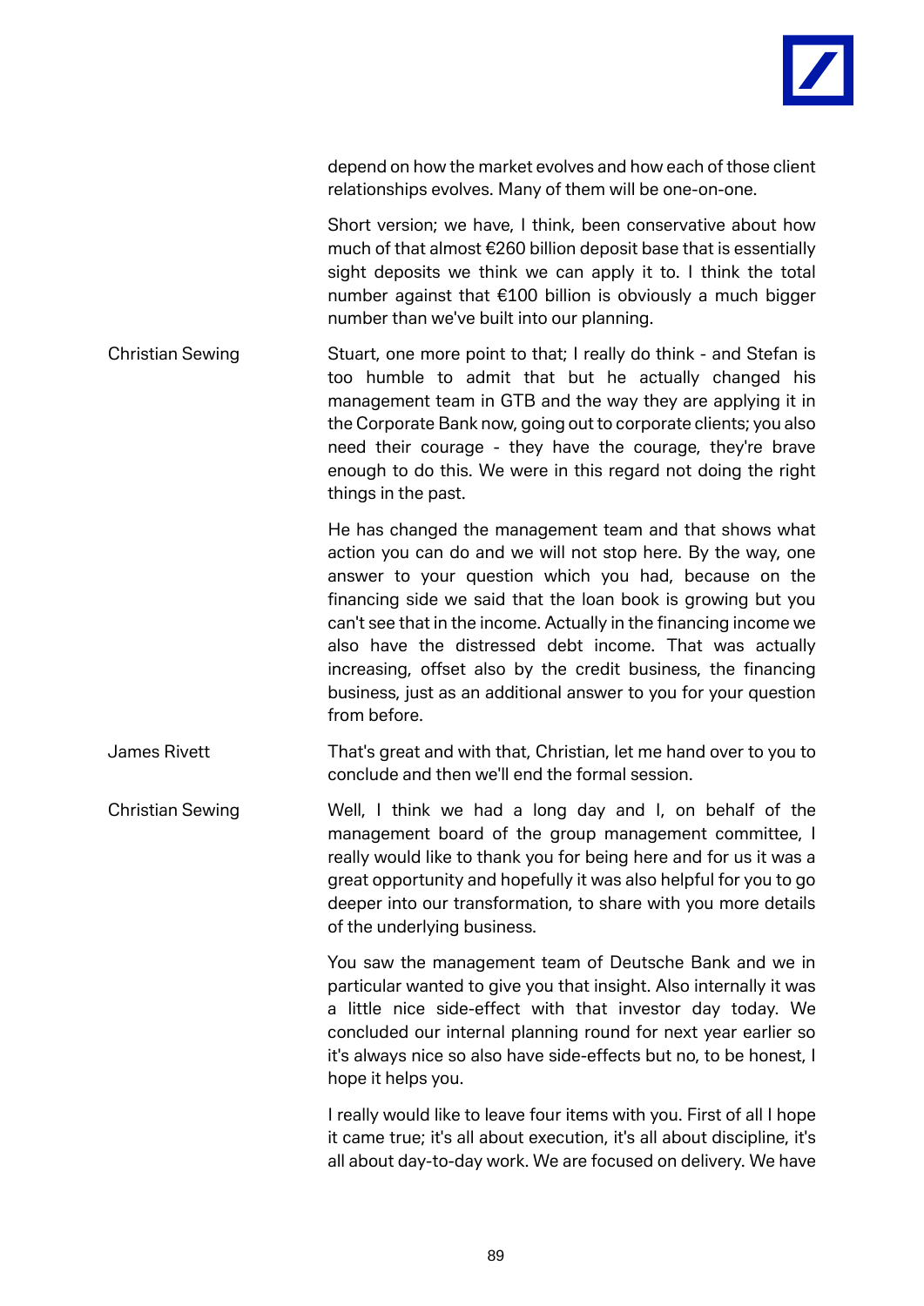depend on how the market evolves and how each of those client relationships evolves. Many of them will be one-on-one.

Short version; we have, I think, been conservative about how much of that almost €260 billion deposit base that is essentially sight deposits we think we can apply it to. I think the total number against that €100 billion is obviously a much bigger number than we've built into our planning.

**Christian Sewing** Stuart, one more point to that; I really do think - and Stefan is too humble to admit that but he actually changed his management team in GTB and the way they are applying it in the Corporate Bank now, going out to corporate clients; you also need their courage - they have the courage, they're brave enough to do this. We were in this regard not doing the right things in the past.

He has changed the management team and that shows what action you can do and we will not stop here. By the way, one answer to your question which you had, because on the financing side we said that the loan book is growing but you can't see that in the income. Actually in the financing income we also have the distressed debt income. That was actually increasing, offset also by the credit business, the financing business, just as an additional answer to you for your question from before.

**James Rivett** That's great and with that, Christian, let me hand over to you to conclude and then we'll end the formal session.

**Christian Sewing** Well, I think we had a long day and I, on behalf of the management board of the group management committee, I really would like to thank you for being here and for us it was a great opportunity and hopefully it was also helpful for you to go deeper into our transformation, to share with you more details of the underlying business.

You saw the management team of Deutsche Bank and we in particular wanted to give you that insight. Also internally it was a little nice side-effect with that investor day today. We concluded our internal planning round for next year earlier so it's always nice so also have side-effects but no, to be honest, I hope it helps you.

I really would like to leave four items with you. First of all I hope it came true; it's all about execution, it's all about discipline, it's all about day-to-day work. We are focused on delivery. We have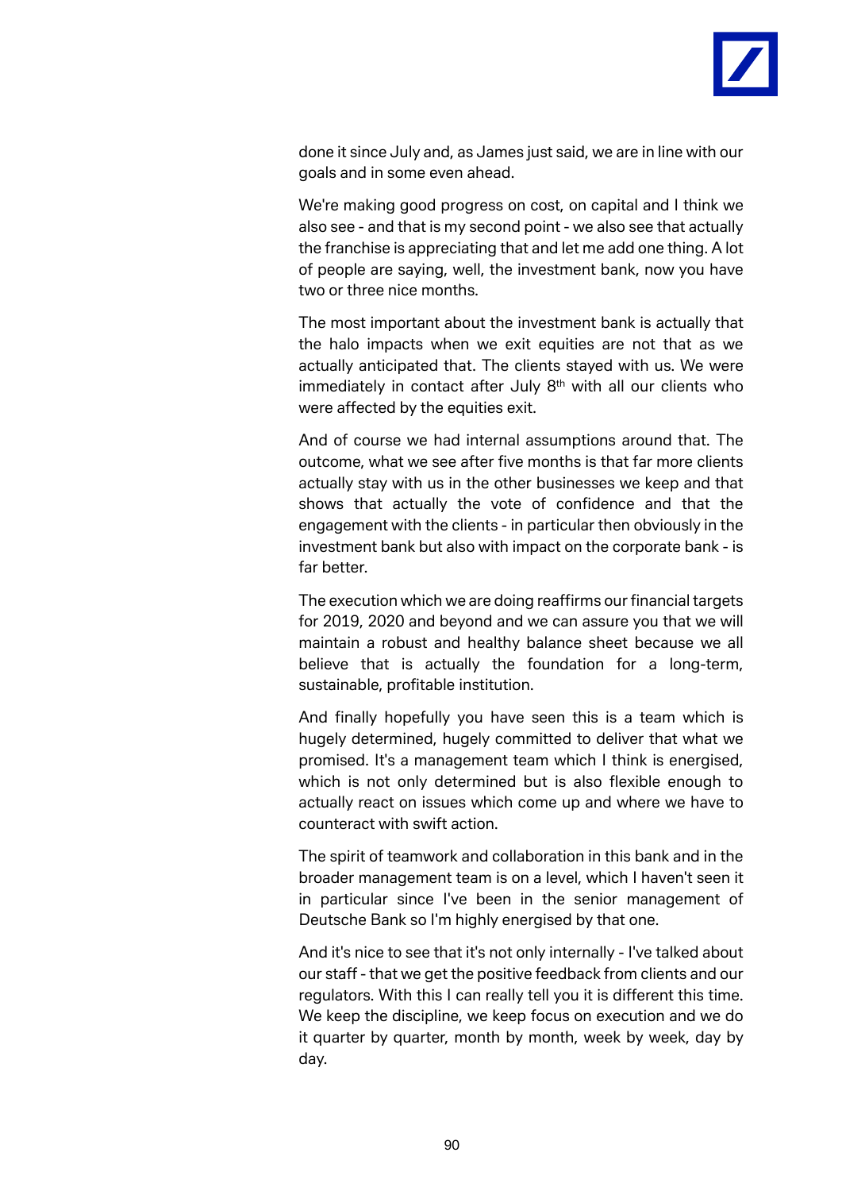done it since July and, as James just said, we are in line with our goals and in some even ahead.

We're making good progress on cost, on capital and I think we also see - and that is my second point - we also see that actually the franchise is appreciating that and let me add one thing. A lot of people are saying, well, the investment bank, now you have two or three nice months.

The most important about the investment bank is actually that the halo impacts when we exit equities are not that as we actually anticipated that. The clients stayed with us. We were immediately in contact after July 8th with all our clients who were affected by the equities exit.

And of course we had internal assumptions around that. The outcome, what we see after five months is that far more clients actually stay with us in the other businesses we keep and that shows that actually the vote of confidence and that the engagement with the clients - in particular then obviously in the investment bank but also with impact on the corporate bank - is far better.

The execution which we are doing reaffirms our financial targets for 2019, 2020 and beyond and we can assure you that we will maintain a robust and healthy balance sheet because we all believe that is actually the foundation for a long-term, sustainable, profitable institution.

And finally hopefully you have seen this is a team which is hugely determined, hugely committed to deliver that what we promised. It's a management team which I think is energised, which is not only determined but is also flexible enough to actually react on issues which come up and where we have to counteract with swift action.

The spirit of teamwork and collaboration in this bank and in the broader management team is on a level, which I haven't seen it in particular since I've been in the senior management of Deutsche Bank so I'm highly energised by that one.

And it's nice to see that it's not only internally - I've talked about our staff - that we get the positive feedback from clients and our regulators. With this I can really tell you it is different this time. We keep the discipline, we keep focus on execution and we do it quarter by quarter, month by month, week by week, day by day.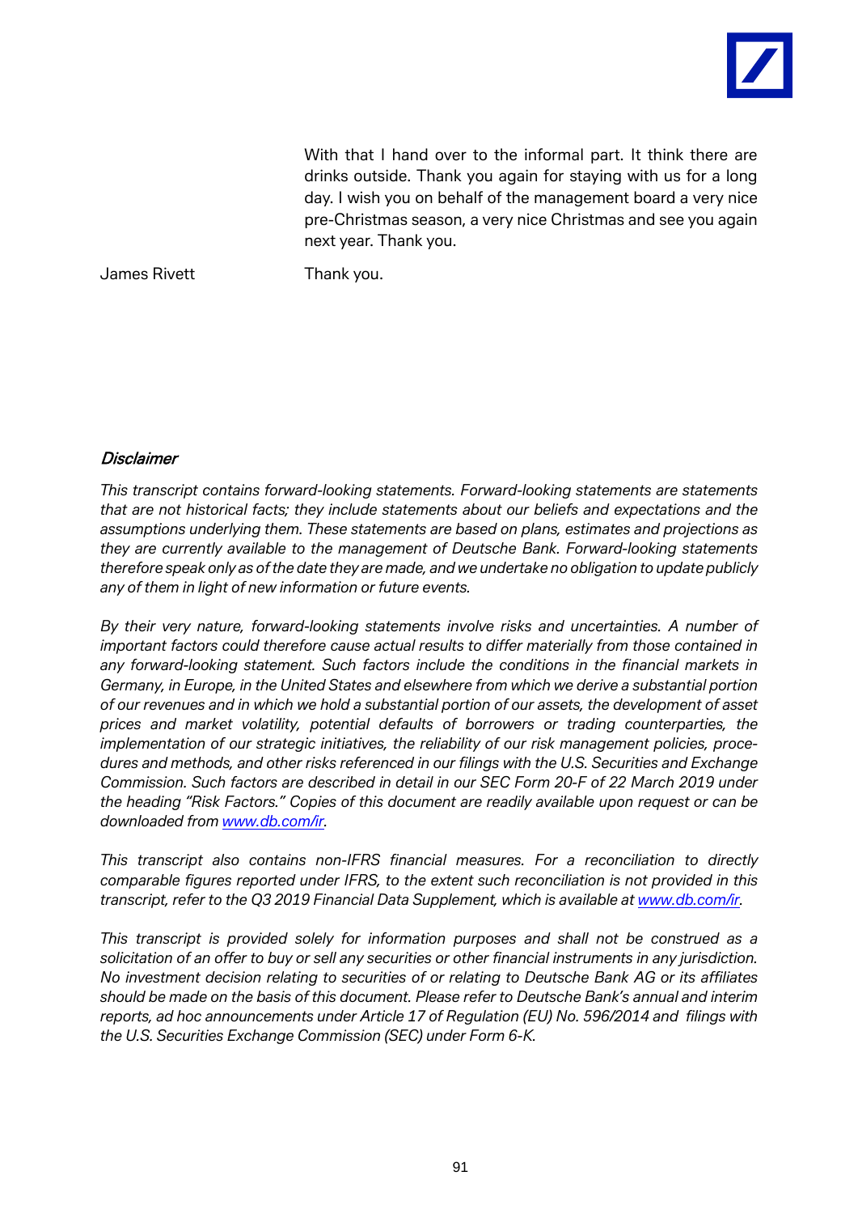With that I hand over to the informal part. It think there are drinks outside. Thank you again for staying with us for a long day. I wish you on behalf of the management board a very nice pre-Christmas season, a very nice Christmas and see you again next year. Thank you.

James Rivett — Thank you.

***Disclaimer***

*This transcript contains forward-looking statements. Forward-looking statements are statements that are not historical facts; they include statements about our beliefs and expectations and the assumptions underlying them. These statements are based on plans, estimates and projections as they are currently available to the management of Deutsche Bank. Forward-looking statements therefore speak only as of the date they are made, and we undertake no obligation to update publicly any of them in light of new information or future events.*

*By their very nature, forward-looking statements involve risks and uncertainties. A number of important factors could therefore cause actual results to differ materially from those contained in any forward-looking statement. Such factors include the conditions in the financial markets in Germany, in Europe, in the United States and elsewhere from which we derive a substantial portion of our revenues and in which we hold a substantial portion of our assets, the development of asset prices and market volatility, potential defaults of borrowers or trading counterparties, the implementation of our strategic initiatives, the reliability of our risk management policies, procedures and methods, and other risks referenced in our filings with the U.S. Securities and Exchange Commission. Such factors are described in detail in our SEC Form 20-F of 22 March 2019 under the heading "Risk Factors." Copies of this document are readily available upon request or can be downloaded from [www.db.com/ir](www.db.com/ir).*

*This transcript also contains non-IFRS financial measures. For a reconciliation to directly comparable figures reported under IFRS, to the extent such reconciliation is not provided in this transcript, refer to the Q3 2019 Financial Data Supplement, which is available at [www.db.com/ir](www.db.com/ir).*

*This transcript is provided solely for information purposes and shall not be construed as a solicitation of an offer to buy or sell any securities or other financial instruments in any jurisdiction. No investment decision relating to securities of or relating to Deutsche Bank AG or its affiliates should be made on the basis of this document. Please refer to Deutsche Bank's annual and interim reports, ad hoc announcements under Article 17 of Regulation (EU) No. 596/2014 and filings with the U.S. Securities Exchange Commission (SEC) under Form 6-K.*